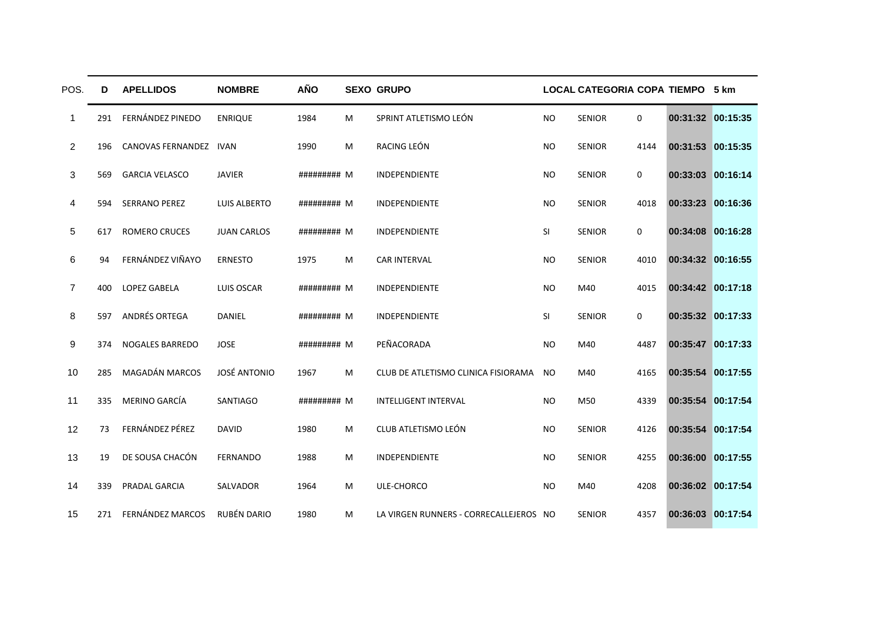| POS. | D | APELLIDOS | NOMBRE | AÑO | SEXO | GRUPO | LOCAL | CATEGORIA | COPA | TIEMPO | 5 km |
|---|---|---|---|---|---|---|---|---|---|---|---|
| 1 | 291 | FERNÁNDEZ PINEDO | ENRIQUE | 1984 | M | SPRINT ATLETISMO LEÓN | NO | SENIOR | 0 | 00:31:32 | 00:15:35 |
| 2 | 196 | CANOVAS FERNANDEZ | IVAN | 1990 | M | RACING LEÓN | NO | SENIOR | 4144 | 00:31:53 | 00:15:35 |
| 3 | 569 | GARCIA VELASCO | JAVIER | ######### | M | INDEPENDIENTE | NO | SENIOR | 0 | 00:33:03 | 00:16:14 |
| 4 | 594 | SERRANO PEREZ | LUIS ALBERTO | ######### | M | INDEPENDIENTE | NO | SENIOR | 4018 | 00:33:23 | 00:16:36 |
| 5 | 617 | ROMERO CRUCES | JUAN CARLOS | ######### | M | INDEPENDIENTE | SI | SENIOR | 0 | 00:34:08 | 00:16:28 |
| 6 | 94 | FERNÁNDEZ VIÑAYO | ERNESTO | 1975 | M | CAR INTERVAL | NO | SENIOR | 4010 | 00:34:32 | 00:16:55 |
| 7 | 400 | LOPEZ GABELA | LUIS OSCAR | ######### | M | INDEPENDIENTE | NO | M40 | 4015 | 00:34:42 | 00:17:18 |
| 8 | 597 | ANDRÉS ORTEGA | DANIEL | ######### | M | INDEPENDIENTE | SI | SENIOR | 0 | 00:35:32 | 00:17:33 |
| 9 | 374 | NOGALES BARREDO | JOSE | ######### | M | PEÑACORADA | NO | M40 | 4487 | 00:35:47 | 00:17:33 |
| 10 | 285 | MAGADÁN MARCOS | JOSÉ ANTONIO | 1967 | M | CLUB DE ATLETISMO CLINICA FISIORAMA | NO | M40 | 4165 | 00:35:54 | 00:17:55 |
| 11 | 335 | MERINO GARCÍA | SANTIAGO | ######### | M | INTELLIGENT INTERVAL | NO | M50 | 4339 | 00:35:54 | 00:17:54 |
| 12 | 73 | FERNÁNDEZ PÉREZ | DAVID | 1980 | M | CLUB ATLETISMO LEÓN | NO | SENIOR | 4126 | 00:35:54 | 00:17:54 |
| 13 | 19 | DE SOUSA CHACÓN | FERNANDO | 1988 | M | INDEPENDIENTE | NO | SENIOR | 4255 | 00:36:00 | 00:17:55 |
| 14 | 339 | PRADAL GARCIA | SALVADOR | 1964 | M | ULE-CHORCO | NO | M40 | 4208 | 00:36:02 | 00:17:54 |
| 15 | 271 | FERNÁNDEZ MARCOS | RUBÉN DARIO | 1980 | M | LA VIRGEN RUNNERS - CORRECALLEJEROS | NO | SENIOR | 4357 | 00:36:03 | 00:17:54 |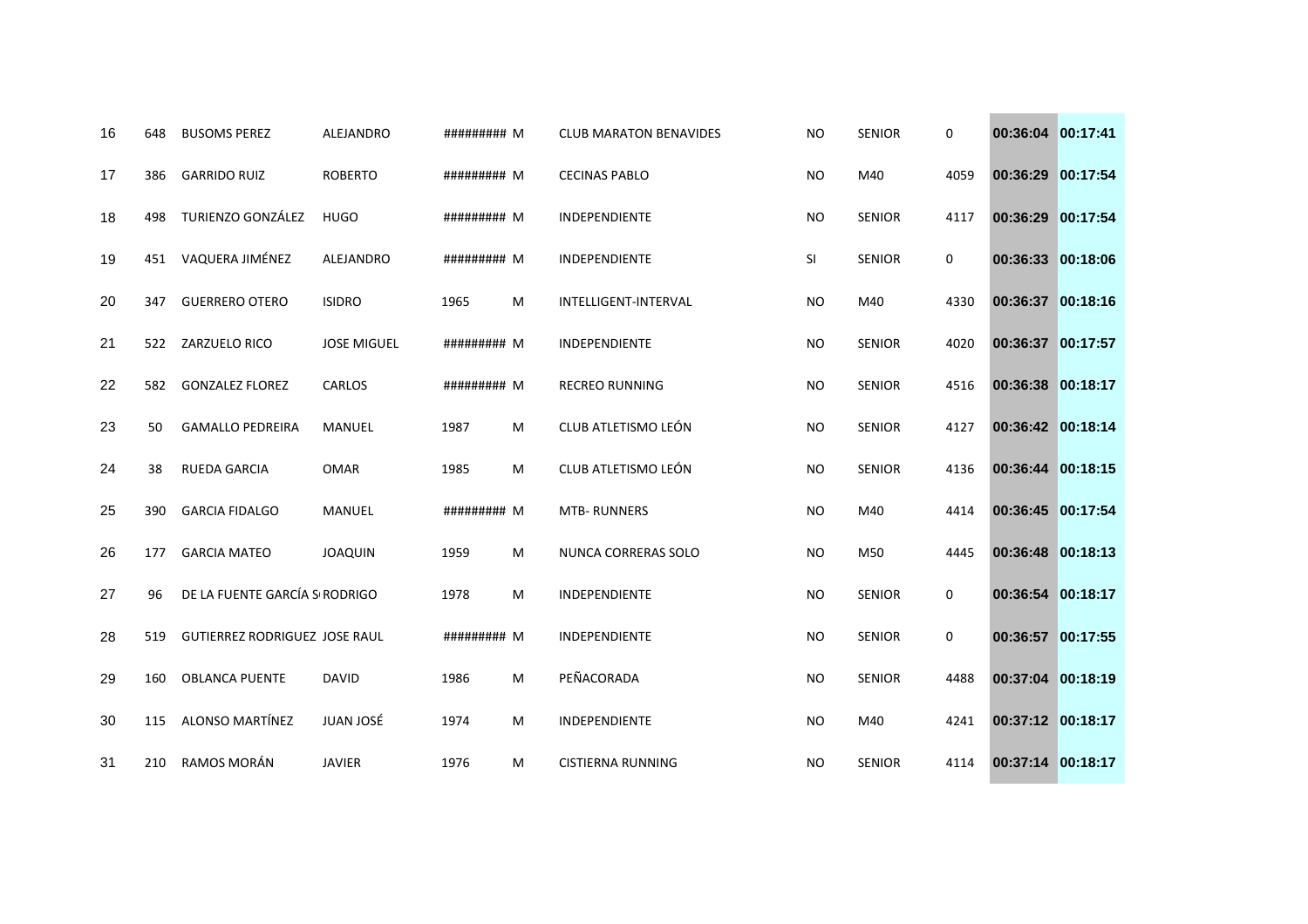| 16 | 648 | BUSOMS PEREZ | ALEJANDRO | ######### | M | CLUB MARATON BENAVIDES | NO | SENIOR | 0 | 00:36:04 | 00:17:41 |
|---|---|---|---|---|---|---|---|---|---|---|---|
| 17 | 386 | GARRIDO RUIZ | ROBERTO | ######### | M | CECINAS PABLO | NO | M40 | 4059 | 00:36:29 | 00:17:54 |
| 18 | 498 | TURIENZO GONZÁLEZ | HUGO | ######### | M | INDEPENDIENTE | NO | SENIOR | 4117 | 00:36:29 | 00:17:54 |
| 19 | 451 | VAQUERA JIMÉNEZ | ALEJANDRO | ######### | M | INDEPENDIENTE | SI | SENIOR | 0 | 00:36:33 | 00:18:06 |
| 20 | 347 | GUERRERO OTERO | ISIDRO | 1965 | M | INTELLIGENT-INTERVAL | NO | M40 | 4330 | 00:36:37 | 00:18:16 |
| 21 | 522 | ZARZUELO RICO | JOSE MIGUEL | ######### | M | INDEPENDIENTE | NO | SENIOR | 4020 | 00:36:37 | 00:17:57 |
| 22 | 582 | GONZALEZ FLOREZ | CARLOS | ######### | M | RECREO RUNNING | NO | SENIOR | 4516 | 00:36:38 | 00:18:17 |
| 23 | 50 | GAMALLO PEDREIRA | MANUEL | 1987 | M | CLUB ATLETISMO LEÓN | NO | SENIOR | 4127 | 00:36:42 | 00:18:14 |
| 24 | 38 | RUEDA GARCIA | OMAR | 1985 | M | CLUB ATLETISMO LEÓN | NO | SENIOR | 4136 | 00:36:44 | 00:18:15 |
| 25 | 390 | GARCIA FIDALGO | MANUEL | ######### | M | MTB- RUNNERS | NO | M40 | 4414 | 00:36:45 | 00:17:54 |
| 26 | 177 | GARCIA MATEO | JOAQUIN | 1959 | M | NUNCA CORRERAS SOLO | NO | M50 | 4445 | 00:36:48 | 00:18:13 |
| 27 | 96 | DE LA FUENTE GARCÍA S | RODRIGO | 1978 | M | INDEPENDIENTE | NO | SENIOR | 0 | 00:36:54 | 00:18:17 |
| 28 | 519 | GUTIERREZ RODRIGUEZ | JOSE RAUL | ######### | M | INDEPENDIENTE | NO | SENIOR | 0 | 00:36:57 | 00:17:55 |
| 29 | 160 | OBLANCA PUENTE | DAVID | 1986 | M | PEÑACORADA | NO | SENIOR | 4488 | 00:37:04 | 00:18:19 |
| 30 | 115 | ALONSO MARTÍNEZ | JUAN JOSÉ | 1974 | M | INDEPENDIENTE | NO | M40 | 4241 | 00:37:12 | 00:18:17 |
| 31 | 210 | RAMOS MORÁN | JAVIER | 1976 | M | CISTIERNA RUNNING | NO | SENIOR | 4114 | 00:37:14 | 00:18:17 |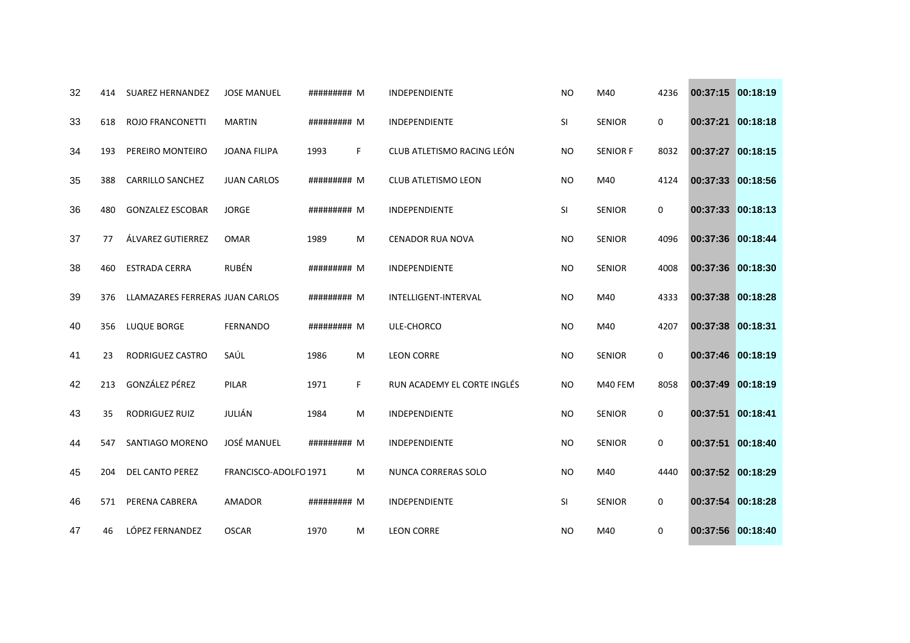| | | | | | | | | | | | |
|---|---|---|---|---|---|---|---|---|---|---|---|
| 32 | 414 | SUAREZ HERNANDEZ | JOSE MANUEL | ######### | M | INDEPENDIENTE | NO | M40 | 4236 | 00:37:15 | 00:18:19 |
| 33 | 618 | ROJO FRANCONETTI | MARTIN | ######### | M | INDEPENDIENTE | SI | SENIOR | 0 | 00:37:21 | 00:18:18 |
| 34 | 193 | PEREIRO MONTEIRO | JOANA FILIPA | 1993 | F | CLUB ATLETISMO RACING LEÓN | NO | SENIOR F | 8032 | 00:37:27 | 00:18:15 |
| 35 | 388 | CARRILLO SANCHEZ | JUAN CARLOS | ######### | M | CLUB ATLETISMO LEON | NO | M40 | 4124 | 00:37:33 | 00:18:56 |
| 36 | 480 | GONZALEZ ESCOBAR | JORGE | ######### | M | INDEPENDIENTE | SI | SENIOR | 0 | 00:37:33 | 00:18:13 |
| 37 | 77 | ÁLVAREZ GUTIERREZ | OMAR | 1989 | M | CENADOR RUA NOVA | NO | SENIOR | 4096 | 00:37:36 | 00:18:44 |
| 38 | 460 | ESTRADA CERRA | RUBÉN | ######### | M | INDEPENDIENTE | NO | SENIOR | 4008 | 00:37:36 | 00:18:30 |
| 39 | 376 | LLAMAZARES FERRERAS | JUAN CARLOS | ######### | M | INTELLIGENT-INTERVAL | NO | M40 | 4333 | 00:37:38 | 00:18:28 |
| 40 | 356 | LUQUE BORGE | FERNANDO | ######### | M | ULE-CHORCO | NO | M40 | 4207 | 00:37:38 | 00:18:31 |
| 41 | 23 | RODRIGUEZ CASTRO | SAÚL | 1986 | M | LEON CORRE | NO | SENIOR | 0 | 00:37:46 | 00:18:19 |
| 42 | 213 | GONZÁLEZ PÉREZ | PILAR | 1971 | F | RUN ACADEMY EL CORTE INGLÉS | NO | M40 FEM | 8058 | 00:37:49 | 00:18:19 |
| 43 | 35 | RODRIGUEZ RUIZ | JULIÁN | 1984 | M | INDEPENDIENTE | NO | SENIOR | 0 | 00:37:51 | 00:18:41 |
| 44 | 547 | SANTIAGO MORENO | JOSÉ MANUEL | ######### | M | INDEPENDIENTE | NO | SENIOR | 0 | 00:37:51 | 00:18:40 |
| 45 | 204 | DEL CANTO PEREZ | FRANCISCO-ADOLFO | 1971 | M | NUNCA CORRERAS SOLO | NO | M40 | 4440 | 00:37:52 | 00:18:29 |
| 46 | 571 | PERENA CABRERA | AMADOR | ######### | M | INDEPENDIENTE | SI | SENIOR | 0 | 00:37:54 | 00:18:28 |
| 47 | 46 | LÓPEZ FERNANDEZ | OSCAR | 1970 | M | LEON CORRE | NO | M40 | 0 | 00:37:56 | 00:18:40 |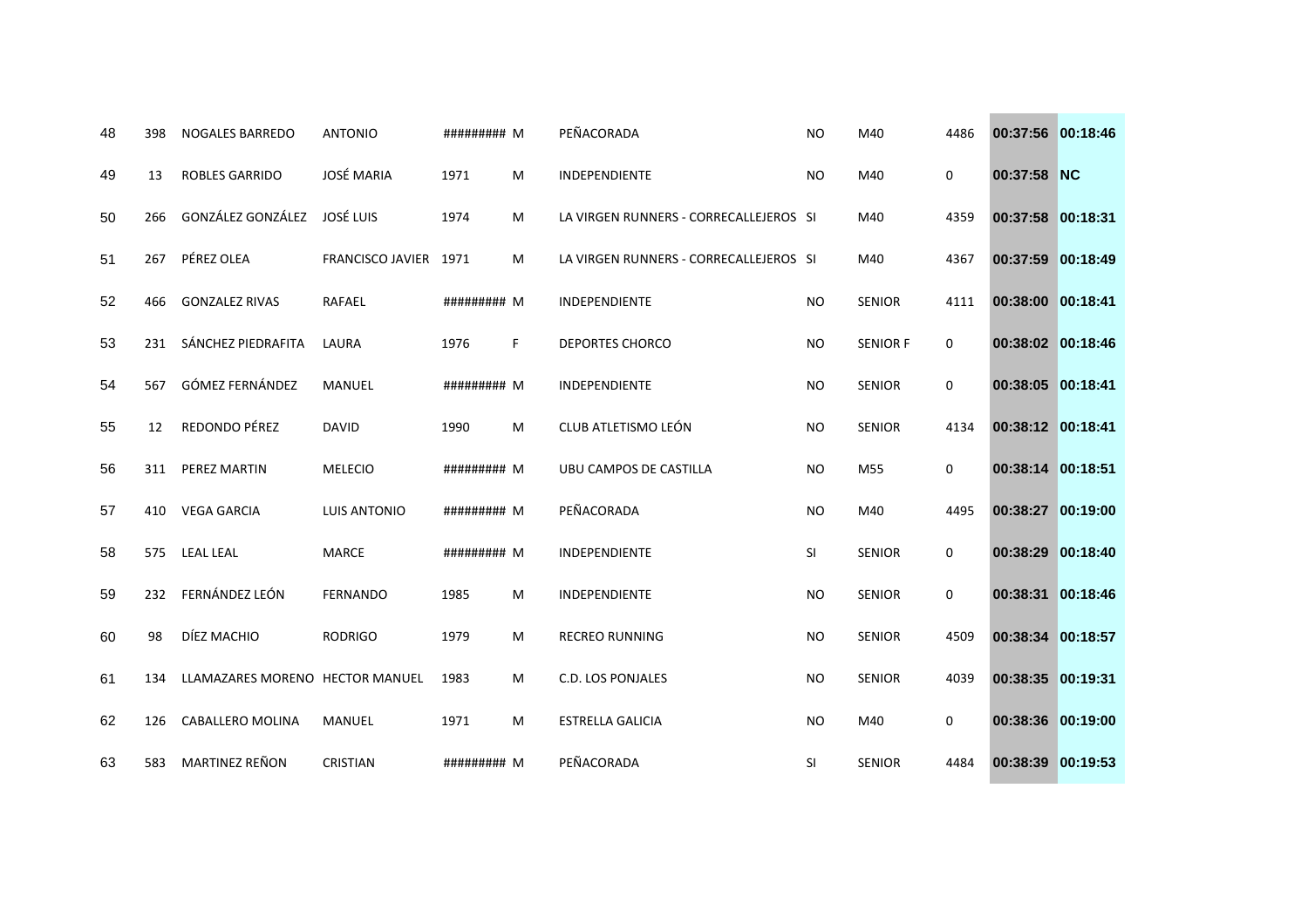| | | | | | | | | | | | |
|---|---|---|---|---|---|---|---|---|---|---|---|
| 48 | 398 | NOGALES BARREDO | ANTONIO | ######### | M | PEÑACORADA | NO | M40 | 4486 | 00:37:56 | 00:18:46 |
| 49 | 13 | ROBLES GARRIDO | JOSÉ MARIA | 1971 | M | INDEPENDIENTE | NO | M40 | 0 | 00:37:58 | NC |
| 50 | 266 | GONZÁLEZ GONZÁLEZ | JOSÉ LUIS | 1974 | M | LA VIRGEN RUNNERS - CORRECALLEJEROS | SI | M40 | 4359 | 00:37:58 | 00:18:31 |
| 51 | 267 | PÉREZ OLEA | FRANCISCO JAVIER | 1971 | M | LA VIRGEN RUNNERS - CORRECALLEJEROS | SI | M40 | 4367 | 00:37:59 | 00:18:49 |
| 52 | 466 | GONZALEZ RIVAS | RAFAEL | ######### | M | INDEPENDIENTE | NO | SENIOR | 4111 | 00:38:00 | 00:18:41 |
| 53 | 231 | SÁNCHEZ PIEDRAFITA | LAURA | 1976 | F | DEPORTES CHORCO | NO | SENIOR F | 0 | 00:38:02 | 00:18:46 |
| 54 | 567 | GÓMEZ FERNÁNDEZ | MANUEL | ######### | M | INDEPENDIENTE | NO | SENIOR | 0 | 00:38:05 | 00:18:41 |
| 55 | 12 | REDONDO PÉREZ | DAVID | 1990 | M | CLUB ATLETISMO LEÓN | NO | SENIOR | 4134 | 00:38:12 | 00:18:41 |
| 56 | 311 | PEREZ MARTIN | MELECIO | ######### | M | UBU CAMPOS DE CASTILLA | NO | M55 | 0 | 00:38:14 | 00:18:51 |
| 57 | 410 | VEGA GARCIA | LUIS ANTONIO | ######### | M | PEÑACORADA | NO | M40 | 4495 | 00:38:27 | 00:19:00 |
| 58 | 575 | LEAL LEAL | MARCE | ######### | M | INDEPENDIENTE | SI | SENIOR | 0 | 00:38:29 | 00:18:40 |
| 59 | 232 | FERNÁNDEZ LEÓN | FERNANDO | 1985 | M | INDEPENDIENTE | NO | SENIOR | 0 | 00:38:31 | 00:18:46 |
| 60 | 98 | DÍEZ MACHIO | RODRIGO | 1979 | M | RECREO RUNNING | NO | SENIOR | 4509 | 00:38:34 | 00:18:57 |
| 61 | 134 | LLAMAZARES MORENO | HECTOR MANUEL | 1983 | M | C.D. LOS PONJALES | NO | SENIOR | 4039 | 00:38:35 | 00:19:31 |
| 62 | 126 | CABALLERO MOLINA | MANUEL | 1971 | M | ESTRELLA GALICIA | NO | M40 | 0 | 00:38:36 | 00:19:00 |
| 63 | 583 | MARTINEZ REÑON | CRISTIAN | ######### | M | PEÑACORADA | SI | SENIOR | 4484 | 00:38:39 | 00:19:53 |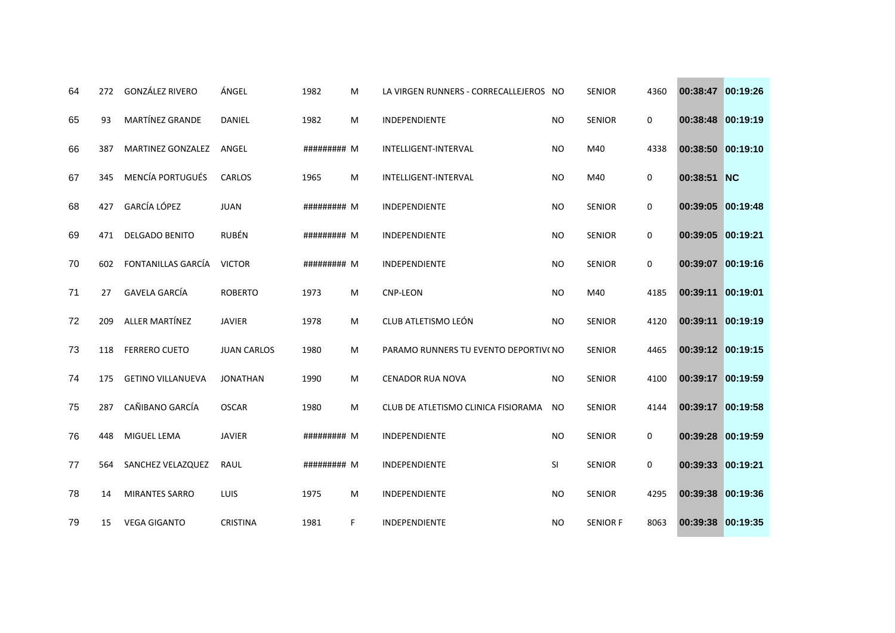| | | | | | | | | | | | |
|---|---|---|---|---|---|---|---|---|---|---|---|
| 64 | 272 | GONZÁLEZ RIVERO | ÁNGEL | 1982 | M | LA VIRGEN RUNNERS - CORRECALLEJEROS | NO | SENIOR | 4360 | 00:38:47 | 00:19:26 |
| 65 | 93 | MARTÍNEZ GRANDE | DANIEL | 1982 | M | INDEPENDIENTE | NO | SENIOR | 0 | 00:38:48 | 00:19:19 |
| 66 | 387 | MARTINEZ GONZALEZ | ANGEL | ######### | M | INTELLIGENT-INTERVAL | NO | M40 | 4338 | 00:38:50 | 00:19:10 |
| 67 | 345 | MENCÍA PORTUGUÉS | CARLOS | 1965 | M | INTELLIGENT-INTERVAL | NO | M40 | 0 | 00:38:51 | NC |
| 68 | 427 | GARCÍA LÓPEZ | JUAN | ######### | M | INDEPENDIENTE | NO | SENIOR | 0 | 00:39:05 | 00:19:48 |
| 69 | 471 | DELGADO BENITO | RUBÉN | ######### | M | INDEPENDIENTE | NO | SENIOR | 0 | 00:39:05 | 00:19:21 |
| 70 | 602 | FONTANILLAS GARCÍA | VICTOR | ######### | M | INDEPENDIENTE | NO | SENIOR | 0 | 00:39:07 | 00:19:16 |
| 71 | 27 | GAVELA GARCÍA | ROBERTO | 1973 | M | CNP-LEON | NO | M40 | 4185 | 00:39:11 | 00:19:01 |
| 72 | 209 | ALLER MARTÍNEZ | JAVIER | 1978 | M | CLUB ATLETISMO LEÓN | NO | SENIOR | 4120 | 00:39:11 | 00:19:19 |
| 73 | 118 | FERRERO CUETO | JUAN CARLOS | 1980 | M | PARAMO RUNNERS TU EVENTO DEPORTIV( | NO | SENIOR | 4465 | 00:39:12 | 00:19:15 |
| 74 | 175 | GETINO VILLANUEVA | JONATHAN | 1990 | M | CENADOR RUA NOVA | NO | SENIOR | 4100 | 00:39:17 | 00:19:59 |
| 75 | 287 | CAÑIBANO GARCÍA | OSCAR | 1980 | M | CLUB DE ATLETISMO CLINICA FISIORAMA | NO | SENIOR | 4144 | 00:39:17 | 00:19:58 |
| 76 | 448 | MIGUEL LEMA | JAVIER | ######### | M | INDEPENDIENTE | NO | SENIOR | 0 | 00:39:28 | 00:19:59 |
| 77 | 564 | SANCHEZ VELAZQUEZ | RAUL | ######### | M | INDEPENDIENTE | SI | SENIOR | 0 | 00:39:33 | 00:19:21 |
| 78 | 14 | MIRANTES SARRO | LUIS | 1975 | M | INDEPENDIENTE | NO | SENIOR | 4295 | 00:39:38 | 00:19:36 |
| 79 | 15 | VEGA GIGANTO | CRISTINA | 1981 | F | INDEPENDIENTE | NO | SENIOR F | 8063 | 00:39:38 | 00:19:35 |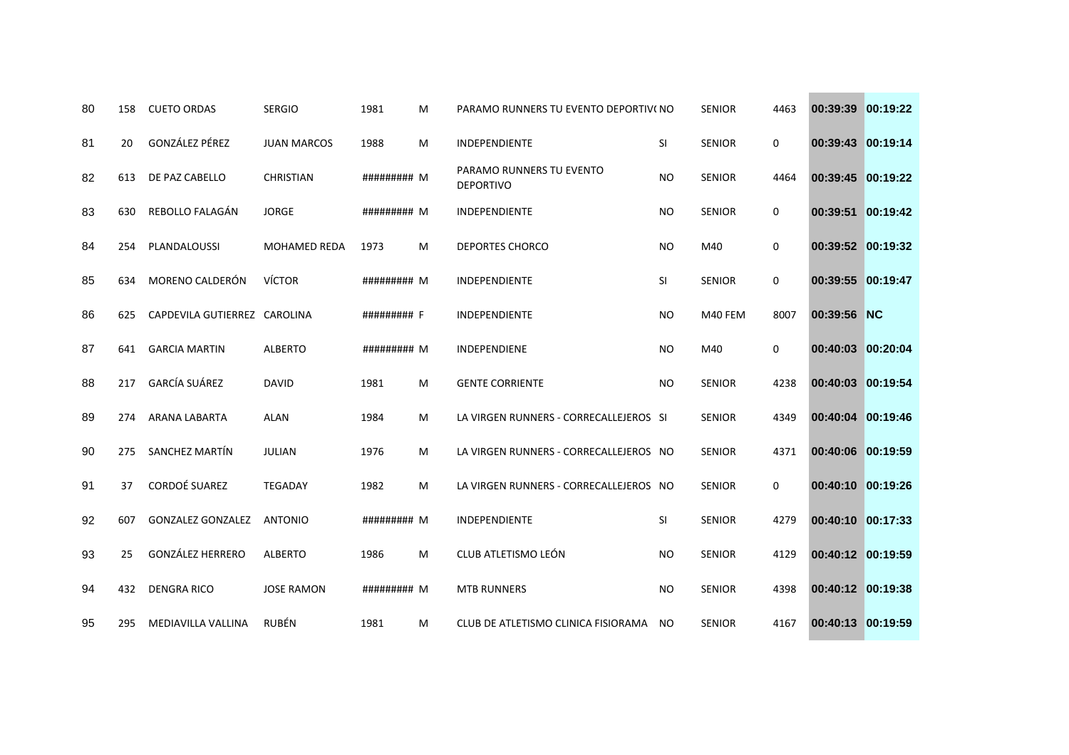| | | | | | | | | | | | |
|---|---|---|---|---|---|---|---|---|---|---|---|
| 80 | 158 | CUETO ORDAS | SERGIO | 1981 | M | PARAMO RUNNERS TU EVENTO DEPORTIV( | NO | SENIOR | 4463 | **00:39:39** | **00:19:22** |
| 81 | 20 | GONZÁLEZ PÉREZ | JUAN MARCOS | 1988 | M | INDEPENDIENTE | SI | SENIOR | 0 | **00:39:43** | **00:19:14** |
| 82 | 613 | DE PAZ CABELLO | CHRISTIAN | ######### | M | PARAMO RUNNERS TU EVENTO DEPORTIVO | NO | SENIOR | 4464 | **00:39:45** | **00:19:22** |
| 83 | 630 | REBOLLO FALAGÁN | JORGE | ######### | M | INDEPENDIENTE | NO | SENIOR | 0 | **00:39:51** | **00:19:42** |
| 84 | 254 | PLANDALOUSSI | MOHAMED REDA | 1973 | M | DEPORTES CHORCO | NO | M40 | 0 | **00:39:52** | **00:19:32** |
| 85 | 634 | MORENO CALDERÓN | VÍCTOR | ######### | M | INDEPENDIENTE | SI | SENIOR | 0 | **00:39:55** | **00:19:47** |
| 86 | 625 | CAPDEVILA GUTIERREZ | CAROLINA | ######### | F | INDEPENDIENTE | NO | M40 FEM | 8007 | **00:39:56** | **NC** |
| 87 | 641 | GARCIA MARTIN | ALBERTO | ######### | M | INDEPENDIENE | NO | M40 | 0 | **00:40:03** | **00:20:04** |
| 88 | 217 | GARCÍA SUÁREZ | DAVID | 1981 | M | GENTE CORRIENTE | NO | SENIOR | 4238 | **00:40:03** | **00:19:54** |
| 89 | 274 | ARANA LABARTA | ALAN | 1984 | M | LA VIRGEN RUNNERS - CORRECALLEJEROS | SI | SENIOR | 4349 | **00:40:04** | **00:19:46** |
| 90 | 275 | SANCHEZ MARTÍN | JULIAN | 1976 | M | LA VIRGEN RUNNERS - CORRECALLEJEROS | NO | SENIOR | 4371 | **00:40:06** | **00:19:59** |
| 91 | 37 | CORDOÉ SUAREZ | TEGADAY | 1982 | M | LA VIRGEN RUNNERS - CORRECALLEJEROS | NO | SENIOR | 0 | **00:40:10** | **00:19:26** |
| 92 | 607 | GONZALEZ GONZALEZ | ANTONIO | ######### | M | INDEPENDIENTE | SI | SENIOR | 4279 | **00:40:10** | **00:17:33** |
| 93 | 25 | GONZÁLEZ HERRERO | ALBERTO | 1986 | M | CLUB ATLETISMO LEÓN | NO | SENIOR | 4129 | **00:40:12** | **00:19:59** |
| 94 | 432 | DENGRA RICO | JOSE RAMON | ######### | M | MTB RUNNERS | NO | SENIOR | 4398 | **00:40:12** | **00:19:38** |
| 95 | 295 | MEDIAVILLA VALLINA | RUBÉN | 1981 | M | CLUB DE ATLETISMO CLINICA FISIORAMA | NO | SENIOR | 4167 | **00:40:13** | **00:19:59** |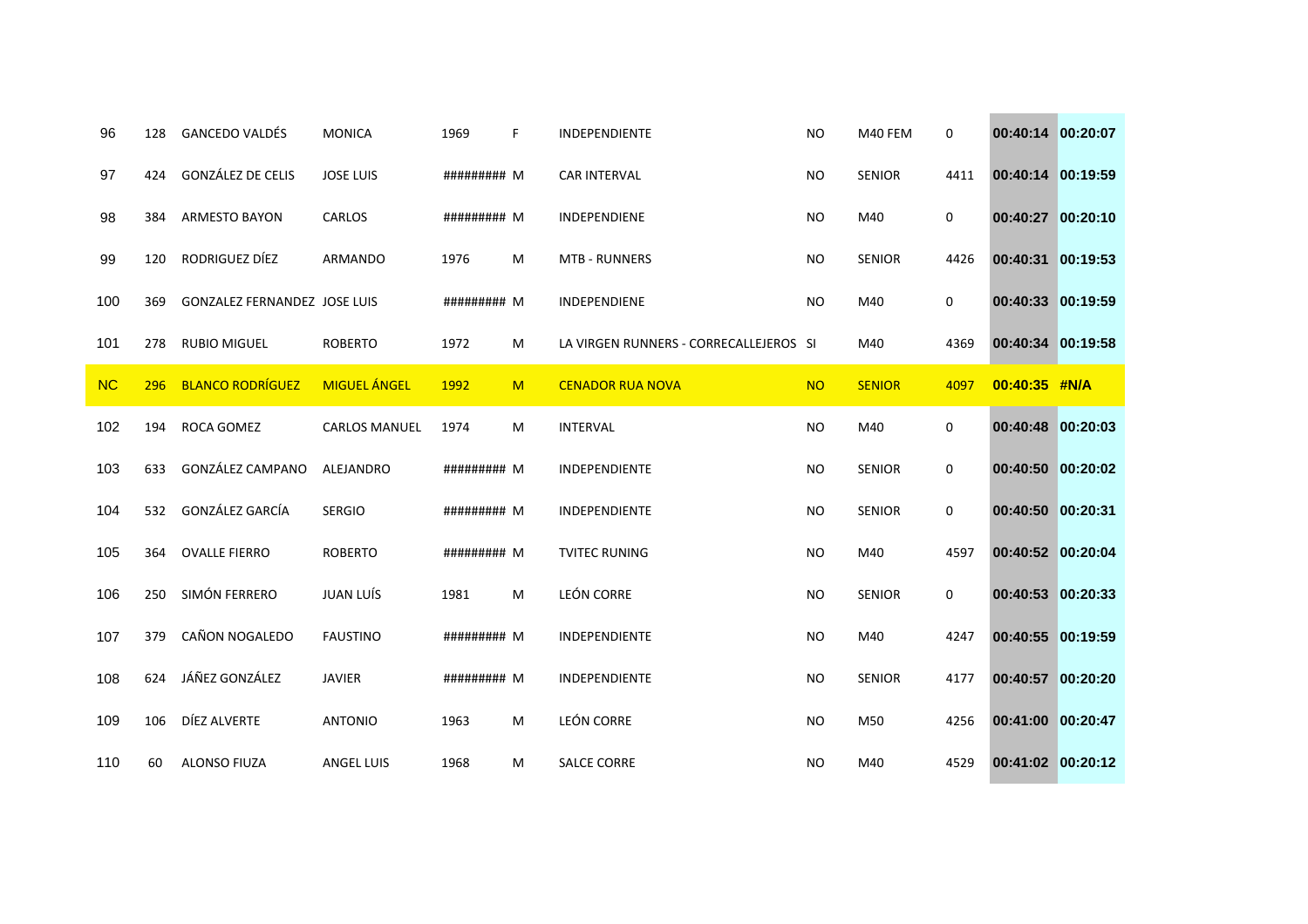| | | | | | | | | | | | |
|---|---|---|---|---|---|---|---|---|---|---|---|
| 96 | 128 | GANCEDO VALDÉS | MONICA | 1969 | F | INDEPENDIENTE | NO | M40 FEM | 0 | 00:40:14 | 00:20:07 |
| 97 | 424 | GONZÁLEZ DE CELIS | JOSE LUIS | ######### | M | CAR INTERVAL | NO | SENIOR | 4411 | 00:40:14 | 00:19:59 |
| 98 | 384 | ARMESTO BAYON | CARLOS | ######### | M | INDEPENDIENE | NO | M40 | 0 | 00:40:27 | 00:20:10 |
| 99 | 120 | RODRIGUEZ DÍEZ | ARMANDO | 1976 | M | MTB - RUNNERS | NO | SENIOR | 4426 | 00:40:31 | 00:19:53 |
| 100 | 369 | GONZALEZ FERNANDEZ | JOSE LUIS | ######### | M | INDEPENDIENE | NO | M40 | 0 | 00:40:33 | 00:19:59 |
| 101 | 278 | RUBIO MIGUEL | ROBERTO | 1972 | M | LA VIRGEN RUNNERS - CORRECALLEJEROS | SI | M40 | 4369 | 00:40:34 | 00:19:58 |
| NC | 296 | BLANCO RODRÍGUEZ | MIGUEL ÁNGEL | 1992 | M | CENADOR RUA NOVA | NO | SENIOR | 4097 | 00:40:35 | #N/A |
| 102 | 194 | ROCA GOMEZ | CARLOS MANUEL | 1974 | M | INTERVAL | NO | M40 | 0 | 00:40:48 | 00:20:03 |
| 103 | 633 | GONZÁLEZ CAMPANO | ALEJANDRO | ######### | M | INDEPENDIENTE | NO | SENIOR | 0 | 00:40:50 | 00:20:02 |
| 104 | 532 | GONZÁLEZ GARCÍA | SERGIO | ######### | M | INDEPENDIENTE | NO | SENIOR | 0 | 00:40:50 | 00:20:31 |
| 105 | 364 | OVALLE FIERRO | ROBERTO | ######### | M | TVITEC RUNING | NO | M40 | 4597 | 00:40:52 | 00:20:04 |
| 106 | 250 | SIMÓN FERRERO | JUAN LUÍS | 1981 | M | LEÓN CORRE | NO | SENIOR | 0 | 00:40:53 | 00:20:33 |
| 107 | 379 | CAÑON NOGALEDO | FAUSTINO | ######### | M | INDEPENDIENTE | NO | M40 | 4247 | 00:40:55 | 00:19:59 |
| 108 | 624 | JÁÑEZ GONZÁLEZ | JAVIER | ######### | M | INDEPENDIENTE | NO | SENIOR | 4177 | 00:40:57 | 00:20:20 |
| 109 | 106 | DÍEZ ALVERTE | ANTONIO | 1963 | M | LEÓN CORRE | NO | M50 | 4256 | 00:41:00 | 00:20:47 |
| 110 | 60 | ALONSO FIUZA | ANGEL LUIS | 1968 | M | SALCE CORRE | NO | M40 | 4529 | 00:41:02 | 00:20:12 |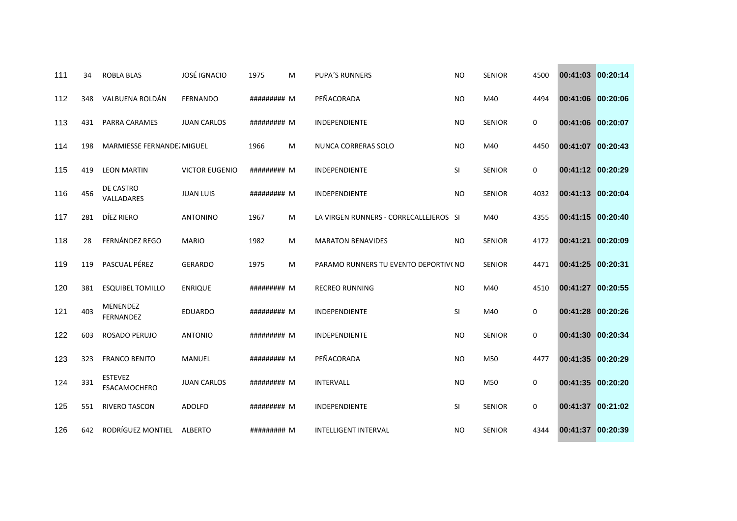| | | | | | | | | | | | | |
|---|---|---|---|---|---|---|---|---|---|---|---|---|
| 111 | 34 | ROBLA BLAS | JOSÉ IGNACIO | 1975 | M | PUPA´S RUNNERS | NO | SENIOR | 4500 | 00:41:03 | 00:20:14 |
| 112 | 348 | VALBUENA ROLDÁN | FERNANDO | ######### | M | PEÑACORADA | NO | M40 | 4494 | 00:41:06 | 00:20:06 |
| 113 | 431 | PARRA CARAMES | JUAN CARLOS | ######### | M | INDEPENDIENTE | NO | SENIOR | 0 | 00:41:06 | 00:20:07 |
| 114 | 198 | MARMIESSE FERNANDEZ | MIGUEL | 1966 | M | NUNCA CORRERAS SOLO | NO | M40 | 4450 | 00:41:07 | 00:20:43 |
| 115 | 419 | LEON MARTIN | VICTOR EUGENIO | ######### | M | INDEPENDIENTE | SI | SENIOR | 0 | 00:41:12 | 00:20:29 |
| 116 | 456 | DE CASTRO VALLADARES | JUAN LUIS | ######### | M | INDEPENDIENTE | NO | SENIOR | 4032 | 00:41:13 | 00:20:04 |
| 117 | 281 | DÍEZ RIERO | ANTONINO | 1967 | M | LA VIRGEN RUNNERS - CORRECALLEJEROS | SI | M40 | 4355 | 00:41:15 | 00:20:40 |
| 118 | 28 | FERNÁNDEZ REGO | MARIO | 1982 | M | MARATON BENAVIDES | NO | SENIOR | 4172 | 00:41:21 | 00:20:09 |
| 119 | 119 | PASCUAL PÉREZ | GERARDO | 1975 | M | PARAMO RUNNERS TU EVENTO DEPORTIV( | NO | SENIOR | 4471 | 00:41:25 | 00:20:31 |
| 120 | 381 | ESQUIBEL TOMILLO | ENRIQUE | ######### | M | RECREO RUNNING | NO | M40 | 4510 | 00:41:27 | 00:20:55 |
| 121 | 403 | MENENDEZ FERNANDEZ | EDUARDO | ######### | M | INDEPENDIENTE | SI | M40 | 0 | 00:41:28 | 00:20:26 |
| 122 | 603 | ROSADO PERUJO | ANTONIO | ######### | M | INDEPENDIENTE | NO | SENIOR | 0 | 00:41:30 | 00:20:34 |
| 123 | 323 | FRANCO BENITO | MANUEL | ######### | M | PEÑACORADA | NO | M50 | 4477 | 00:41:35 | 00:20:29 |
| 124 | 331 | ESTEVEZ ESACAMOCHERO | JUAN CARLOS | ######### | M | INTERVALL | NO | M50 | 0 | 00:41:35 | 00:20:20 |
| 125 | 551 | RIVERO TASCON | ADOLFO | ######### | M | INDEPENDIENTE | SI | SENIOR | 0 | 00:41:37 | 00:21:02 |
| 126 | 642 | RODRÍGUEZ MONTIEL | ALBERTO | ######### | M | INTELLIGENT INTERVAL | NO | SENIOR | 4344 | 00:41:37 | 00:20:39 |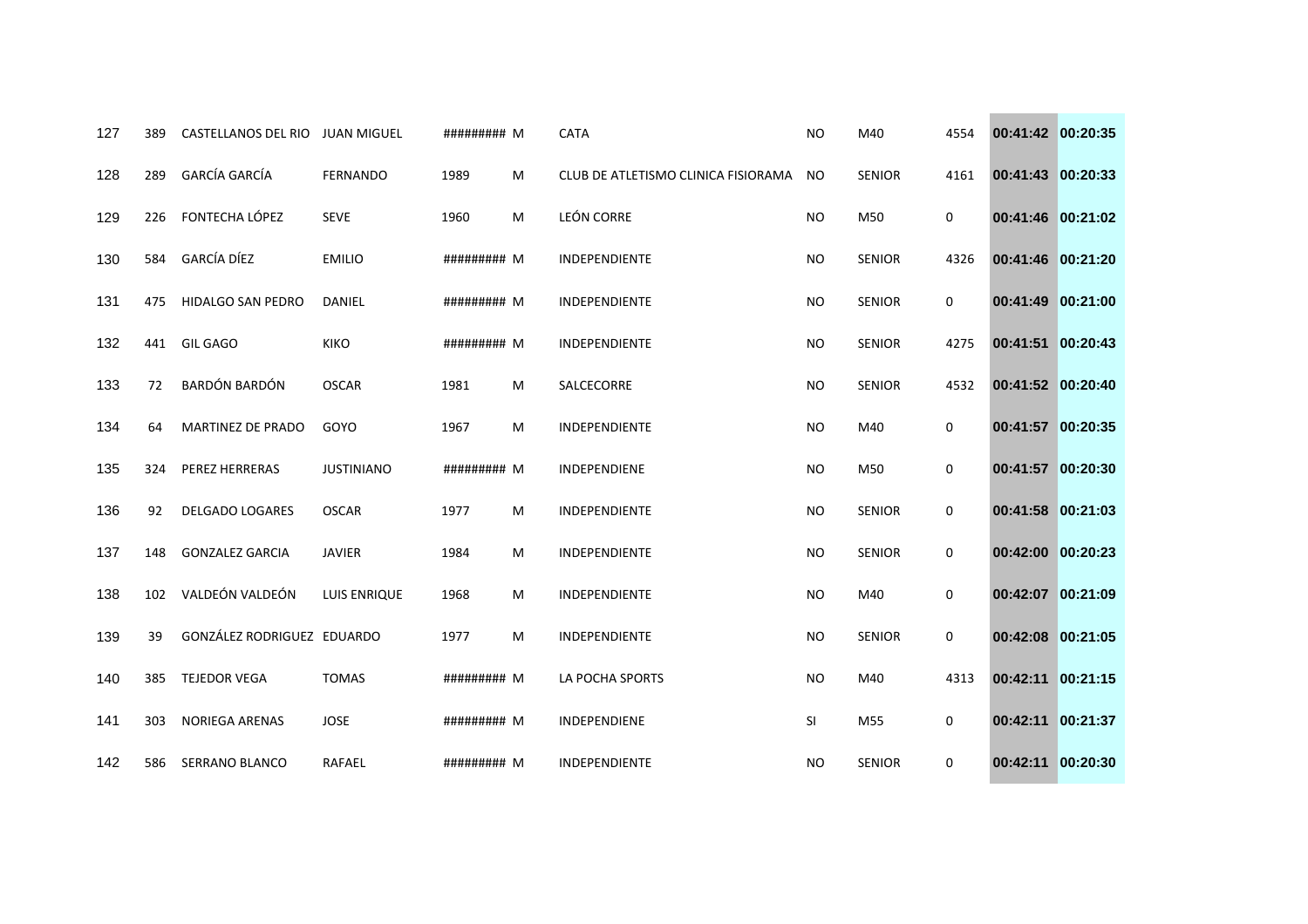| 127 | 389 | CASTELLANOS DEL RIO | JUAN MIGUEL | ######### | M | CATA | NO | M40 | 4554 | 00:41:42 | 00:20:35 |
|---|---|---|---|---|---|---|---|---|---|---|---|
| 128 | 289 | GARCÍA GARCÍA | FERNANDO | 1989 | M | CLUB DE ATLETISMO CLINICA FISIORAMA | NO | SENIOR | 4161 | 00:41:43 | 00:20:33 |
| 129 | 226 | FONTECHA LÓPEZ | SEVE | 1960 | M | LEÓN CORRE | NO | M50 | 0 | 00:41:46 | 00:21:02 |
| 130 | 584 | GARCÍA DÍEZ | EMILIO | ######### | M | INDEPENDIENTE | NO | SENIOR | 4326 | 00:41:46 | 00:21:20 |
| 131 | 475 | HIDALGO SAN PEDRO | DANIEL | ######### | M | INDEPENDIENTE | NO | SENIOR | 0 | 00:41:49 | 00:21:00 |
| 132 | 441 | GIL GAGO | KIKO | ######### | M | INDEPENDIENTE | NO | SENIOR | 4275 | 00:41:51 | 00:20:43 |
| 133 | 72 | BARDÓN BARDÓN | OSCAR | 1981 | M | SALCECORRE | NO | SENIOR | 4532 | 00:41:52 | 00:20:40 |
| 134 | 64 | MARTINEZ DE PRADO | GOYO | 1967 | M | INDEPENDIENTE | NO | M40 | 0 | 00:41:57 | 00:20:35 |
| 135 | 324 | PEREZ HERRERAS | JUSTINIANO | ######### | M | INDEPENDIENE | NO | M50 | 0 | 00:41:57 | 00:20:30 |
| 136 | 92 | DELGADO LOGARES | OSCAR | 1977 | M | INDEPENDIENTE | NO | SENIOR | 0 | 00:41:58 | 00:21:03 |
| 137 | 148 | GONZALEZ GARCIA | JAVIER | 1984 | M | INDEPENDIENTE | NO | SENIOR | 0 | 00:42:00 | 00:20:23 |
| 138 | 102 | VALDEÓN VALDEÓN | LUIS ENRIQUE | 1968 | M | INDEPENDIENTE | NO | M40 | 0 | 00:42:07 | 00:21:09 |
| 139 | 39 | GONZÁLEZ RODRIGUEZ | EDUARDO | 1977 | M | INDEPENDIENTE | NO | SENIOR | 0 | 00:42:08 | 00:21:05 |
| 140 | 385 | TEJEDOR VEGA | TOMAS | ######### | M | LA POCHA SPORTS | NO | M40 | 4313 | 00:42:11 | 00:21:15 |
| 141 | 303 | NORIEGA ARENAS | JOSE | ######### | M | INDEPENDIENE | SI | M55 | 0 | 00:42:11 | 00:21:37 |
| 142 | 586 | SERRANO BLANCO | RAFAEL | ######### | M | INDEPENDIENTE | NO | SENIOR | 0 | 00:42:11 | 00:20:30 |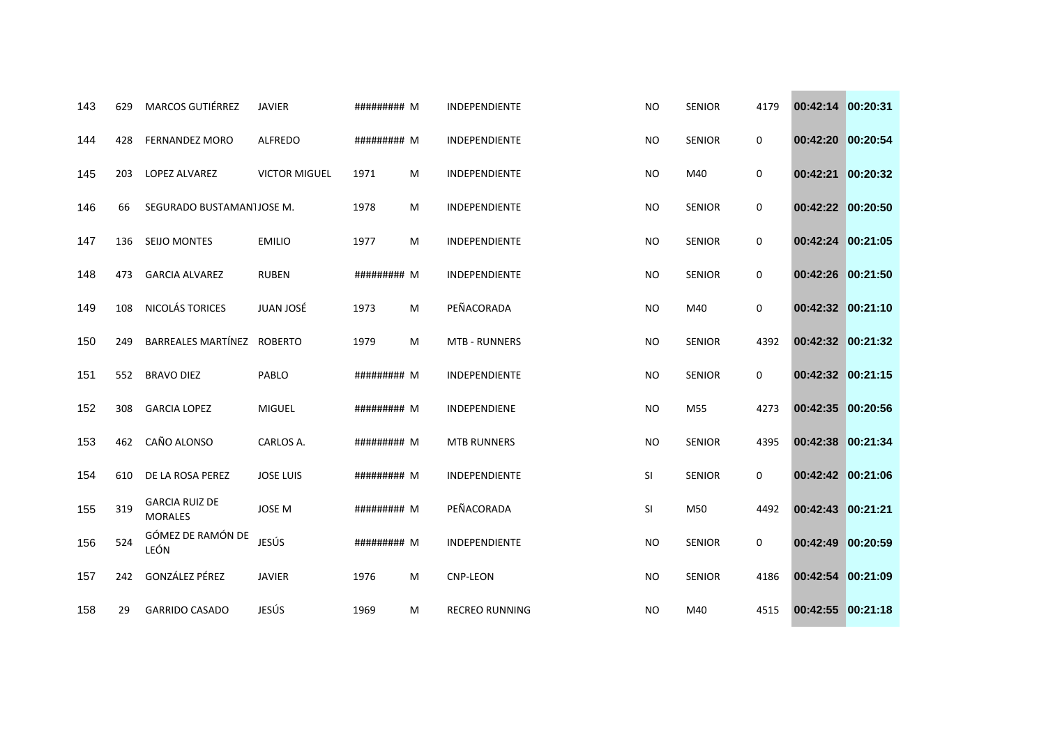| | | | | | | | | | | | | |
|---|---|---|---|---|---|---|---|---|---|---|---|---|
| 143 | 629 | MARCOS GUTIÉRREZ | JAVIER | ######### | M | INDEPENDIENTE | NO | SENIOR | 4179 | 00:42:14 | 00:20:31 |
| 144 | 428 | FERNANDEZ MORO | ALFREDO | ######### | M | INDEPENDIENTE | NO | SENIOR | 0 | 00:42:20 | 00:20:54 |
| 145 | 203 | LOPEZ ALVAREZ | VICTOR MIGUEL | 1971 | M | INDEPENDIENTE | NO | M40 | 0 | 00:42:21 | 00:20:32 |
| 146 | 66 | SEGURADO BUSTAMANT | JOSE M. | 1978 | M | INDEPENDIENTE | NO | SENIOR | 0 | 00:42:22 | 00:20:50 |
| 147 | 136 | SEIJO MONTES | EMILIO | 1977 | M | INDEPENDIENTE | NO | SENIOR | 0 | 00:42:24 | 00:21:05 |
| 148 | 473 | GARCIA ALVAREZ | RUBEN | ######### | M | INDEPENDIENTE | NO | SENIOR | 0 | 00:42:26 | 00:21:50 |
| 149 | 108 | NICOLÁS TORICES | JUAN JOSÉ | 1973 | M | PEÑACORADA | NO | M40 | 0 | 00:42:32 | 00:21:10 |
| 150 | 249 | BARREALES MARTÍNEZ | ROBERTO | 1979 | M | MTB - RUNNERS | NO | SENIOR | 4392 | 00:42:32 | 00:21:32 |
| 151 | 552 | BRAVO DIEZ | PABLO | ######### | M | INDEPENDIENTE | NO | SENIOR | 0 | 00:42:32 | 00:21:15 |
| 152 | 308 | GARCIA LOPEZ | MIGUEL | ######### | M | INDEPENDIENE | NO | M55 | 4273 | 00:42:35 | 00:20:56 |
| 153 | 462 | CAÑO ALONSO | CARLOS A. | ######### | M | MTB RUNNERS | NO | SENIOR | 4395 | 00:42:38 | 00:21:34 |
| 154 | 610 | DE LA ROSA PEREZ | JOSE LUIS | ######### | M | INDEPENDIENTE | SI | SENIOR | 0 | 00:42:42 | 00:21:06 |
| 155 | 319 | GARCIA RUIZ DE MORALES | JOSE M | ######### | M | PEÑACORADA | SI | M50 | 4492 | 00:42:43 | 00:21:21 |
| 156 | 524 | GÓMEZ DE RAMÓN DE LEÓN | JESÚS | ######### | M | INDEPENDIENTE | NO | SENIOR | 0 | 00:42:49 | 00:20:59 |
| 157 | 242 | GONZÁLEZ PÉREZ | JAVIER | 1976 | M | CNP-LEON | NO | SENIOR | 4186 | 00:42:54 | 00:21:09 |
| 158 | 29 | GARRIDO CASADO | JESÚS | 1969 | M | RECREO RUNNING | NO | M40 | 4515 | 00:42:55 | 00:21:18 |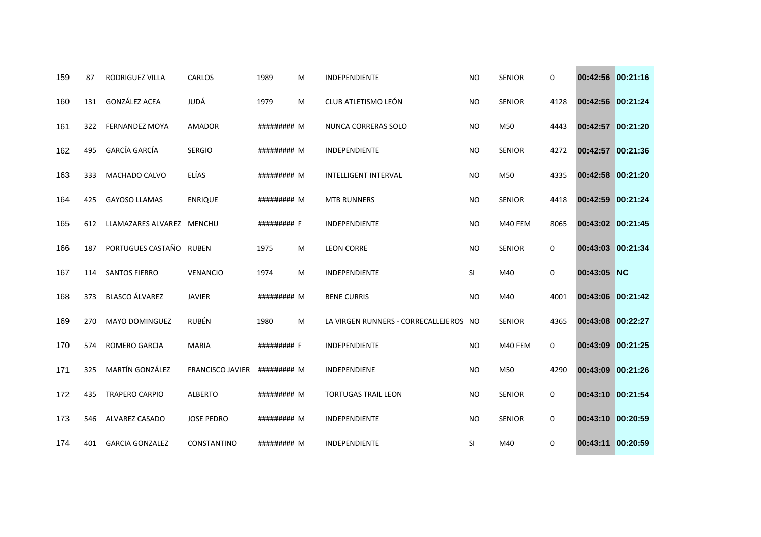| | | | | | | | | | | | |
|---|---|---|---|---|---|---|---|---|---|---|---|
| 159 | 87 | RODRIGUEZ VILLA | CARLOS | 1989 | M | INDEPENDIENTE | NO | SENIOR | 0 | 00:42:56 | 00:21:16 |
| 160 | 131 | GONZÁLEZ ACEA | JUDÁ | 1979 | M | CLUB ATLETISMO LEÓN | NO | SENIOR | 4128 | 00:42:56 | 00:21:24 |
| 161 | 322 | FERNANDEZ MOYA | AMADOR | ######### | M | NUNCA CORRERAS SOLO | NO | M50 | 4443 | 00:42:57 | 00:21:20 |
| 162 | 495 | GARCÍA GARCÍA | SERGIO | ######### | M | INDEPENDIENTE | NO | SENIOR | 4272 | 00:42:57 | 00:21:36 |
| 163 | 333 | MACHADO CALVO | ELÍAS | ######### | M | INTELLIGENT INTERVAL | NO | M50 | 4335 | 00:42:58 | 00:21:20 |
| 164 | 425 | GAYOSO LLAMAS | ENRIQUE | ######### | M | MTB RUNNERS | NO | SENIOR | 4418 | 00:42:59 | 00:21:24 |
| 165 | 612 | LLAMAZARES ALVAREZ | MENCHU | ######### | F | INDEPENDIENTE | NO | M40 FEM | 8065 | 00:43:02 | 00:21:45 |
| 166 | 187 | PORTUGUES CASTAÑO | RUBEN | 1975 | M | LEON CORRE | NO | SENIOR | 0 | 00:43:03 | 00:21:34 |
| 167 | 114 | SANTOS FIERRO | VENANCIO | 1974 | M | INDEPENDIENTE | SI | M40 | 0 | 00:43:05 | NC |
| 168 | 373 | BLASCO ÁLVAREZ | JAVIER | ######### | M | BENE CURRIS | NO | M40 | 4001 | 00:43:06 | 00:21:42 |
| 169 | 270 | MAYO DOMINGUEZ | RUBÉN | 1980 | M | LA VIRGEN RUNNERS - CORRECALLEJEROS | NO | SENIOR | 4365 | 00:43:08 | 00:22:27 |
| 170 | 574 | ROMERO GARCIA | MARIA | ######### | F | INDEPENDIENTE | NO | M40 FEM | 0 | 00:43:09 | 00:21:25 |
| 171 | 325 | MARTÍN GONZÁLEZ | FRANCISCO JAVIER | ######### | M | INDEPENDIENE | NO | M50 | 4290 | 00:43:09 | 00:21:26 |
| 172 | 435 | TRAPERO CARPIO | ALBERTO | ######### | M | TORTUGAS TRAIL LEON | NO | SENIOR | 0 | 00:43:10 | 00:21:54 |
| 173 | 546 | ALVAREZ CASADO | JOSE PEDRO | ######### | M | INDEPENDIENTE | NO | SENIOR | 0 | 00:43:10 | 00:20:59 |
| 174 | 401 | GARCIA GONZALEZ | CONSTANTINO | ######### | M | INDEPENDIENTE | SI | M40 | 0 | 00:43:11 | 00:20:59 |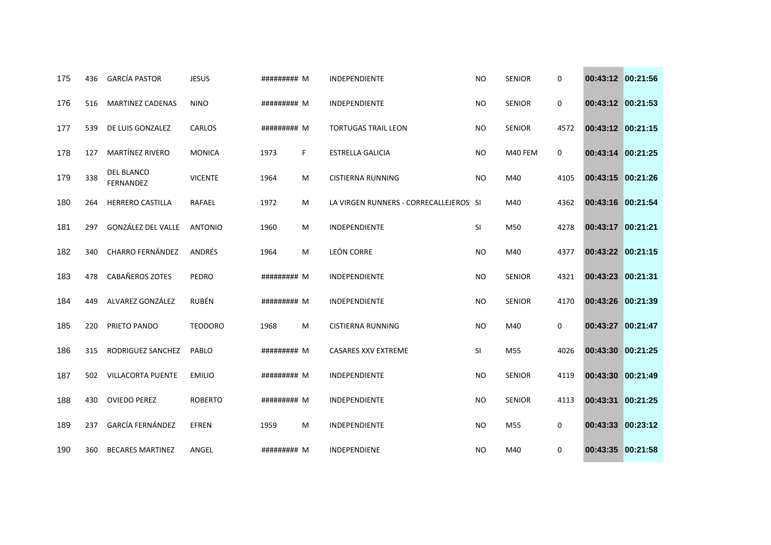| | | | | | | | | | | | |
|---|---|---|---|---|---|---|---|---|---|---|---|
| 175 | 436 | GARCÍA PASTOR | JESUS | ######### | M | INDEPENDIENTE | NO | SENIOR | 0 | 00:43:12 | 00:21:56 |
| 176 | 516 | MARTINEZ CADENAS | NINO | ######### | M | INDEPENDIENTE | NO | SENIOR | 0 | 00:43:12 | 00:21:53 |
| 177 | 539 | DE LUIS GONZALEZ | CARLOS | ######### | M | TORTUGAS TRAIL LEON | NO | SENIOR | 4572 | 00:43:12 | 00:21:15 |
| 178 | 127 | MARTÍNEZ RIVERO | MONICA | 1973 | F | ESTRELLA GALICIA | NO | M40 FEM | 0 | 00:43:14 | 00:21:25 |
| 179 | 338 | DEL BLANCO FERNANDEZ | VICENTE | 1964 | M | CISTIERNA RUNNING | NO | M40 | 4105 | 00:43:15 | 00:21:26 |
| 180 | 264 | HERRERO CASTILLA | RAFAEL | 1972 | M | LA VIRGEN RUNNERS - CORRECALLEJEROS | SI | M40 | 4362 | 00:43:16 | 00:21:54 |
| 181 | 297 | GONZÁLEZ DEL VALLE | ANTONIO | 1960 | M | INDEPENDIENTE | SI | M50 | 4278 | 00:43:17 | 00:21:21 |
| 182 | 340 | CHARRO FERNÁNDEZ | ANDRÉS | 1964 | M | LEÓN CORRE | NO | M40 | 4377 | 00:43:22 | 00:21:15 |
| 183 | 478 | CABAÑEROS ZOTES | PEDRO | ######### | M | INDEPENDIENTE | NO | SENIOR | 4321 | 00:43:23 | 00:21:31 |
| 184 | 449 | ALVAREZ GONZÁLEZ | RUBÉN | ######### | M | INDEPENDIENTE | NO | SENIOR | 4170 | 00:43:26 | 00:21:39 |
| 185 | 220 | PRIETO PANDO | TEODORO | 1968 | M | CISTIERNA RUNNING | NO | M40 | 0 | 00:43:27 | 00:21:47 |
| 186 | 315 | RODRIGUEZ SANCHEZ | PABLO | ######### | M | CASARES XXV EXTREME | SI | M55 | 4026 | 00:43:30 | 00:21:25 |
| 187 | 502 | VILLACORTA PUENTE | EMILIO | ######### | M | INDEPENDIENTE | NO | SENIOR | 4119 | 00:43:30 | 00:21:49 |
| 188 | 430 | OVIEDO PEREZ | ROBERTO | ######### | M | INDEPENDIENTE | NO | SENIOR | 4113 | 00:43:31 | 00:21:25 |
| 189 | 237 | GARCÍA FERNÁNDEZ | EFREN | 1959 | M | INDEPENDIENTE | NO | M55 | 0 | 00:43:33 | 00:23:12 |
| 190 | 360 | BECARES MARTINEZ | ANGEL | ######### | M | INDEPENDIENE | NO | M40 | 0 | 00:43:35 | 00:21:58 |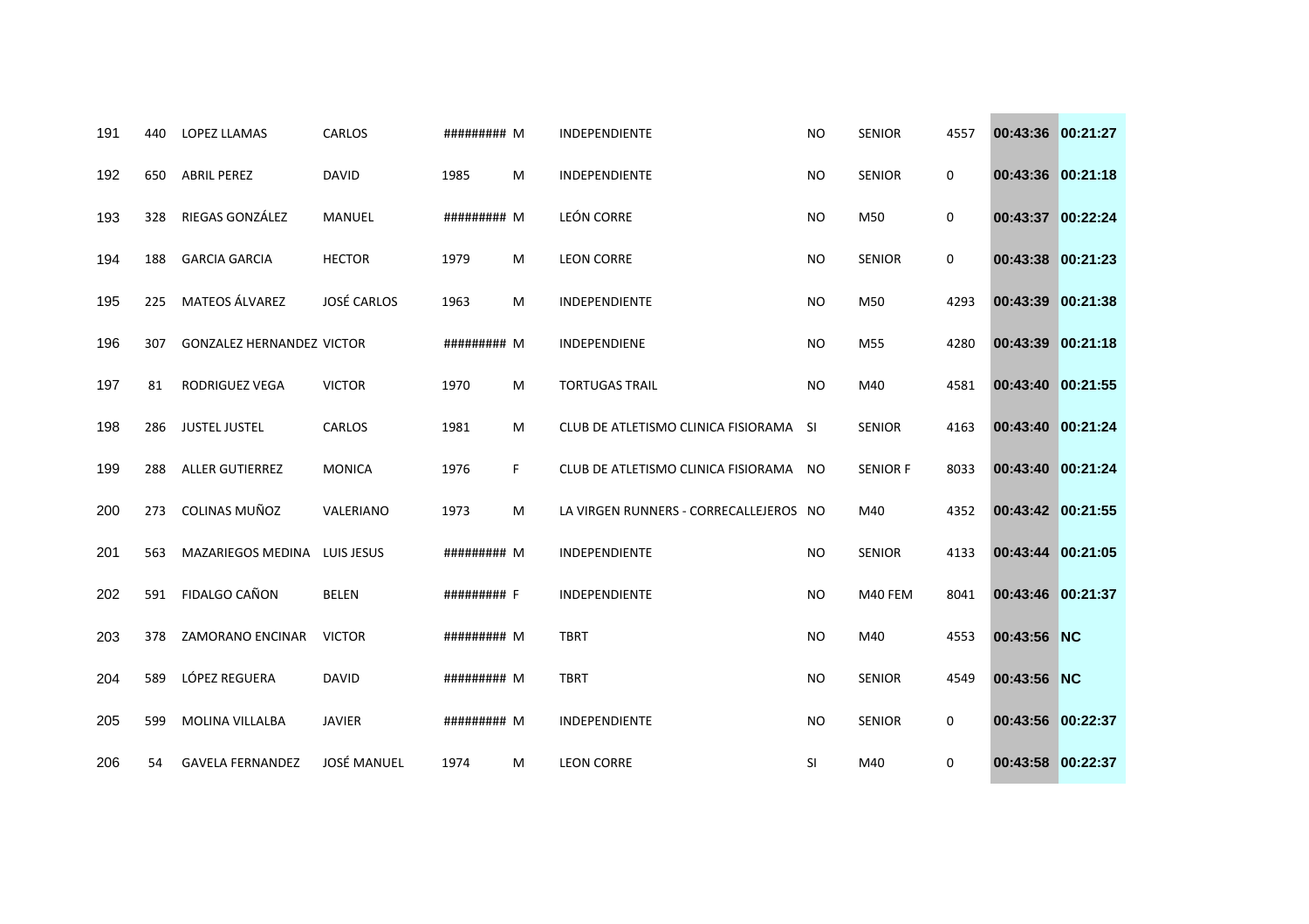| | | | | | | | | | | | |
|---|---|---|---|---|---|---|---|---|---|---|---|
| 191 | 440 | LOPEZ LLAMAS | CARLOS | ######### | M | INDEPENDIENTE | NO | SENIOR | 4557 | **00:43:36** | **00:21:27** |
| 192 | 650 | ABRIL PEREZ | DAVID | 1985 | M | INDEPENDIENTE | NO | SENIOR | 0 | **00:43:36** | **00:21:18** |
| 193 | 328 | RIEGAS GONZÁLEZ | MANUEL | ######### | M | LEÓN CORRE | NO | M50 | 0 | **00:43:37** | **00:22:24** |
| 194 | 188 | GARCIA GARCIA | HECTOR | 1979 | M | LEON CORRE | NO | SENIOR | 0 | **00:43:38** | **00:21:23** |
| 195 | 225 | MATEOS ÁLVAREZ | JOSÉ CARLOS | 1963 | M | INDEPENDIENTE | NO | M50 | 4293 | **00:43:39** | **00:21:38** |
| 196 | 307 | GONZALEZ HERNANDEZ | VICTOR | ######### | M | INDEPENDIENE | NO | M55 | 4280 | **00:43:39** | **00:21:18** |
| 197 | 81 | RODRIGUEZ VEGA | VICTOR | 1970 | M | TORTUGAS TRAIL | NO | M40 | 4581 | **00:43:40** | **00:21:55** |
| 198 | 286 | JUSTEL JUSTEL | CARLOS | 1981 | M | CLUB DE ATLETISMO CLINICA FISIORAMA | SI | SENIOR | 4163 | **00:43:40** | **00:21:24** |
| 199 | 288 | ALLER GUTIERREZ | MONICA | 1976 | F | CLUB DE ATLETISMO CLINICA FISIORAMA | NO | SENIOR F | 8033 | **00:43:40** | **00:21:24** |
| 200 | 273 | COLINAS MUÑOZ | VALERIANO | 1973 | M | LA VIRGEN RUNNERS - CORRECALLEJEROS | NO | M40 | 4352 | **00:43:42** | **00:21:55** |
| 201 | 563 | MAZARIEGOS MEDINA | LUIS JESUS | ######### | M | INDEPENDIENTE | NO | SENIOR | 4133 | **00:43:44** | **00:21:05** |
| 202 | 591 | FIDALGO CAÑON | BELEN | ######### | F | INDEPENDIENTE | NO | M40 FEM | 8041 | **00:43:46** | **00:21:37** |
| 203 | 378 | ZAMORANO ENCINAR | VICTOR | ######### | M | TBRT | NO | M40 | 4553 | **00:43:56** | **NC** |
| 204 | 589 | LÓPEZ REGUERA | DAVID | ######### | M | TBRT | NO | SENIOR | 4549 | **00:43:56** | **NC** |
| 205 | 599 | MOLINA VILLALBA | JAVIER | ######### | M | INDEPENDIENTE | NO | SENIOR | 0 | **00:43:56** | **00:22:37** |
| 206 | 54 | GAVELA FERNANDEZ | JOSÉ MANUEL | 1974 | M | LEON CORRE | SI | M40 | 0 | **00:43:58** | **00:22:37** |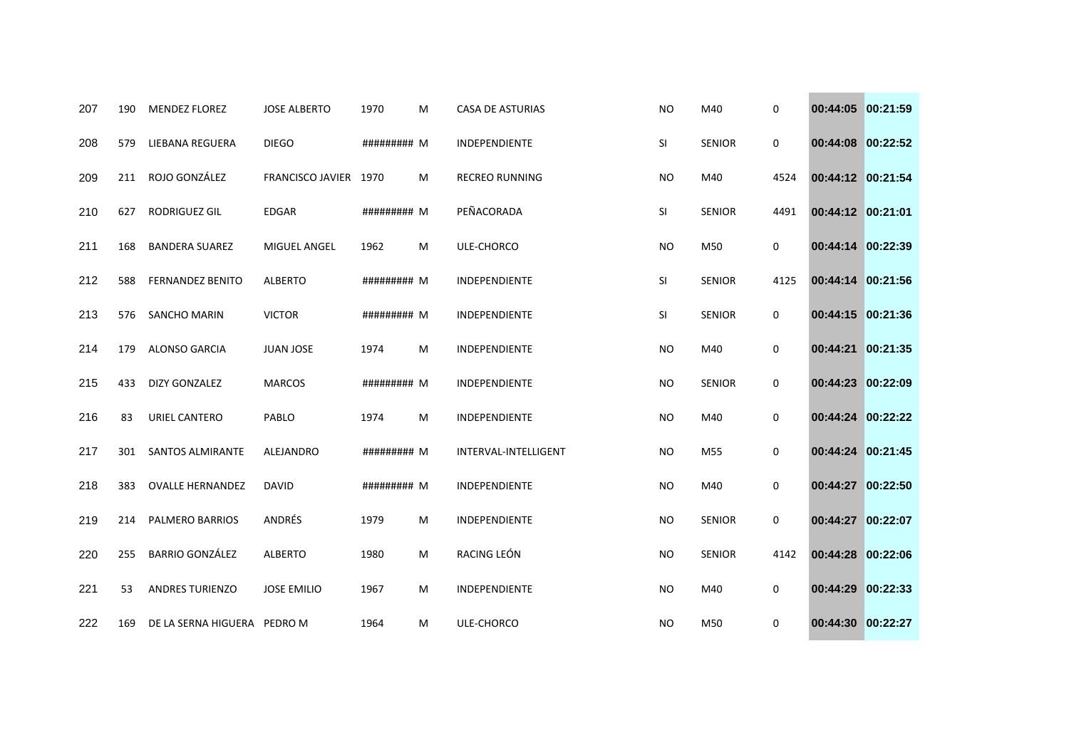| | | | | | | | | | | | |
|---|---|---|---|---|---|---|---|---|---|---|---|
| 207 | 190 | MENDEZ FLOREZ | JOSE ALBERTO | 1970 | M | CASA DE ASTURIAS | NO | M40 | 0 | 00:44:05 | 00:21:59 |
| 208 | 579 | LIEBANA REGUERA | DIEGO | ######### | M | INDEPENDIENTE | SI | SENIOR | 0 | 00:44:08 | 00:22:52 |
| 209 | 211 | ROJO GONZÁLEZ | FRANCISCO JAVIER | 1970 | M | RECREO RUNNING | NO | M40 | 4524 | 00:44:12 | 00:21:54 |
| 210 | 627 | RODRIGUEZ GIL | EDGAR | ######### | M | PEÑACORADA | SI | SENIOR | 4491 | 00:44:12 | 00:21:01 |
| 211 | 168 | BANDERA SUAREZ | MIGUEL ANGEL | 1962 | M | ULE-CHORCO | NO | M50 | 0 | 00:44:14 | 00:22:39 |
| 212 | 588 | FERNANDEZ BENITO | ALBERTO | ######### | M | INDEPENDIENTE | SI | SENIOR | 4125 | 00:44:14 | 00:21:56 |
| 213 | 576 | SANCHO MARIN | VICTOR | ######### | M | INDEPENDIENTE | SI | SENIOR | 0 | 00:44:15 | 00:21:36 |
| 214 | 179 | ALONSO GARCIA | JUAN JOSE | 1974 | M | INDEPENDIENTE | NO | M40 | 0 | 00:44:21 | 00:21:35 |
| 215 | 433 | DIZY GONZALEZ | MARCOS | ######### | M | INDEPENDIENTE | NO | SENIOR | 0 | 00:44:23 | 00:22:09 |
| 216 | 83 | URIEL CANTERO | PABLO | 1974 | M | INDEPENDIENTE | NO | M40 | 0 | 00:44:24 | 00:22:22 |
| 217 | 301 | SANTOS ALMIRANTE | ALEJANDRO | ######### | M | INTERVAL-INTELLIGENT | NO | M55 | 0 | 00:44:24 | 00:21:45 |
| 218 | 383 | OVALLE HERNANDEZ | DAVID | ######### | M | INDEPENDIENTE | NO | M40 | 0 | 00:44:27 | 00:22:50 |
| 219 | 214 | PALMERO BARRIOS | ANDRÉS | 1979 | M | INDEPENDIENTE | NO | SENIOR | 0 | 00:44:27 | 00:22:07 |
| 220 | 255 | BARRIO GONZÁLEZ | ALBERTO | 1980 | M | RACING LEÓN | NO | SENIOR | 4142 | 00:44:28 | 00:22:06 |
| 221 | 53 | ANDRES TURIENZO | JOSE EMILIO | 1967 | M | INDEPENDIENTE | NO | M40 | 0 | 00:44:29 | 00:22:33 |
| 222 | 169 | DE LA SERNA HIGUERA | PEDRO M | 1964 | M | ULE-CHORCO | NO | M50 | 0 | 00:44:30 | 00:22:27 |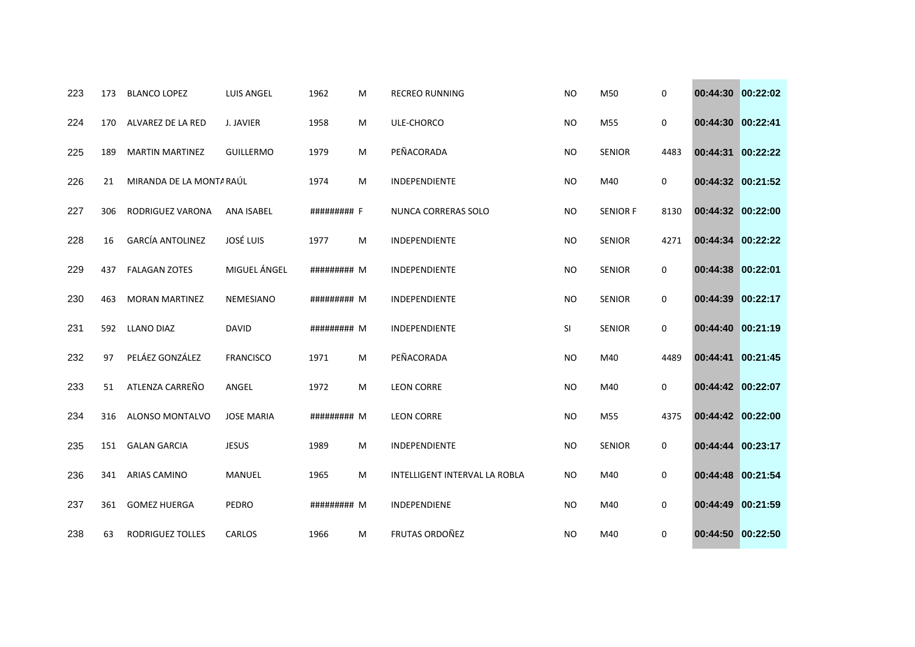| | | | | | | | | | | | |
|---|---|---|---|---|---|---|---|---|---|---|---|
| 223 | 173 | BLANCO LOPEZ | LUIS ANGEL | 1962 | M | RECREO RUNNING | NO | M50 | 0 | 00:44:30 | 00:22:02 |
| 224 | 170 | ALVAREZ DE LA RED | J. JAVIER | 1958 | M | ULE-CHORCO | NO | M55 | 0 | 00:44:30 | 00:22:41 |
| 225 | 189 | MARTIN MARTINEZ | GUILLERMO | 1979 | M | PEÑACORADA | NO | SENIOR | 4483 | 00:44:31 | 00:22:22 |
| 226 | 21 | MIRANDA DE LA MONTA | RAÚL | 1974 | M | INDEPENDIENTE | NO | M40 | 0 | 00:44:32 | 00:21:52 |
| 227 | 306 | RODRIGUEZ VARONA | ANA ISABEL | ######### | F | NUNCA CORRERAS SOLO | NO | SENIOR F | 8130 | 00:44:32 | 00:22:00 |
| 228 | 16 | GARCÍA ANTOLINEZ | JOSÉ LUIS | 1977 | M | INDEPENDIENTE | NO | SENIOR | 4271 | 00:44:34 | 00:22:22 |
| 229 | 437 | FALAGAN ZOTES | MIGUEL ÁNGEL | ######### | M | INDEPENDIENTE | NO | SENIOR | 0 | 00:44:38 | 00:22:01 |
| 230 | 463 | MORAN MARTINEZ | NEMESIANO | ######### | M | INDEPENDIENTE | NO | SENIOR | 0 | 00:44:39 | 00:22:17 |
| 231 | 592 | LLANO DIAZ | DAVID | ######### | M | INDEPENDIENTE | SI | SENIOR | 0 | 00:44:40 | 00:21:19 |
| 232 | 97 | PELÁEZ GONZÁLEZ | FRANCISCO | 1971 | M | PEÑACORADA | NO | M40 | 4489 | 00:44:41 | 00:21:45 |
| 233 | 51 | ATLENZA CARREÑO | ANGEL | 1972 | M | LEON CORRE | NO | M40 | 0 | 00:44:42 | 00:22:07 |
| 234 | 316 | ALONSO MONTALVO | JOSE MARIA | ######### | M | LEON CORRE | NO | M55 | 4375 | 00:44:42 | 00:22:00 |
| 235 | 151 | GALAN GARCIA | JESUS | 1989 | M | INDEPENDIENTE | NO | SENIOR | 0 | 00:44:44 | 00:23:17 |
| 236 | 341 | ARIAS CAMINO | MANUEL | 1965 | M | INTELLIGENT INTERVAL LA ROBLA | NO | M40 | 0 | 00:44:48 | 00:21:54 |
| 237 | 361 | GOMEZ HUERGA | PEDRO | ######### | M | INDEPENDIENE | NO | M40 | 0 | 00:44:49 | 00:21:59 |
| 238 | 63 | RODRIGUEZ TOLLES | CARLOS | 1966 | M | FRUTAS ORDOÑEZ | NO | M40 | 0 | 00:44:50 | 00:22:50 |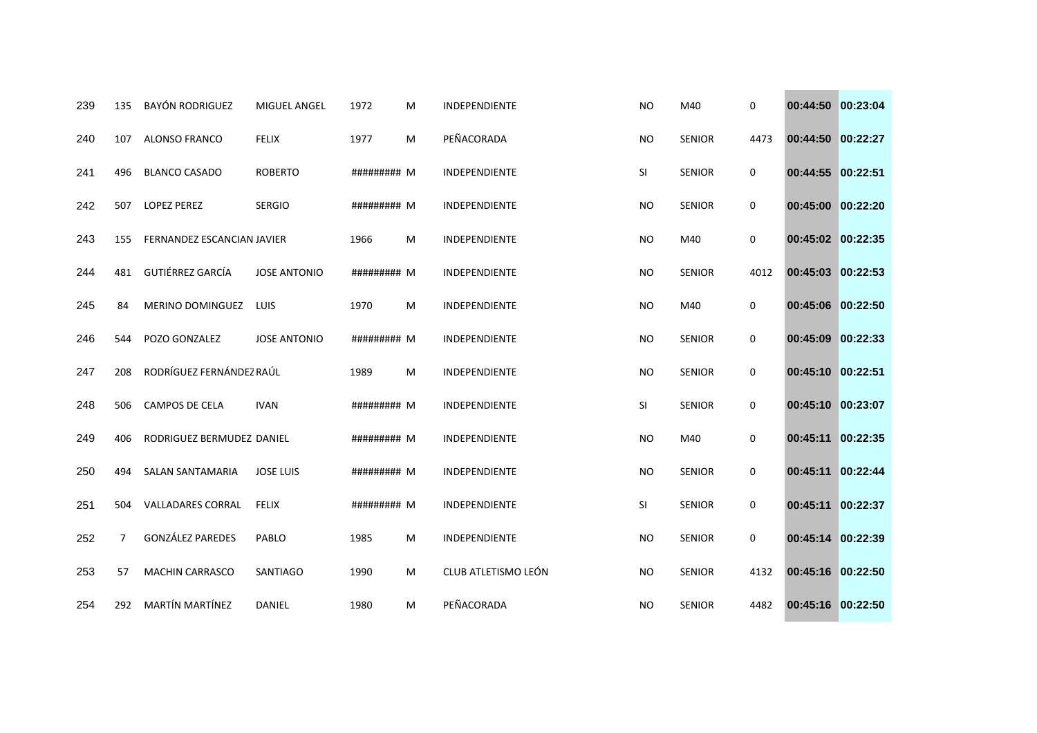| | | | | | | | | | | | |
|---|---|---|---|---|---|---|---|---|---|---|---|
| 239 | 135 | BAYÓN RODRIGUEZ | MIGUEL ANGEL | 1972 | M | INDEPENDIENTE | NO | M40 | 0 | 00:44:50 | 00:23:04 |
| 240 | 107 | ALONSO FRANCO | FELIX | 1977 | M | PEÑACORADA | NO | SENIOR | 4473 | 00:44:50 | 00:22:27 |
| 241 | 496 | BLANCO CASADO | ROBERTO | ######### | M | INDEPENDIENTE | SI | SENIOR | 0 | 00:44:55 | 00:22:51 |
| 242 | 507 | LOPEZ PEREZ | SERGIO | ######### | M | INDEPENDIENTE | NO | SENIOR | 0 | 00:45:00 | 00:22:20 |
| 243 | 155 | FERNANDEZ ESCANCIAN | JAVIER | 1966 | M | INDEPENDIENTE | NO | M40 | 0 | 00:45:02 | 00:22:35 |
| 244 | 481 | GUTIÉRREZ GARCÍA | JOSE ANTONIO | ######### | M | INDEPENDIENTE | NO | SENIOR | 4012 | 00:45:03 | 00:22:53 |
| 245 | 84 | MERINO DOMINGUEZ | LUIS | 1970 | M | INDEPENDIENTE | NO | M40 | 0 | 00:45:06 | 00:22:50 |
| 246 | 544 | POZO GONZALEZ | JOSE ANTONIO | ######### | M | INDEPENDIENTE | NO | SENIOR | 0 | 00:45:09 | 00:22:33 |
| 247 | 208 | RODRÍGUEZ FERNÁNDEZ | RAÚL | 1989 | M | INDEPENDIENTE | NO | SENIOR | 0 | 00:45:10 | 00:22:51 |
| 248 | 506 | CAMPOS DE CELA | IVAN | ######### | M | INDEPENDIENTE | SI | SENIOR | 0 | 00:45:10 | 00:23:07 |
| 249 | 406 | RODRIGUEZ BERMUDEZ | DANIEL | ######### | M | INDEPENDIENTE | NO | M40 | 0 | 00:45:11 | 00:22:35 |
| 250 | 494 | SALAN SANTAMARIA | JOSE LUIS | ######### | M | INDEPENDIENTE | NO | SENIOR | 0 | 00:45:11 | 00:22:44 |
| 251 | 504 | VALLADARES CORRAL | FELIX | ######### | M | INDEPENDIENTE | SI | SENIOR | 0 | 00:45:11 | 00:22:37 |
| 252 | 7 | GONZÁLEZ PAREDES | PABLO | 1985 | M | INDEPENDIENTE | NO | SENIOR | 0 | 00:45:14 | 00:22:39 |
| 253 | 57 | MACHIN CARRASCO | SANTIAGO | 1990 | M | CLUB ATLETISMO LEÓN | NO | SENIOR | 4132 | 00:45:16 | 00:22:50 |
| 254 | 292 | MARTÍN MARTÍNEZ | DANIEL | 1980 | M | PEÑACORADA | NO | SENIOR | 4482 | 00:45:16 | 00:22:50 |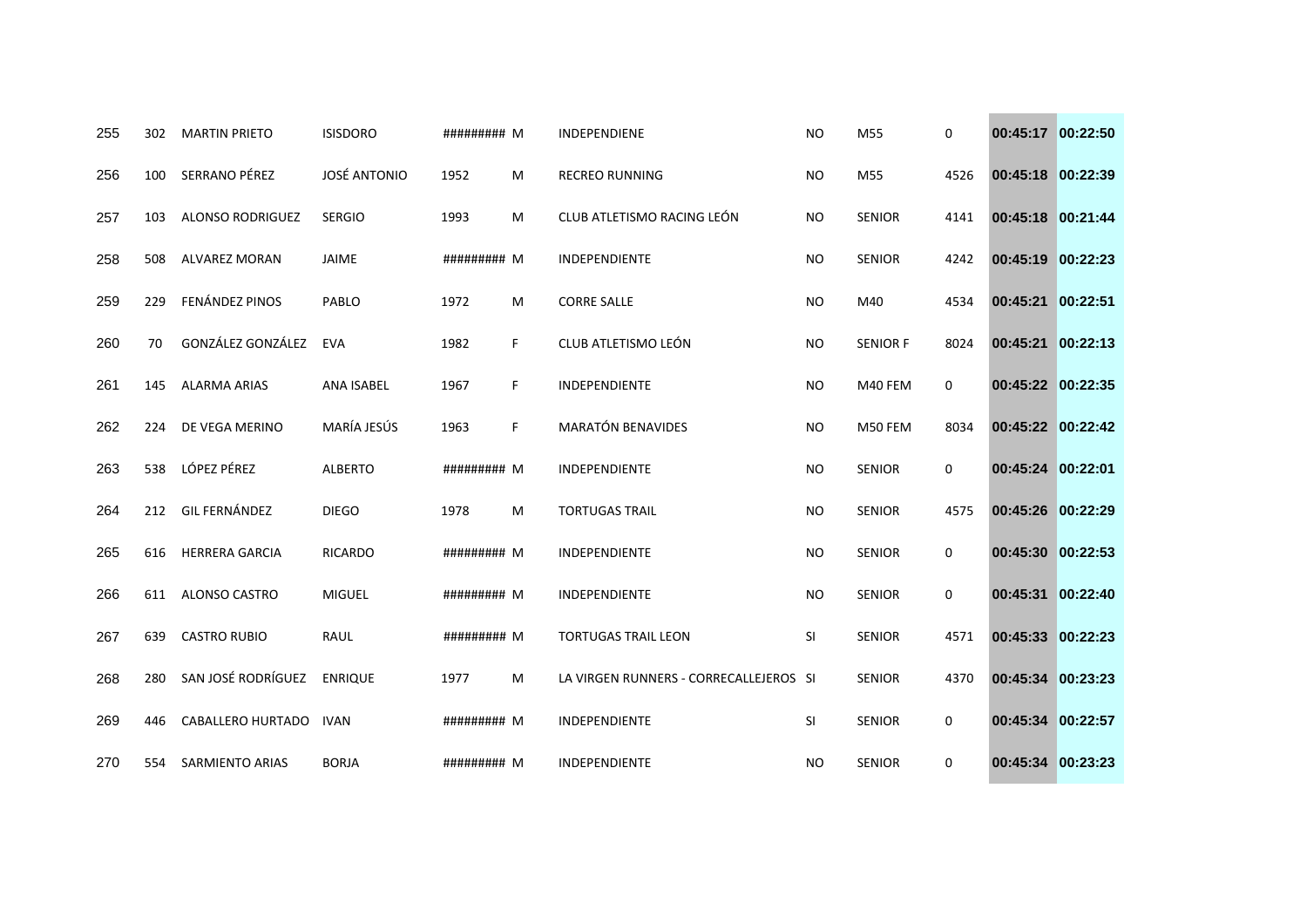| | | | | | | | | | | | | |
|---|---|---|---|---|---|---|---|---|---|---|---|---|
| 255 | 302 | MARTIN PRIETO | ISISDORO | ######### | M | INDEPENDIENE | NO | M55 | 0 | 00:45:17 | 00:22:50 |
| 256 | 100 | SERRANO PÉREZ | JOSÉ ANTONIO | 1952 | M | RECREO RUNNING | NO | M55 | 4526 | 00:45:18 | 00:22:39 |
| 257 | 103 | ALONSO RODRIGUEZ | SERGIO | 1993 | M | CLUB ATLETISMO RACING LEÓN | NO | SENIOR | 4141 | 00:45:18 | 00:21:44 |
| 258 | 508 | ALVAREZ MORAN | JAIME | ######### | M | INDEPENDIENTE | NO | SENIOR | 4242 | 00:45:19 | 00:22:23 |
| 259 | 229 | FENÁNDEZ PINOS | PABLO | 1972 | M | CORRE SALLE | NO | M40 | 4534 | 00:45:21 | 00:22:51 |
| 260 | 70 | GONZÁLEZ GONZÁLEZ | EVA | 1982 | F | CLUB ATLETISMO LEÓN | NO | SENIOR F | 8024 | 00:45:21 | 00:22:13 |
| 261 | 145 | ALARMA ARIAS | ANA ISABEL | 1967 | F | INDEPENDIENTE | NO | M40 FEM | 0 | 00:45:22 | 00:22:35 |
| 262 | 224 | DE VEGA MERINO | MARÍA JESÚS | 1963 | F | MARATÓN BENAVIDES | NO | M50 FEM | 8034 | 00:45:22 | 00:22:42 |
| 263 | 538 | LÓPEZ PÉREZ | ALBERTO | ######### | M | INDEPENDIENTE | NO | SENIOR | 0 | 00:45:24 | 00:22:01 |
| 264 | 212 | GIL FERNÁNDEZ | DIEGO | 1978 | M | TORTUGAS TRAIL | NO | SENIOR | 4575 | 00:45:26 | 00:22:29 |
| 265 | 616 | HERRERA GARCIA | RICARDO | ######### | M | INDEPENDIENTE | NO | SENIOR | 0 | 00:45:30 | 00:22:53 |
| 266 | 611 | ALONSO CASTRO | MIGUEL | ######### | M | INDEPENDIENTE | NO | SENIOR | 0 | 00:45:31 | 00:22:40 |
| 267 | 639 | CASTRO RUBIO | RAUL | ######### | M | TORTUGAS TRAIL LEON | SI | SENIOR | 4571 | 00:45:33 | 00:22:23 |
| 268 | 280 | SAN JOSÉ RODRÍGUEZ | ENRIQUE | 1977 | M | LA VIRGEN RUNNERS - CORRECALLEJEROS | SI | SENIOR | 4370 | 00:45:34 | 00:23:23 |
| 269 | 446 | CABALLERO HURTADO | IVAN | ######### | M | INDEPENDIENTE | SI | SENIOR | 0 | 00:45:34 | 00:22:57 |
| 270 | 554 | SARMIENTO ARIAS | BORJA | ######### | M | INDEPENDIENTE | NO | SENIOR | 0 | 00:45:34 | 00:23:23 |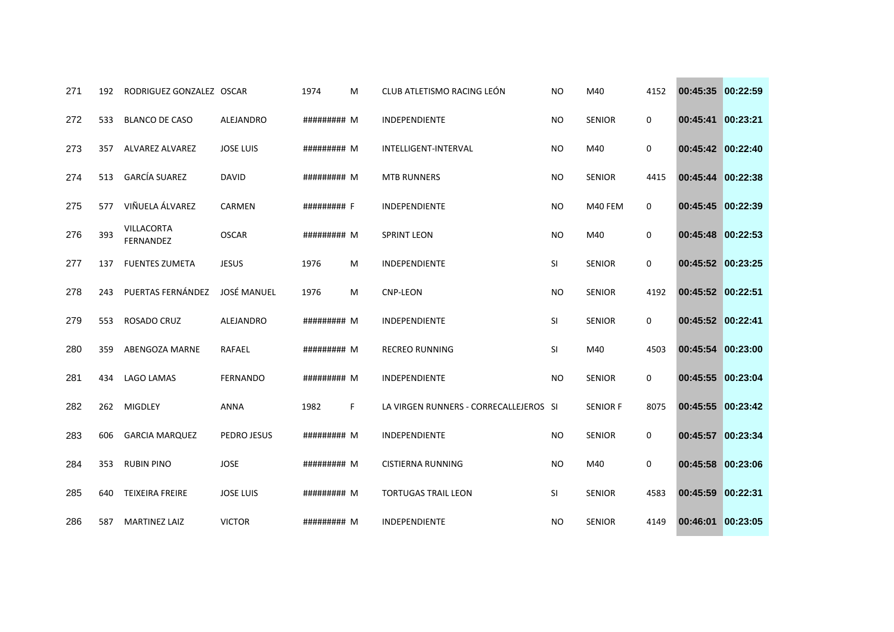| | | | | | | | | | | | |
|---|---|---|---|---|---|---|---|---|---|---|---|
| 271 | 192 | RODRIGUEZ GONZALEZ | OSCAR | 1974 | M | CLUB ATLETISMO RACING LEÓN | NO | M40 | 4152 | 00:45:35 | 00:22:59 |
| 272 | 533 | BLANCO DE CASO | ALEJANDRO | ######### | M | INDEPENDIENTE | NO | SENIOR | 0 | 00:45:41 | 00:23:21 |
| 273 | 357 | ALVAREZ ALVAREZ | JOSE LUIS | ######### | M | INTELLIGENT-INTERVAL | NO | M40 | 0 | 00:45:42 | 00:22:40 |
| 274 | 513 | GARCÍA SUAREZ | DAVID | ######### | M | MTB RUNNERS | NO | SENIOR | 4415 | 00:45:44 | 00:22:38 |
| 275 | 577 | VIÑUELA ÁLVAREZ | CARMEN | ######### | F | INDEPENDIENTE | NO | M40 FEM | 0 | 00:45:45 | 00:22:39 |
| 276 | 393 | VILLACORTA FERNANDEZ | OSCAR | ######### | M | SPRINT LEON | NO | M40 | 0 | 00:45:48 | 00:22:53 |
| 277 | 137 | FUENTES ZUMETA | JESUS | 1976 | M | INDEPENDIENTE | SI | SENIOR | 0 | 00:45:52 | 00:23:25 |
| 278 | 243 | PUERTAS FERNÁNDEZ | JOSÉ MANUEL | 1976 | M | CNP-LEON | NO | SENIOR | 4192 | 00:45:52 | 00:22:51 |
| 279 | 553 | ROSADO CRUZ | ALEJANDRO | ######### | M | INDEPENDIENTE | SI | SENIOR | 0 | 00:45:52 | 00:22:41 |
| 280 | 359 | ABENGOZA MARNE | RAFAEL | ######### | M | RECREO RUNNING | SI | M40 | 4503 | 00:45:54 | 00:23:00 |
| 281 | 434 | LAGO LAMAS | FERNANDO | ######### | M | INDEPENDIENTE | NO | SENIOR | 0 | 00:45:55 | 00:23:04 |
| 282 | 262 | MIGDLEY | ANNA | 1982 | F | LA VIRGEN RUNNERS - CORRECALLEJEROS | SI | SENIOR F | 8075 | 00:45:55 | 00:23:42 |
| 283 | 606 | GARCIA MARQUEZ | PEDRO JESUS | ######### | M | INDEPENDIENTE | NO | SENIOR | 0 | 00:45:57 | 00:23:34 |
| 284 | 353 | RUBIN PINO | JOSE | ######### | M | CISTIERNA RUNNING | NO | M40 | 0 | 00:45:58 | 00:23:06 |
| 285 | 640 | TEIXEIRA FREIRE | JOSE LUIS | ######### | M | TORTUGAS TRAIL LEON | SI | SENIOR | 4583 | 00:45:59 | 00:22:31 |
| 286 | 587 | MARTINEZ LAIZ | VICTOR | ######### | M | INDEPENDIENTE | NO | SENIOR | 4149 | 00:46:01 | 00:23:05 |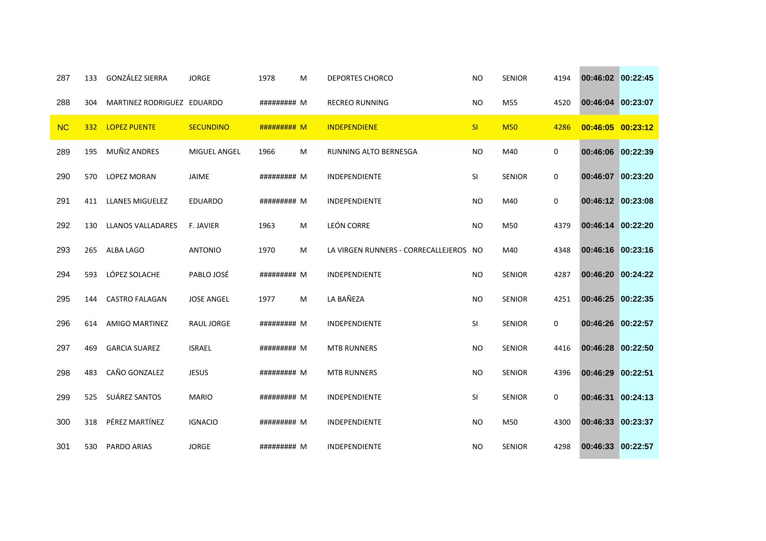| | | | | | | | | | | | |
|---|---|---|---|---|---|---|---|---|---|---|---|
| 287 | 133 | GONZÁLEZ SIERRA | JORGE | 1978 | M | DEPORTES CHORCO | NO | SENIOR | 4194 | 00:46:02 | 00:22:45 |
| 288 | 304 | MARTINEZ RODRIGUEZ | EDUARDO | ######### | M | RECREO RUNNING | NO | M55 | 4520 | 00:46:04 | 00:23:07 |
| NC | 332 | LOPEZ PUENTE | SECUNDINO | ######### | M | INDEPENDIENE | SI | M50 | 4286 | 00:46:05 | 00:23:12 |
| 289 | 195 | MUÑIZ ANDRES | MIGUEL ANGEL | 1966 | M | RUNNING ALTO BERNESGA | NO | M40 | 0 | 00:46:06 | 00:22:39 |
| 290 | 570 | LOPEZ MORAN | JAIME | ######### | M | INDEPENDIENTE | SI | SENIOR | 0 | 00:46:07 | 00:23:20 |
| 291 | 411 | LLANES MIGUELEZ | EDUARDO | ######### | M | INDEPENDIENTE | NO | M40 | 0 | 00:46:12 | 00:23:08 |
| 292 | 130 | LLANOS VALLADARES | F. JAVIER | 1963 | M | LEÓN CORRE | NO | M50 | 4379 | 00:46:14 | 00:22:20 |
| 293 | 265 | ALBA LAGO | ANTONIO | 1970 | M | LA VIRGEN RUNNERS - CORRECALLEJEROS | NO | M40 | 4348 | 00:46:16 | 00:23:16 |
| 294 | 593 | LÓPEZ SOLACHE | PABLO JOSÉ | ######### | M | INDEPENDIENTE | NO | SENIOR | 4287 | 00:46:20 | 00:24:22 |
| 295 | 144 | CASTRO FALAGAN | JOSE ANGEL | 1977 | M | LA BAÑEZA | NO | SENIOR | 4251 | 00:46:25 | 00:22:35 |
| 296 | 614 | AMIGO MARTINEZ | RAUL JORGE | ######### | M | INDEPENDIENTE | SI | SENIOR | 0 | 00:46:26 | 00:22:57 |
| 297 | 469 | GARCIA SUAREZ | ISRAEL | ######### | M | MTB RUNNERS | NO | SENIOR | 4416 | 00:46:28 | 00:22:50 |
| 298 | 483 | CAÑO GONZALEZ | JESUS | ######### | M | MTB RUNNERS | NO | SENIOR | 4396 | 00:46:29 | 00:22:51 |
| 299 | 525 | SUÁREZ SANTOS | MARIO | ######### | M | INDEPENDIENTE | SI | SENIOR | 0 | 00:46:31 | 00:24:13 |
| 300 | 318 | PÉREZ MARTÍNEZ | IGNACIO | ######### | M | INDEPENDIENTE | NO | M50 | 4300 | 00:46:33 | 00:23:37 |
| 301 | 530 | PARDO ARIAS | JORGE | ######### | M | INDEPENDIENTE | NO | SENIOR | 4298 | 00:46:33 | 00:22:57 |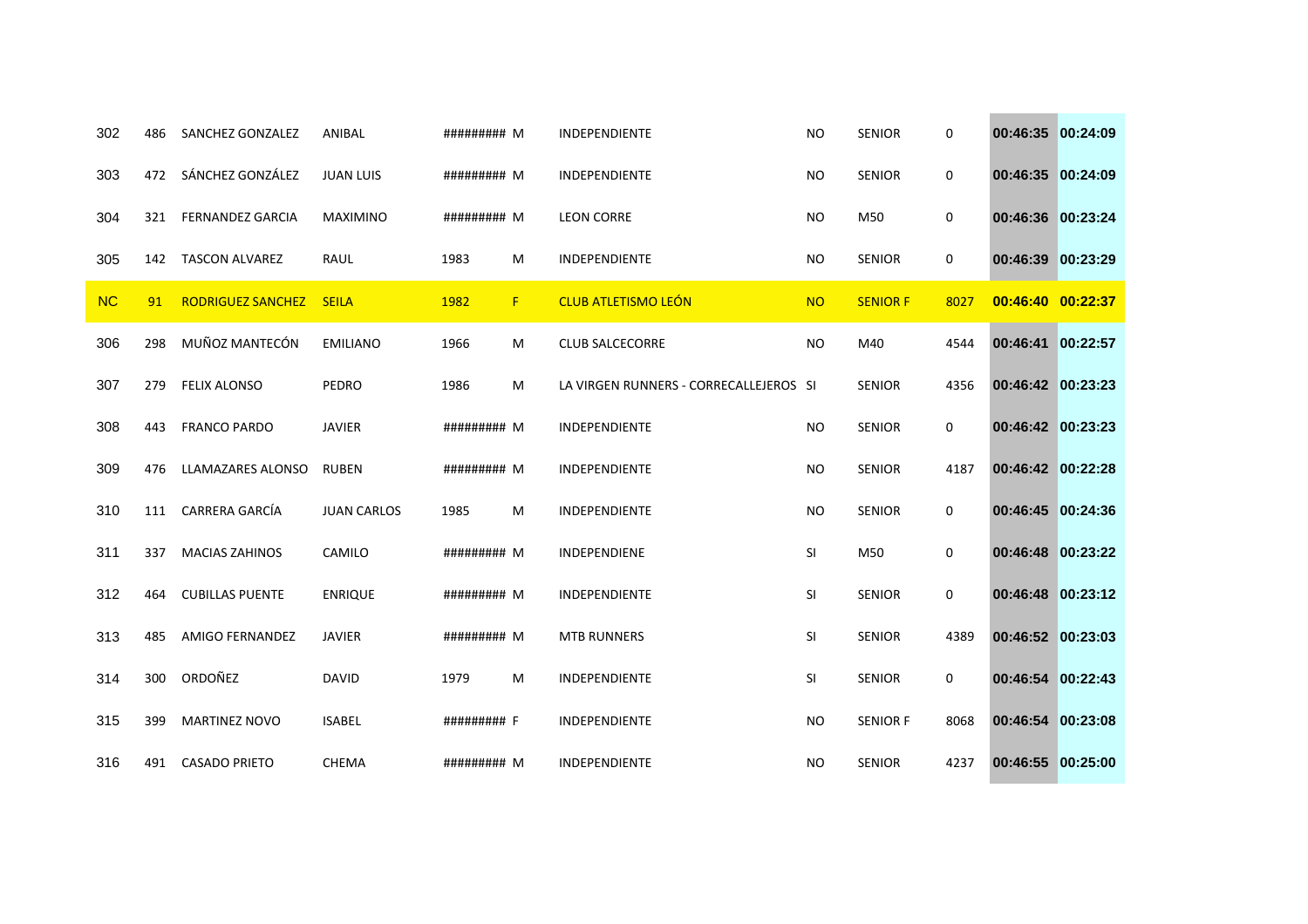| | | | | | | | | | | | |
|---|---|---|---|---|---|---|---|---|---|---|---|
| 302 | 486 | SANCHEZ GONZALEZ | ANIBAL | ######### | M | INDEPENDIENTE | NO | SENIOR | 0 | 00:46:35 | 00:24:09 |
| 303 | 472 | SÁNCHEZ GONZÁLEZ | JUAN LUIS | ######### | M | INDEPENDIENTE | NO | SENIOR | 0 | 00:46:35 | 00:24:09 |
| 304 | 321 | FERNANDEZ GARCIA | MAXIMINO | ######### | M | LEON CORRE | NO | M50 | 0 | 00:46:36 | 00:23:24 |
| 305 | 142 | TASCON ALVAREZ | RAUL | 1983 | M | INDEPENDIENTE | NO | SENIOR | 0 | 00:46:39 | 00:23:29 |
| NC | 91 | RODRIGUEZ SANCHEZ | SEILA | 1982 | F | CLUB ATLETISMO LEÓN | NO | SENIOR F | 8027 | 00:46:40 | 00:22:37 |
| 306 | 298 | MUÑOZ MANTECÓN | EMILIANO | 1966 | M | CLUB SALCECORRE | NO | M40 | 4544 | 00:46:41 | 00:22:57 |
| 307 | 279 | FELIX ALONSO | PEDRO | 1986 | M | LA VIRGEN RUNNERS - CORRECALLEJEROS | SI | SENIOR | 4356 | 00:46:42 | 00:23:23 |
| 308 | 443 | FRANCO PARDO | JAVIER | ######### | M | INDEPENDIENTE | NO | SENIOR | 0 | 00:46:42 | 00:23:23 |
| 309 | 476 | LLAMAZARES ALONSO | RUBEN | ######### | M | INDEPENDIENTE | NO | SENIOR | 4187 | 00:46:42 | 00:22:28 |
| 310 | 111 | CARRERA GARCÍA | JUAN CARLOS | 1985 | M | INDEPENDIENTE | NO | SENIOR | 0 | 00:46:45 | 00:24:36 |
| 311 | 337 | MACIAS ZAHINOS | CAMILO | ######### | M | INDEPENDIENE | SI | M50 | 0 | 00:46:48 | 00:23:22 |
| 312 | 464 | CUBILLAS PUENTE | ENRIQUE | ######### | M | INDEPENDIENTE | SI | SENIOR | 0 | 00:46:48 | 00:23:12 |
| 313 | 485 | AMIGO FERNANDEZ | JAVIER | ######### | M | MTB RUNNERS | SI | SENIOR | 4389 | 00:46:52 | 00:23:03 |
| 314 | 300 | ORDOÑEZ | DAVID | 1979 | M | INDEPENDIENTE | SI | SENIOR | 0 | 00:46:54 | 00:22:43 |
| 315 | 399 | MARTINEZ NOVO | ISABEL | ######### | F | INDEPENDIENTE | NO | SENIOR F | 8068 | 00:46:54 | 00:23:08 |
| 316 | 491 | CASADO PRIETO | CHEMA | ######### | M | INDEPENDIENTE | NO | SENIOR | 4237 | 00:46:55 | 00:25:00 |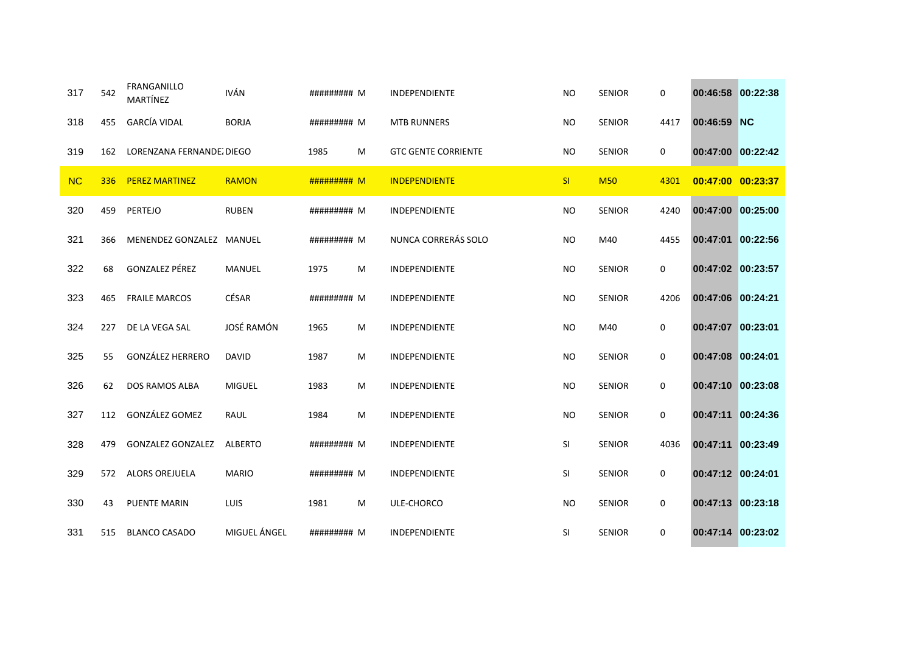| | | | | | | | | | | | |
|---|---|---|---|---|---|---|---|---|---|---|---|
| 317 | 542 | FRANGANILLO MARTÍNEZ | IVÁN | ######### | M | INDEPENDIENTE | NO | SENIOR | 0 | 00:46:58 | 00:22:38 |
| 318 | 455 | GARCÍA VIDAL | BORJA | ######### | M | MTB RUNNERS | NO | SENIOR | 4417 | 00:46:59 | NC |
| 319 | 162 | LORENZANA FERNANDEZ | DIEGO | 1985 | M | GTC GENTE CORRIENTE | NO | SENIOR | 0 | 00:47:00 | 00:22:42 |
| NC | 336 | PEREZ MARTINEZ | RAMON | ######### | M | INDEPENDIENTE | SI | M50 | 4301 | 00:47:00 | 00:23:37 |
| 320 | 459 | PERTEJO | RUBEN | ######### | M | INDEPENDIENTE | NO | SENIOR | 4240 | 00:47:00 | 00:25:00 |
| 321 | 366 | MENENDEZ GONZALEZ | MANUEL | ######### | M | NUNCA CORRERÁS SOLO | NO | M40 | 4455 | 00:47:01 | 00:22:56 |
| 322 | 68 | GONZALEZ PÉREZ | MANUEL | 1975 | M | INDEPENDIENTE | NO | SENIOR | 0 | 00:47:02 | 00:23:57 |
| 323 | 465 | FRAILE MARCOS | CÉSAR | ######### | M | INDEPENDIENTE | NO | SENIOR | 4206 | 00:47:06 | 00:24:21 |
| 324 | 227 | DE LA VEGA SAL | JOSÉ RAMÓN | 1965 | M | INDEPENDIENTE | NO | M40 | 0 | 00:47:07 | 00:23:01 |
| 325 | 55 | GONZÁLEZ HERRERO | DAVID | 1987 | M | INDEPENDIENTE | NO | SENIOR | 0 | 00:47:08 | 00:24:01 |
| 326 | 62 | DOS RAMOS ALBA | MIGUEL | 1983 | M | INDEPENDIENTE | NO | SENIOR | 0 | 00:47:10 | 00:23:08 |
| 327 | 112 | GONZÁLEZ GOMEZ | RAUL | 1984 | M | INDEPENDIENTE | NO | SENIOR | 0 | 00:47:11 | 00:24:36 |
| 328 | 479 | GONZALEZ GONZALEZ | ALBERTO | ######### | M | INDEPENDIENTE | SI | SENIOR | 4036 | 00:47:11 | 00:23:49 |
| 329 | 572 | ALORS OREJUELA | MARIO | ######### | M | INDEPENDIENTE | SI | SENIOR | 0 | 00:47:12 | 00:24:01 |
| 330 | 43 | PUENTE MARIN | LUIS | 1981 | M | ULE-CHORCO | NO | SENIOR | 0 | 00:47:13 | 00:23:18 |
| 331 | 515 | BLANCO CASADO | MIGUEL ÁNGEL | ######### | M | INDEPENDIENTE | SI | SENIOR | 0 | 00:47:14 | 00:23:02 |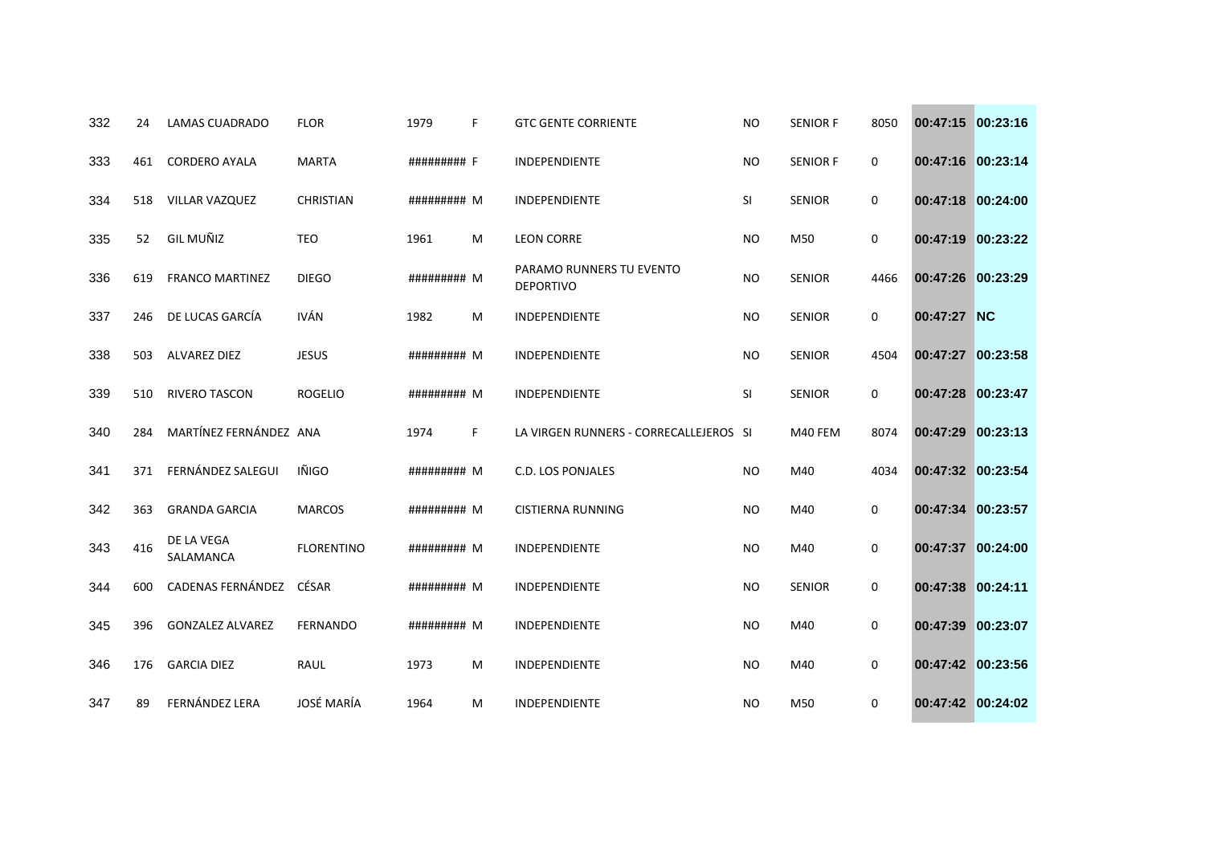| | | | | | | | | | | | |
|---|---|---|---|---|---|---|---|---|---|---|---|
| 332 | 24 | LAMAS CUADRADO | FLOR | 1979 | F | GTC GENTE CORRIENTE | NO | SENIOR F | 8050 | 00:47:15 | 00:23:16 |
| 333 | 461 | CORDERO AYALA | MARTA | ######### | F | INDEPENDIENTE | NO | SENIOR F | 0 | 00:47:16 | 00:23:14 |
| 334 | 518 | VILLAR VAZQUEZ | CHRISTIAN | ######### | M | INDEPENDIENTE | SI | SENIOR | 0 | 00:47:18 | 00:24:00 |
| 335 | 52 | GIL MUÑIZ | TEO | 1961 | M | LEON CORRE | NO | M50 | 0 | 00:47:19 | 00:23:22 |
| 336 | 619 | FRANCO MARTINEZ | DIEGO | ######### | M | PARAMO RUNNERS TU EVENTO DEPORTIVO | NO | SENIOR | 4466 | 00:47:26 | 00:23:29 |
| 337 | 246 | DE LUCAS GARCÍA | IVÁN | 1982 | M | INDEPENDIENTE | NO | SENIOR | 0 | 00:47:27 | NC |
| 338 | 503 | ALVAREZ DIEZ | JESUS | ######### | M | INDEPENDIENTE | NO | SENIOR | 4504 | 00:47:27 | 00:23:58 |
| 339 | 510 | RIVERO TASCON | ROGELIO | ######### | M | INDEPENDIENTE | SI | SENIOR | 0 | 00:47:28 | 00:23:47 |
| 340 | 284 | MARTÍNEZ FERNÁNDEZ | ANA | 1974 | F | LA VIRGEN RUNNERS - CORRECALLEJEROS | SI | M40 FEM | 8074 | 00:47:29 | 00:23:13 |
| 341 | 371 | FERNÁNDEZ SALEGUI | IÑIGO | ######### | M | C.D. LOS PONJALES | NO | M40 | 4034 | 00:47:32 | 00:23:54 |
| 342 | 363 | GRANDA GARCIA | MARCOS | ######### | M | CISTIERNA RUNNING | NO | M40 | 0 | 00:47:34 | 00:23:57 |
| 343 | 416 | DE LA VEGA SALAMANCA | FLORENTINO | ######### | M | INDEPENDIENTE | NO | M40 | 0 | 00:47:37 | 00:24:00 |
| 344 | 600 | CADENAS FERNÁNDEZ | CÉSAR | ######### | M | INDEPENDIENTE | NO | SENIOR | 0 | 00:47:38 | 00:24:11 |
| 345 | 396 | GONZALEZ ALVAREZ | FERNANDO | ######### | M | INDEPENDIENTE | NO | M40 | 0 | 00:47:39 | 00:23:07 |
| 346 | 176 | GARCIA DIEZ | RAUL | 1973 | M | INDEPENDIENTE | NO | M40 | 0 | 00:47:42 | 00:23:56 |
| 347 | 89 | FERNÁNDEZ LERA | JOSÉ MARÍA | 1964 | M | INDEPENDIENTE | NO | M50 | 0 | 00:47:42 | 00:24:02 |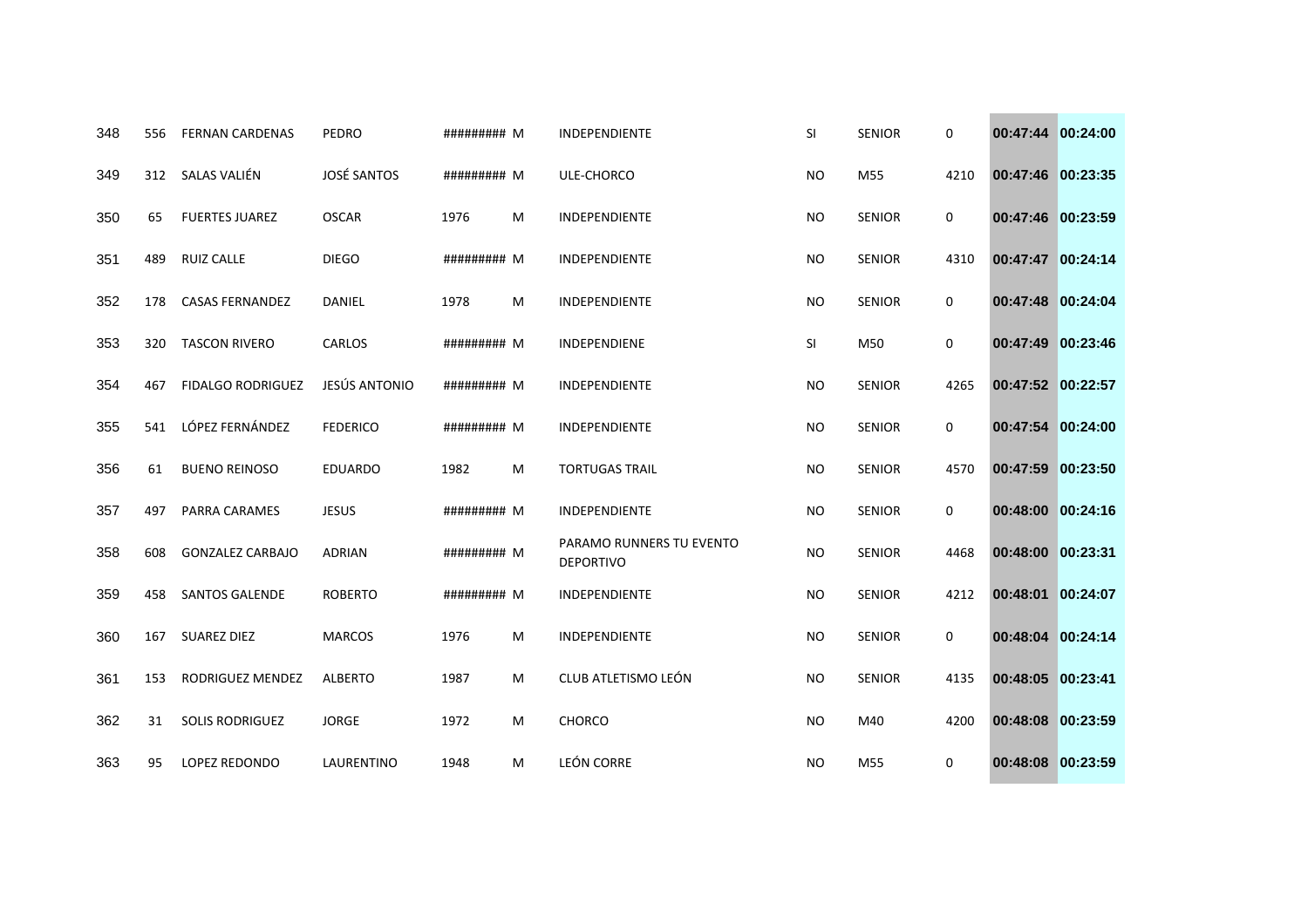| | | | | | | | | | | | | |
|---|---|---|---|---|---|---|---|---|---|---|---|---|
| 348 | 556 | FERNAN CARDENAS | PEDRO | ######### | M | INDEPENDIENTE | SI | SENIOR | 0 | 00:47:44 | 00:24:00 |
| 349 | 312 | SALAS VALIÉN | JOSÉ SANTOS | ######### | M | ULE-CHORCO | NO | M55 | 4210 | 00:47:46 | 00:23:35 |
| 350 | 65 | FUERTES JUAREZ | OSCAR | 1976 | M | INDEPENDIENTE | NO | SENIOR | 0 | 00:47:46 | 00:23:59 |
| 351 | 489 | RUIZ CALLE | DIEGO | ######### | M | INDEPENDIENTE | NO | SENIOR | 4310 | 00:47:47 | 00:24:14 |
| 352 | 178 | CASAS FERNANDEZ | DANIEL | 1978 | M | INDEPENDIENTE | NO | SENIOR | 0 | 00:47:48 | 00:24:04 |
| 353 | 320 | TASCON RIVERO | CARLOS | ######### | M | INDEPENDIENE | SI | M50 | 0 | 00:47:49 | 00:23:46 |
| 354 | 467 | FIDALGO RODRIGUEZ | JESÚS ANTONIO | ######### | M | INDEPENDIENTE | NO | SENIOR | 4265 | 00:47:52 | 00:22:57 |
| 355 | 541 | LÓPEZ FERNÁNDEZ | FEDERICO | ######### | M | INDEPENDIENTE | NO | SENIOR | 0 | 00:47:54 | 00:24:00 |
| 356 | 61 | BUENO REINOSO | EDUARDO | 1982 | M | TORTUGAS TRAIL | NO | SENIOR | 4570 | 00:47:59 | 00:23:50 |
| 357 | 497 | PARRA CARAMES | JESUS | ######### | M | INDEPENDIENTE | NO | SENIOR | 0 | 00:48:00 | 00:24:16 |
| 358 | 608 | GONZALEZ CARBAJO | ADRIAN | ######### | M | PARAMO RUNNERS TU EVENTO DEPORTIVO | NO | SENIOR | 4468 | 00:48:00 | 00:23:31 |
| 359 | 458 | SANTOS GALENDE | ROBERTO | ######### | M | INDEPENDIENTE | NO | SENIOR | 4212 | 00:48:01 | 00:24:07 |
| 360 | 167 | SUAREZ DIEZ | MARCOS | 1976 | M | INDEPENDIENTE | NO | SENIOR | 0 | 00:48:04 | 00:24:14 |
| 361 | 153 | RODRIGUEZ MENDEZ | ALBERTO | 1987 | M | CLUB ATLETISMO LEÓN | NO | SENIOR | 4135 | 00:48:05 | 00:23:41 |
| 362 | 31 | SOLIS RODRIGUEZ | JORGE | 1972 | M | CHORCO | NO | M40 | 4200 | 00:48:08 | 00:23:59 |
| 363 | 95 | LOPEZ REDONDO | LAURENTINO | 1948 | M | LEÓN CORRE | NO | M55 | 0 | 00:48:08 | 00:23:59 |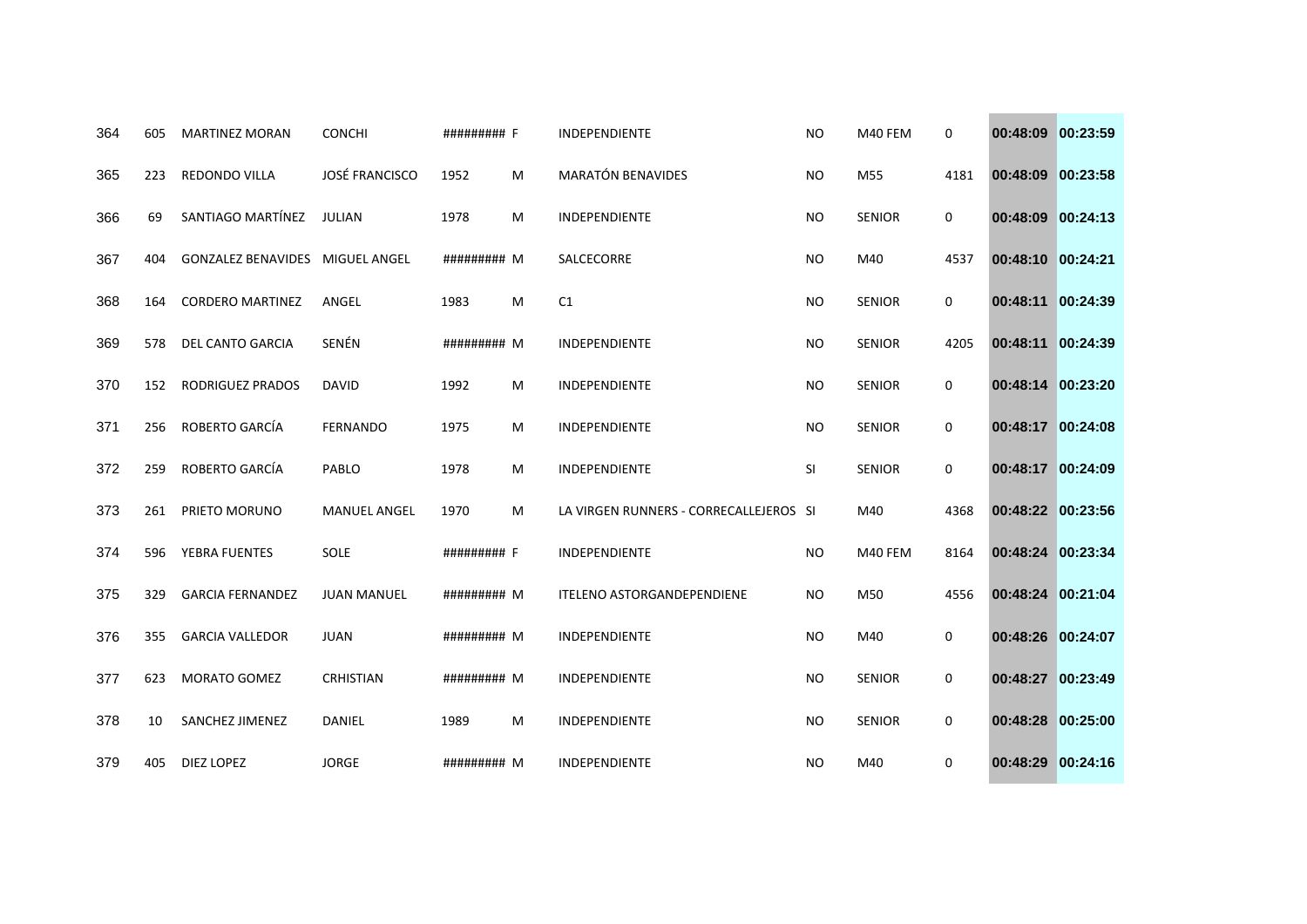| | | | | | | | | | | | |
|---|---|---|---|---|---|---|---|---|---|---|---|
| 364 | 605 | MARTINEZ MORAN | CONCHI | ######### | F | INDEPENDIENTE | NO | M40 FEM | 0 | 00:48:09 | 00:23:59 |
| 365 | 223 | REDONDO VILLA | JOSÉ FRANCISCO | 1952 | M | MARATÓN BENAVIDES | NO | M55 | 4181 | 00:48:09 | 00:23:58 |
| 366 | 69 | SANTIAGO MARTÍNEZ | JULIAN | 1978 | M | INDEPENDIENTE | NO | SENIOR | 0 | 00:48:09 | 00:24:13 |
| 367 | 404 | GONZALEZ BENAVIDES | MIGUEL ANGEL | ######### | M | SALCECORRE | NO | M40 | 4537 | 00:48:10 | 00:24:21 |
| 368 | 164 | CORDERO MARTINEZ | ANGEL | 1983 | M | C1 | NO | SENIOR | 0 | 00:48:11 | 00:24:39 |
| 369 | 578 | DEL CANTO GARCIA | SENÉN | ######### | M | INDEPENDIENTE | NO | SENIOR | 4205 | 00:48:11 | 00:24:39 |
| 370 | 152 | RODRIGUEZ PRADOS | DAVID | 1992 | M | INDEPENDIENTE | NO | SENIOR | 0 | 00:48:14 | 00:23:20 |
| 371 | 256 | ROBERTO GARCÍA | FERNANDO | 1975 | M | INDEPENDIENTE | NO | SENIOR | 0 | 00:48:17 | 00:24:08 |
| 372 | 259 | ROBERTO GARCÍA | PABLO | 1978 | M | INDEPENDIENTE | SI | SENIOR | 0 | 00:48:17 | 00:24:09 |
| 373 | 261 | PRIETO MORUNO | MANUEL ANGEL | 1970 | M | LA VIRGEN RUNNERS - CORRECALLEJEROS | SI | M40 | 4368 | 00:48:22 | 00:23:56 |
| 374 | 596 | YEBRA FUENTES | SOLE | ######### | F | INDEPENDIENTE | NO | M40 FEM | 8164 | 00:48:24 | 00:23:34 |
| 375 | 329 | GARCIA FERNANDEZ | JUAN MANUEL | ######### | M | ITELENO ASTORGANDEPENDIENE | NO | M50 | 4556 | 00:48:24 | 00:21:04 |
| 376 | 355 | GARCIA VALLEDOR | JUAN | ######### | M | INDEPENDIENTE | NO | M40 | 0 | 00:48:26 | 00:24:07 |
| 377 | 623 | MORATO GOMEZ | CRHISTIAN | ######### | M | INDEPENDIENTE | NO | SENIOR | 0 | 00:48:27 | 00:23:49 |
| 378 | 10 | SANCHEZ JIMENEZ | DANIEL | 1989 | M | INDEPENDIENTE | NO | SENIOR | 0 | 00:48:28 | 00:25:00 |
| 379 | 405 | DIEZ LOPEZ | JORGE | ######### | M | INDEPENDIENTE | NO | M40 | 0 | 00:48:29 | 00:24:16 |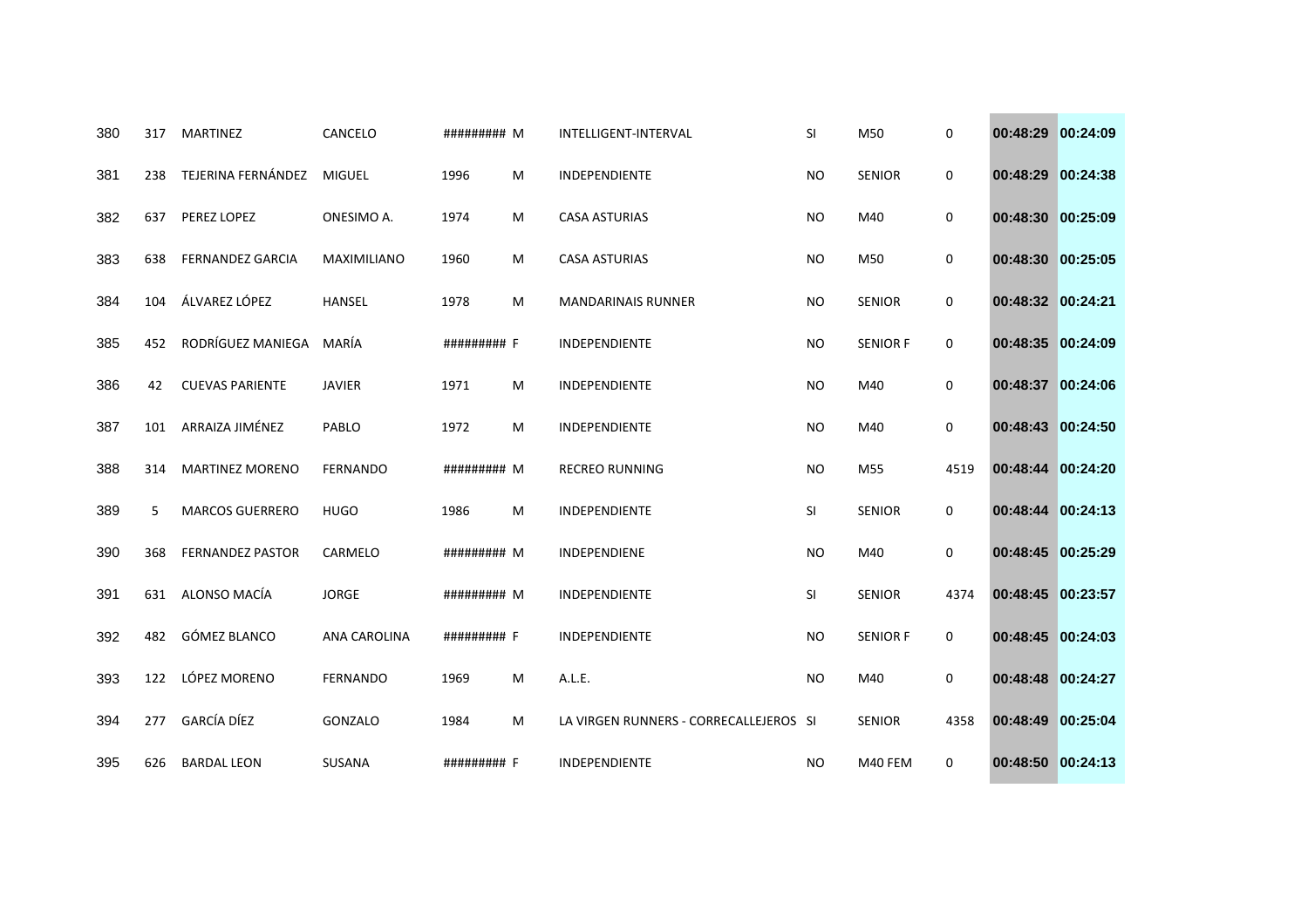| | | | | | | | | | | | |
|---|---|---|---|---|---|---|---|---|---|---|---|
| 380 | 317 | MARTINEZ | CANCELO | ######### | M | INTELLIGENT-INTERVAL | SI | M50 | 0 | 00:48:29 | 00:24:09 |
| 381 | 238 | TEJERINA FERNÁNDEZ | MIGUEL | 1996 | M | INDEPENDIENTE | NO | SENIOR | 0 | 00:48:29 | 00:24:38 |
| 382 | 637 | PEREZ LOPEZ | ONESIMO A. | 1974 | M | CASA ASTURIAS | NO | M40 | 0 | 00:48:30 | 00:25:09 |
| 383 | 638 | FERNANDEZ GARCIA | MAXIMILIANO | 1960 | M | CASA ASTURIAS | NO | M50 | 0 | 00:48:30 | 00:25:05 |
| 384 | 104 | ÁLVAREZ LÓPEZ | HANSEL | 1978 | M | MANDARINAIS RUNNER | NO | SENIOR | 0 | 00:48:32 | 00:24:21 |
| 385 | 452 | RODRÍGUEZ MANIEGA | MARÍA | ######### | F | INDEPENDIENTE | NO | SENIOR F | 0 | 00:48:35 | 00:24:09 |
| 386 | 42 | CUEVAS PARIENTE | JAVIER | 1971 | M | INDEPENDIENTE | NO | M40 | 0 | 00:48:37 | 00:24:06 |
| 387 | 101 | ARRAIZA JIMÉNEZ | PABLO | 1972 | M | INDEPENDIENTE | NO | M40 | 0 | 00:48:43 | 00:24:50 |
| 388 | 314 | MARTINEZ MORENO | FERNANDO | ######### | M | RECREO RUNNING | NO | M55 | 4519 | 00:48:44 | 00:24:20 |
| 389 | 5 | MARCOS GUERRERO | HUGO | 1986 | M | INDEPENDIENTE | SI | SENIOR | 0 | 00:48:44 | 00:24:13 |
| 390 | 368 | FERNANDEZ PASTOR | CARMELO | ######### | M | INDEPENDIENE | NO | M40 | 0 | 00:48:45 | 00:25:29 |
| 391 | 631 | ALONSO MACÍA | JORGE | ######### | M | INDEPENDIENTE | SI | SENIOR | 4374 | 00:48:45 | 00:23:57 |
| 392 | 482 | GÓMEZ BLANCO | ANA CAROLINA | ######### | F | INDEPENDIENTE | NO | SENIOR F | 0 | 00:48:45 | 00:24:03 |
| 393 | 122 | LÓPEZ MORENO | FERNANDO | 1969 | M | A.L.E. | NO | M40 | 0 | 00:48:48 | 00:24:27 |
| 394 | 277 | GARCÍA DÍEZ | GONZALO | 1984 | M | LA VIRGEN RUNNERS - CORRECALLEJEROS | SI | SENIOR | 4358 | 00:48:49 | 00:25:04 |
| 395 | 626 | BARDAL LEON | SUSANA | ######### | F | INDEPENDIENTE | NO | M40 FEM | 0 | 00:48:50 | 00:24:13 |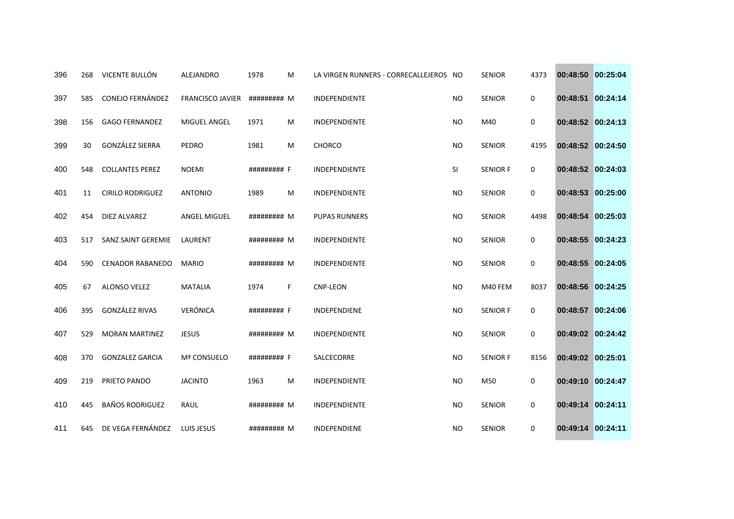| | | | | | | | | | | | |
|---|---|---|---|---|---|---|---|---|---|---|---|
| 396 | 268 | VICENTE BULLÓN | ALEJANDRO | 1978 | M | LA VIRGEN RUNNERS - CORRECALLEJEROS | NO | SENIOR | 4373 | 00:48:50 | 00:25:04 |
| 397 | 585 | CONEJO FERNÁNDEZ | FRANCISCO JAVIER | ######### | M | INDEPENDIENTE | NO | SENIOR | 0 | 00:48:51 | 00:24:14 |
| 398 | 156 | GAGO FERNANDEZ | MIGUEL ANGEL | 1971 | M | INDEPENDIENTE | NO | M40 | 0 | 00:48:52 | 00:24:13 |
| 399 | 30 | GONZÁLEZ SIERRA | PEDRO | 1981 | M | CHORCO | NO | SENIOR | 4195 | 00:48:52 | 00:24:50 |
| 400 | 548 | COLLANTES PEREZ | NOEMI | ######### | F | INDEPENDIENTE | SI | SENIOR F | 0 | 00:48:52 | 00:24:03 |
| 401 | 11 | CIRILO RODRIGUEZ | ANTONIO | 1989 | M | INDEPENDIENTE | NO | SENIOR | 0 | 00:48:53 | 00:25:00 |
| 402 | 454 | DIEZ ALVAREZ | ANGEL MIGUEL | ######### | M | PUPAS RUNNERS | NO | SENIOR | 4498 | 00:48:54 | 00:25:03 |
| 403 | 517 | SANZ SAINT GEREMIE | LAURENT | ######### | M | INDEPENDIENTE | NO | SENIOR | 0 | 00:48:55 | 00:24:23 |
| 404 | 590 | CENADOR RABANEDO | MARIO | ######### | M | INDEPENDIENTE | NO | SENIOR | 0 | 00:48:55 | 00:24:05 |
| 405 | 67 | ALONSO VELEZ | MATALIA | 1974 | F | CNP-LEON | NO | M40 FEM | 8037 | 00:48:56 | 00:24:25 |
| 406 | 395 | GONZÁLEZ RIVAS | VERÓNICA | ######### | F | INDEPENDIENE | NO | SENIOR F | 0 | 00:48:57 | 00:24:06 |
| 407 | 529 | MORAN MARTINEZ | JESUS | ######### | M | INDEPENDIENTE | NO | SENIOR | 0 | 00:49:02 | 00:24:42 |
| 408 | 370 | GONZALEZ GARCIA | Mª CONSUELO | ######### | F | SALCECORRE | NO | SENIOR F | 8156 | 00:49:02 | 00:25:01 |
| 409 | 219 | PRIETO PANDO | JACINTO | 1963 | M | INDEPENDIENTE | NO | M50 | 0 | 00:49:10 | 00:24:47 |
| 410 | 445 | BAÑOS RODRIGUEZ | RAUL | ######### | M | INDEPENDIENTE | NO | SENIOR | 0 | 00:49:14 | 00:24:11 |
| 411 | 645 | DE VEGA FERNÁNDEZ | LUIS JESUS | ######### | M | INDEPENDIENE | NO | SENIOR | 0 | 00:49:14 | 00:24:11 |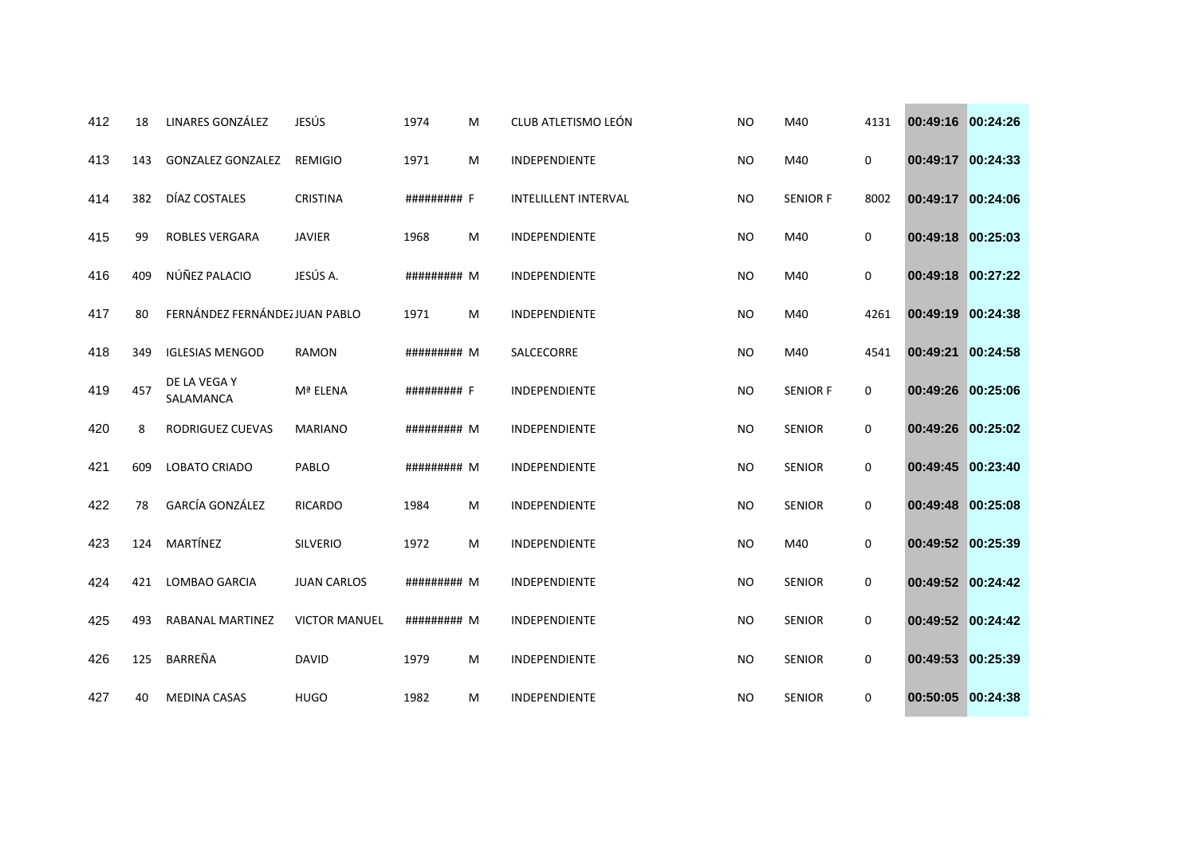| | | | | | | | | | | | |
|---|---|---|---|---|---|---|---|---|---|---|---|
| 412 | 18 | LINARES GONZÁLEZ | JESÚS | 1974 | M | CLUB ATLETISMO LEÓN | NO | M40 | 4131 | 00:49:16 | 00:24:26 |
| 413 | 143 | GONZALEZ GONZALEZ | REMIGIO | 1971 | M | INDEPENDIENTE | NO | M40 | 0 | 00:49:17 | 00:24:33 |
| 414 | 382 | DÍAZ COSTALES | CRISTINA | ######### | F | INTELILLENT INTERVAL | NO | SENIOR F | 8002 | 00:49:17 | 00:24:06 |
| 415 | 99 | ROBLES VERGARA | JAVIER | 1968 | M | INDEPENDIENTE | NO | M40 | 0 | 00:49:18 | 00:25:03 |
| 416 | 409 | NÚÑEZ PALACIO | JESÚS A. | ######### | M | INDEPENDIENTE | NO | M40 | 0 | 00:49:18 | 00:27:22 |
| 417 | 80 | FERNÁNDEZ FERNÁNDEZ | JUAN PABLO | 1971 | M | INDEPENDIENTE | NO | M40 | 4261 | 00:49:19 | 00:24:38 |
| 418 | 349 | IGLESIAS MENGOD | RAMON | ######### | M | SALCECORRE | NO | M40 | 4541 | 00:49:21 | 00:24:58 |
| 419 | 457 | DE LA VEGA Y SALAMANCA | Mª ELENA | ######### | F | INDEPENDIENTE | NO | SENIOR F | 0 | 00:49:26 | 00:25:06 |
| 420 | 8 | RODRIGUEZ CUEVAS | MARIANO | ######### | M | INDEPENDIENTE | NO | SENIOR | 0 | 00:49:26 | 00:25:02 |
| 421 | 609 | LOBATO CRIADO | PABLO | ######### | M | INDEPENDIENTE | NO | SENIOR | 0 | 00:49:45 | 00:23:40 |
| 422 | 78 | GARCÍA GONZÁLEZ | RICARDO | 1984 | M | INDEPENDIENTE | NO | SENIOR | 0 | 00:49:48 | 00:25:08 |
| 423 | 124 | MARTÍNEZ | SILVERIO | 1972 | M | INDEPENDIENTE | NO | M40 | 0 | 00:49:52 | 00:25:39 |
| 424 | 421 | LOMBAO GARCIA | JUAN CARLOS | ######### | M | INDEPENDIENTE | NO | SENIOR | 0 | 00:49:52 | 00:24:42 |
| 425 | 493 | RABANAL MARTINEZ | VICTOR MANUEL | ######### | M | INDEPENDIENTE | NO | SENIOR | 0 | 00:49:52 | 00:24:42 |
| 426 | 125 | BARREÑA | DAVID | 1979 | M | INDEPENDIENTE | NO | SENIOR | 0 | 00:49:53 | 00:25:39 |
| 427 | 40 | MEDINA CASAS | HUGO | 1982 | M | INDEPENDIENTE | NO | SENIOR | 0 | 00:50:05 | 00:24:38 |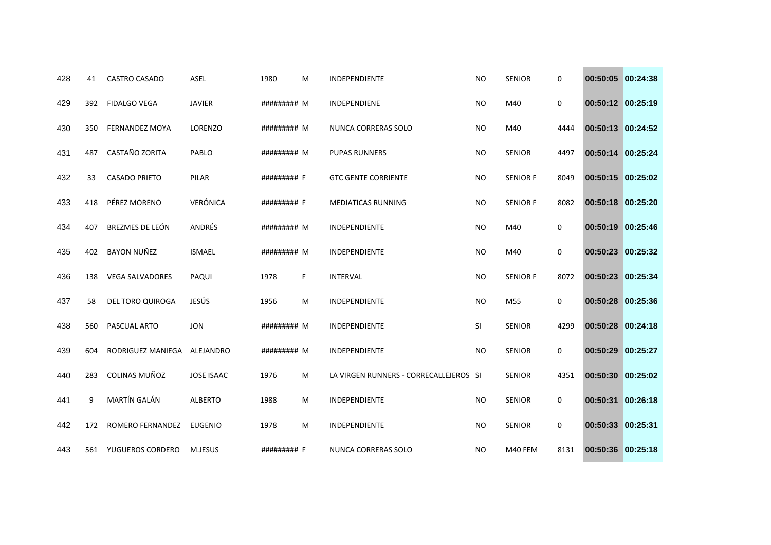| | | | | | | | | | | | |
|---|---|---|---|---|---|---|---|---|---|---|---|
| 428 | 41 | CASTRO CASADO | ASEL | 1980 | M | INDEPENDIENTE | NO | SENIOR | 0 | 00:50:05 | 00:24:38 |
| 429 | 392 | FIDALGO VEGA | JAVIER | ######### | M | INDEPENDIENE | NO | M40 | 0 | 00:50:12 | 00:25:19 |
| 430 | 350 | FERNANDEZ MOYA | LORENZO | ######### | M | NUNCA CORRERAS SOLO | NO | M40 | 4444 | 00:50:13 | 00:24:52 |
| 431 | 487 | CASTAÑO ZORITA | PABLO | ######### | M | PUPAS RUNNERS | NO | SENIOR | 4497 | 00:50:14 | 00:25:24 |
| 432 | 33 | CASADO PRIETO | PILAR | ######### | F | GTC GENTE CORRIENTE | NO | SENIOR F | 8049 | 00:50:15 | 00:25:02 |
| 433 | 418 | PÉREZ MORENO | VERÓNICA | ######### | F | MEDIATICAS RUNNING | NO | SENIOR F | 8082 | 00:50:18 | 00:25:20 |
| 434 | 407 | BREZMES DE LEÓN | ANDRÉS | ######### | M | INDEPENDIENTE | NO | M40 | 0 | 00:50:19 | 00:25:46 |
| 435 | 402 | BAYON NUÑEZ | ISMAEL | ######### | M | INDEPENDIENTE | NO | M40 | 0 | 00:50:23 | 00:25:32 |
| 436 | 138 | VEGA SALVADORES | PAQUI | 1978 | F | INTERVAL | NO | SENIOR F | 8072 | 00:50:23 | 00:25:34 |
| 437 | 58 | DEL TORO QUIROGA | JESÚS | 1956 | M | INDEPENDIENTE | NO | M55 | 0 | 00:50:28 | 00:25:36 |
| 438 | 560 | PASCUAL ARTO | JON | ######### | M | INDEPENDIENTE | SI | SENIOR | 4299 | 00:50:28 | 00:24:18 |
| 439 | 604 | RODRIGUEZ MANIEGA | ALEJANDRO | ######### | M | INDEPENDIENTE | NO | SENIOR | 0 | 00:50:29 | 00:25:27 |
| 440 | 283 | COLINAS MUÑOZ | JOSE ISAAC | 1976 | M | LA VIRGEN RUNNERS - CORRECALLEJEROS | SI | SENIOR | 4351 | 00:50:30 | 00:25:02 |
| 441 | 9 | MARTÍN GALÁN | ALBERTO | 1988 | M | INDEPENDIENTE | NO | SENIOR | 0 | 00:50:31 | 00:26:18 |
| 442 | 172 | ROMERO FERNANDEZ | EUGENIO | 1978 | M | INDEPENDIENTE | NO | SENIOR | 0 | 00:50:33 | 00:25:31 |
| 443 | 561 | YUGUEROS CORDERO | M.JESUS | ######### | F | NUNCA CORRERAS SOLO | NO | M40 FEM | 8131 | 00:50:36 | 00:25:18 |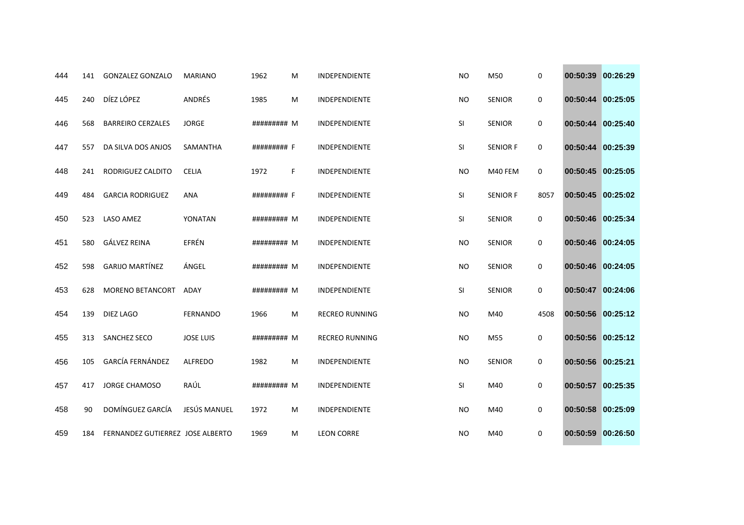| | | | | | | | | | | | |
|---|---|---|---|---|---|---|---|---|---|---|---|
| 444 | 141 | GONZALEZ GONZALO | MARIANO | 1962 | M | INDEPENDIENTE | NO | M50 | 0 | 00:50:39 | 00:26:29 |
| 445 | 240 | DÍEZ LÓPEZ | ANDRÉS | 1985 | M | INDEPENDIENTE | NO | SENIOR | 0 | 00:50:44 | 00:25:05 |
| 446 | 568 | BARREIRO CERZALES | JORGE | ######### | M | INDEPENDIENTE | SI | SENIOR | 0 | 00:50:44 | 00:25:40 |
| 447 | 557 | DA SILVA DOS ANJOS | SAMANTHA | ######### | F | INDEPENDIENTE | SI | SENIOR F | 0 | 00:50:44 | 00:25:39 |
| 448 | 241 | RODRIGUEZ CALDITO | CELIA | 1972 | F | INDEPENDIENTE | NO | M40 FEM | 0 | 00:50:45 | 00:25:05 |
| 449 | 484 | GARCIA RODRIGUEZ | ANA | ######### | F | INDEPENDIENTE | SI | SENIOR F | 8057 | 00:50:45 | 00:25:02 |
| 450 | 523 | LASO AMEZ | YONATAN | ######### | M | INDEPENDIENTE | SI | SENIOR | 0 | 00:50:46 | 00:25:34 |
| 451 | 580 | GÁLVEZ REINA | EFRÉN | ######### | M | INDEPENDIENTE | NO | SENIOR | 0 | 00:50:46 | 00:24:05 |
| 452 | 598 | GARIJO MARTÍNEZ | ÁNGEL | ######### | M | INDEPENDIENTE | NO | SENIOR | 0 | 00:50:46 | 00:24:05 |
| 453 | 628 | MORENO BETANCORT | ADAY | ######### | M | INDEPENDIENTE | SI | SENIOR | 0 | 00:50:47 | 00:24:06 |
| 454 | 139 | DIEZ LAGO | FERNANDO | 1966 | M | RECREO RUNNING | NO | M40 | 4508 | 00:50:56 | 00:25:12 |
| 455 | 313 | SANCHEZ SECO | JOSE LUIS | ######### | M | RECREO RUNNING | NO | M55 | 0 | 00:50:56 | 00:25:12 |
| 456 | 105 | GARCÍA FERNÁNDEZ | ALFREDO | 1982 | M | INDEPENDIENTE | NO | SENIOR | 0 | 00:50:56 | 00:25:21 |
| 457 | 417 | JORGE CHAMOSO | RAÚL | ######### | M | INDEPENDIENTE | SI | M40 | 0 | 00:50:57 | 00:25:35 |
| 458 | 90 | DOMÍNGUEZ GARCÍA | JESÚS MANUEL | 1972 | M | INDEPENDIENTE | NO | M40 | 0 | 00:50:58 | 00:25:09 |
| 459 | 184 | FERNANDEZ GUTIERREZ | JOSE ALBERTO | 1969 | M | LEON CORRE | NO | M40 | 0 | 00:50:59 | 00:26:50 |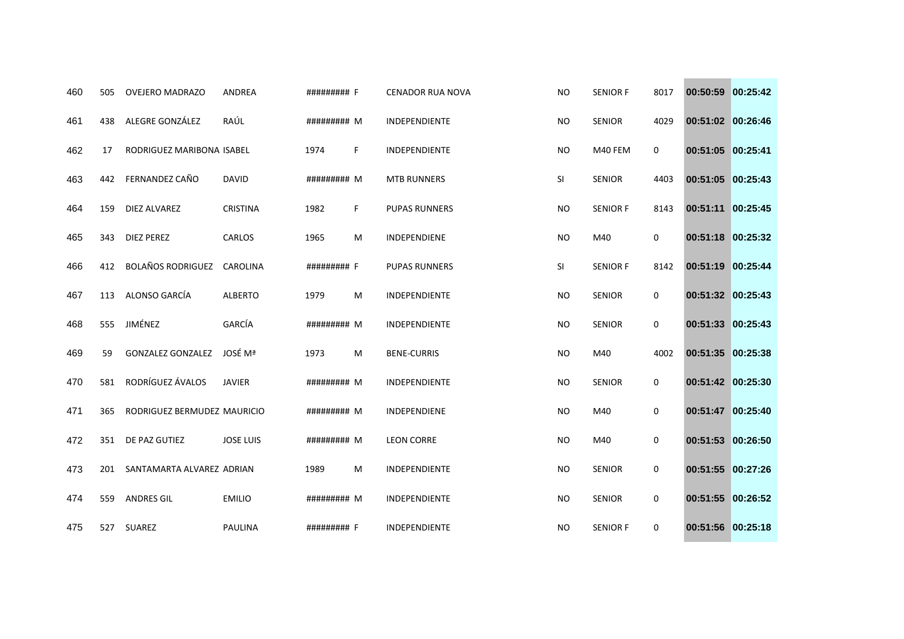| | | | | | | | | | | | |
|---|---|---|---|---|---|---|---|---|---|---|---|
| 460 | 505 | OVEJERO MADRAZO | ANDREA | ######### | F | CENADOR RUA NOVA | NO | SENIOR F | 8017 | 00:50:59 | 00:25:42 |
| 461 | 438 | ALEGRE GONZÁLEZ | RAÚL | ######### | M | INDEPENDIENTE | NO | SENIOR | 4029 | 00:51:02 | 00:26:46 |
| 462 | 17 | RODRIGUEZ MARIBONA | ISABEL | 1974 | F | INDEPENDIENTE | NO | M40 FEM | 0 | 00:51:05 | 00:25:41 |
| 463 | 442 | FERNANDEZ CAÑO | DAVID | ######### | M | MTB RUNNERS | SI | SENIOR | 4403 | 00:51:05 | 00:25:43 |
| 464 | 159 | DIEZ ALVAREZ | CRISTINA | 1982 | F | PUPAS RUNNERS | NO | SENIOR F | 8143 | 00:51:11 | 00:25:45 |
| 465 | 343 | DIEZ PEREZ | CARLOS | 1965 | M | INDEPENDIENE | NO | M40 | 0 | 00:51:18 | 00:25:32 |
| 466 | 412 | BOLAÑOS RODRIGUEZ | CAROLINA | ######### | F | PUPAS RUNNERS | SI | SENIOR F | 8142 | 00:51:19 | 00:25:44 |
| 467 | 113 | ALONSO GARCÍA | ALBERTO | 1979 | M | INDEPENDIENTE | NO | SENIOR | 0 | 00:51:32 | 00:25:43 |
| 468 | 555 | JIMÉNEZ | GARCÍA | ######### | M | INDEPENDIENTE | NO | SENIOR | 0 | 00:51:33 | 00:25:43 |
| 469 | 59 | GONZALEZ GONZALEZ | JOSÉ Mª | 1973 | M | BENE-CURRIS | NO | M40 | 4002 | 00:51:35 | 00:25:38 |
| 470 | 581 | RODRÍGUEZ ÁVALOS | JAVIER | ######### | M | INDEPENDIENTE | NO | SENIOR | 0 | 00:51:42 | 00:25:30 |
| 471 | 365 | RODRIGUEZ BERMUDEZ | MAURICIO | ######### | M | INDEPENDIENE | NO | M40 | 0 | 00:51:47 | 00:25:40 |
| 472 | 351 | DE PAZ GUTIEZ | JOSE LUIS | ######### | M | LEON CORRE | NO | M40 | 0 | 00:51:53 | 00:26:50 |
| 473 | 201 | SANTAMARTA ALVAREZ | ADRIAN | 1989 | M | INDEPENDIENTE | NO | SENIOR | 0 | 00:51:55 | 00:27:26 |
| 474 | 559 | ANDRES GIL | EMILIO | ######### | M | INDEPENDIENTE | NO | SENIOR | 0 | 00:51:55 | 00:26:52 |
| 475 | 527 | SUAREZ | PAULINA | ######### | F | INDEPENDIENTE | NO | SENIOR F | 0 | 00:51:56 | 00:25:18 |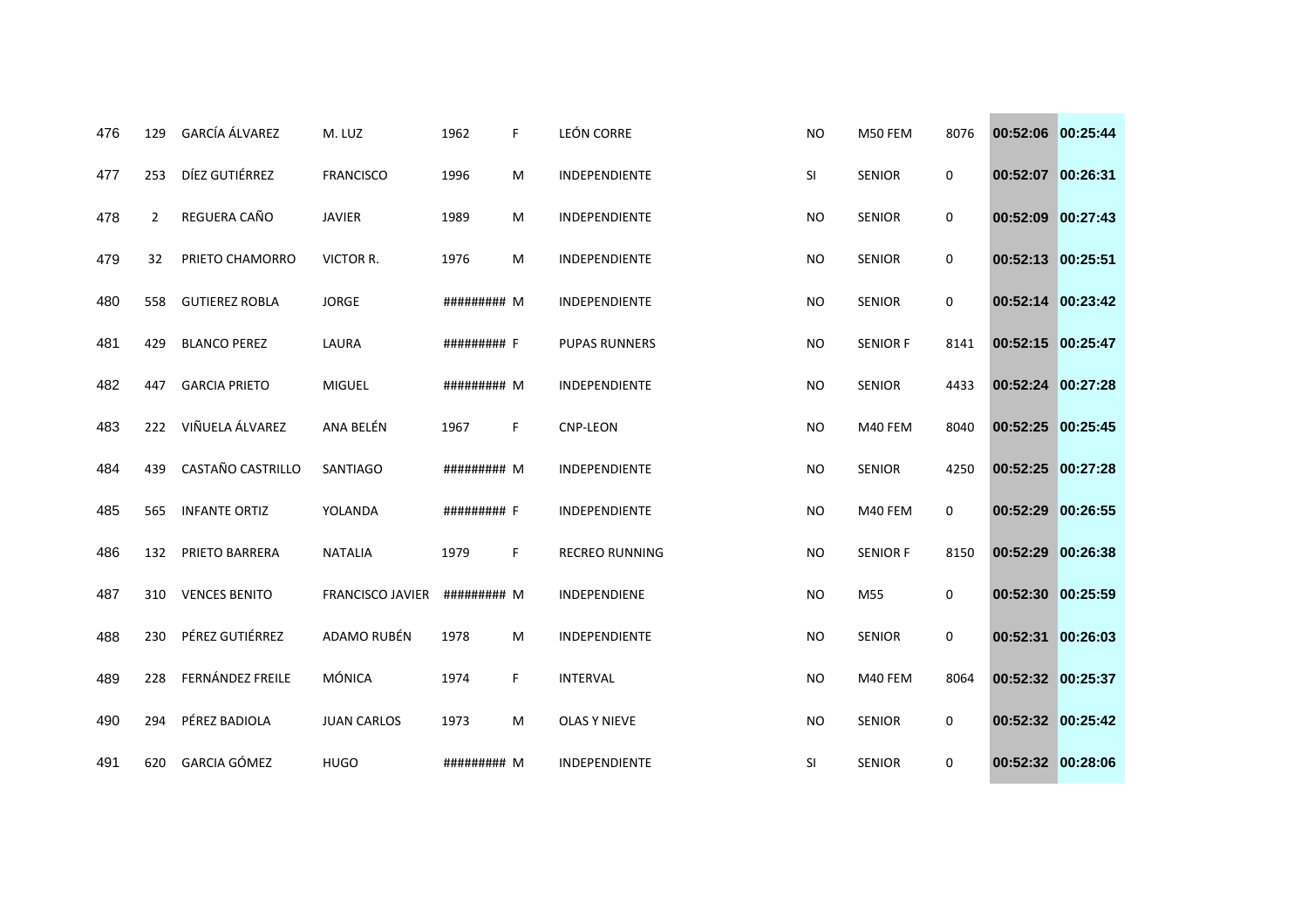| | | | | | | | | | | | |
|---|---|---|---|---|---|---|---|---|---|---|---|
| 476 | 129 | GARCÍA ÁLVAREZ | M. LUZ | 1962 | F | LEÓN CORRE | NO | M50 FEM | 8076 | 00:52:06 | 00:25:44 |
| 477 | 253 | DÍEZ GUTIÉRREZ | FRANCISCO | 1996 | M | INDEPENDIENTE | SI | SENIOR | 0 | 00:52:07 | 00:26:31 |
| 478 | 2 | REGUERA CAÑO | JAVIER | 1989 | M | INDEPENDIENTE | NO | SENIOR | 0 | 00:52:09 | 00:27:43 |
| 479 | 32 | PRIETO CHAMORRO | VICTOR R. | 1976 | M | INDEPENDIENTE | NO | SENIOR | 0 | 00:52:13 | 00:25:51 |
| 480 | 558 | GUTIERREZ ROBLA | JORGE | ######### | M | INDEPENDIENTE | NO | SENIOR | 0 | 00:52:14 | 00:23:42 |
| 481 | 429 | BLANCO PEREZ | LAURA | ######### | F | PUPAS RUNNERS | NO | SENIOR F | 8141 | 00:52:15 | 00:25:47 |
| 482 | 447 | GARCIA PRIETO | MIGUEL | ######### | M | INDEPENDIENTE | NO | SENIOR | 4433 | 00:52:24 | 00:27:28 |
| 483 | 222 | VIÑUELA ÁLVAREZ | ANA BELÉN | 1967 | F | CNP-LEON | NO | M40 FEM | 8040 | 00:52:25 | 00:25:45 |
| 484 | 439 | CASTAÑO CASTRILLO | SANTIAGO | ######### | M | INDEPENDIENTE | NO | SENIOR | 4250 | 00:52:25 | 00:27:28 |
| 485 | 565 | INFANTE ORTIZ | YOLANDA | ######### | F | INDEPENDIENTE | NO | M40 FEM | 0 | 00:52:29 | 00:26:55 |
| 486 | 132 | PRIETO BARRERA | NATALIA | 1979 | F | RECREO RUNNING | NO | SENIOR F | 8150 | 00:52:29 | 00:26:38 |
| 487 | 310 | VENCES BENITO | FRANCISCO JAVIER | ######### | M | INDEPENDIENE | NO | M55 | 0 | 00:52:30 | 00:25:59 |
| 488 | 230 | PÉREZ GUTIÉRREZ | ADAMO RUBÉN | 1978 | M | INDEPENDIENTE | NO | SENIOR | 0 | 00:52:31 | 00:26:03 |
| 489 | 228 | FERNÁNDEZ FREILE | MÓNICA | 1974 | F | INTERVAL | NO | M40 FEM | 8064 | 00:52:32 | 00:25:37 |
| 490 | 294 | PÉREZ BADIOLA | JUAN CARLOS | 1973 | M | OLAS Y NIEVE | NO | SENIOR | 0 | 00:52:32 | 00:25:42 |
| 491 | 620 | GARCIA GÓMEZ | HUGO | ######### | M | INDEPENDIENTE | SI | SENIOR | 0 | 00:52:32 | 00:28:06 |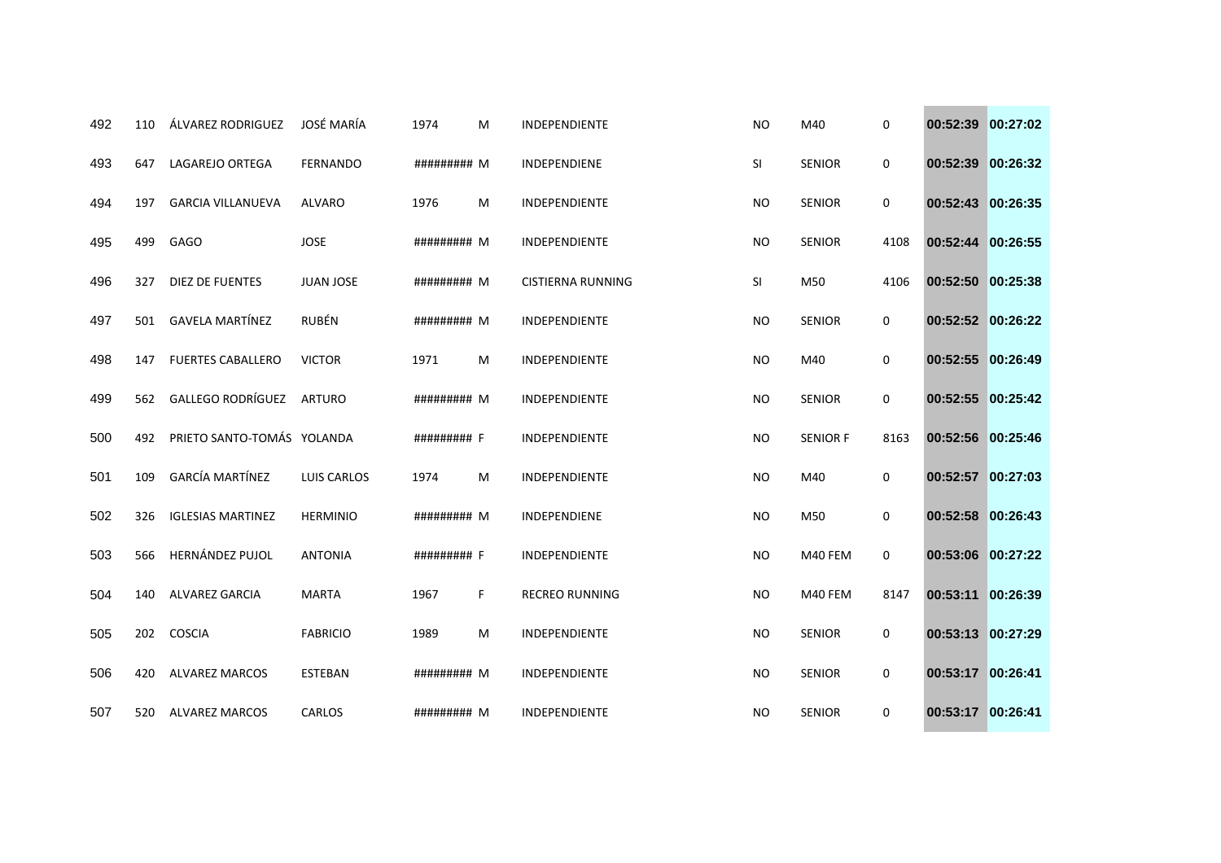| | | | | | | | | | | | | |
|---|---|---|---|---|---|---|---|---|---|---|---|---|
| 492 | 110 | ÁLVAREZ RODRIGUEZ | JOSÉ MARÍA | 1974 | M | INDEPENDIENTE | NO | M40 | 0 | 00:52:39 | 00:27:02 |
| 493 | 647 | LAGAREJO ORTEGA | FERNANDO | ######### | M | INDEPENDIENE | SI | SENIOR | 0 | 00:52:39 | 00:26:32 |
| 494 | 197 | GARCIA VILLANUEVA | ALVARO | 1976 | M | INDEPENDIENTE | NO | SENIOR | 0 | 00:52:43 | 00:26:35 |
| 495 | 499 | GAGO | JOSE | ######### | M | INDEPENDIENTE | NO | SENIOR | 4108 | 00:52:44 | 00:26:55 |
| 496 | 327 | DIEZ DE FUENTES | JUAN JOSE | ######### | M | CISTIERNA RUNNING | SI | M50 | 4106 | 00:52:50 | 00:25:38 |
| 497 | 501 | GAVELA MARTÍNEZ | RUBÉN | ######### | M | INDEPENDIENTE | NO | SENIOR | 0 | 00:52:52 | 00:26:22 |
| 498 | 147 | FUERTES CABALLERO | VICTOR | 1971 | M | INDEPENDIENTE | NO | M40 | 0 | 00:52:55 | 00:26:49 |
| 499 | 562 | GALLEGO RODRÍGUEZ | ARTURO | ######### | M | INDEPENDIENTE | NO | SENIOR | 0 | 00:52:55 | 00:25:42 |
| 500 | 492 | PRIETO SANTO-TOMÁS | YOLANDA | ######### | F | INDEPENDIENTE | NO | SENIOR F | 8163 | 00:52:56 | 00:25:46 |
| 501 | 109 | GARCÍA MARTÍNEZ | LUIS CARLOS | 1974 | M | INDEPENDIENTE | NO | M40 | 0 | 00:52:57 | 00:27:03 |
| 502 | 326 | IGLESIAS MARTINEZ | HERMINIO | ######### | M | INDEPENDIENE | NO | M50 | 0 | 00:52:58 | 00:26:43 |
| 503 | 566 | HERNÁNDEZ PUJOL | ANTONIA | ######### | F | INDEPENDIENTE | NO | M40 FEM | 0 | 00:53:06 | 00:27:22 |
| 504 | 140 | ALVAREZ GARCIA | MARTA | 1967 | F | RECREO RUNNING | NO | M40 FEM | 8147 | 00:53:11 | 00:26:39 |
| 505 | 202 | COSCIA | FABRICIO | 1989 | M | INDEPENDIENTE | NO | SENIOR | 0 | 00:53:13 | 00:27:29 |
| 506 | 420 | ALVAREZ MARCOS | ESTEBAN | ######### | M | INDEPENDIENTE | NO | SENIOR | 0 | 00:53:17 | 00:26:41 |
| 507 | 520 | ALVAREZ MARCOS | CARLOS | ######### | M | INDEPENDIENTE | NO | SENIOR | 0 | 00:53:17 | 00:26:41 |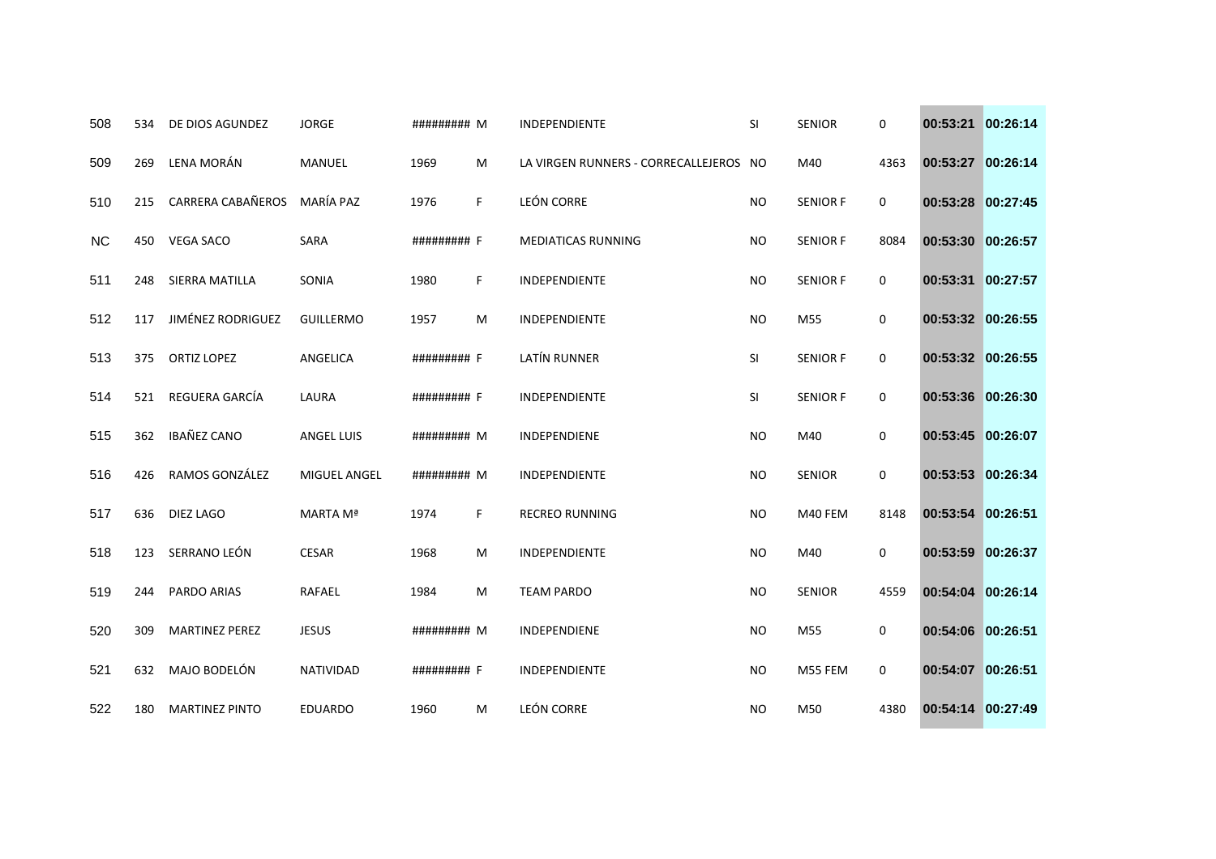| | | | | | | | | | | | |
|---|---|---|---|---|---|---|---|---|---|---|---|
| 508 | 534 | DE DIOS AGUNDEZ | JORGE | ######### | M | INDEPENDIENTE | SI | SENIOR | 0 | 00:53:21 | 00:26:14 |
| 509 | 269 | LENA MORÁN | MANUEL | 1969 | M | LA VIRGEN RUNNERS - CORRECALLEJEROS | NO | M40 | 4363 | 00:53:27 | 00:26:14 |
| 510 | 215 | CARRERA CABAÑEROS | MARÍA PAZ | 1976 | F | LEÓN CORRE | NO | SENIOR F | 0 | 00:53:28 | 00:27:45 |
| NC | 450 | VEGA SACO | SARA | ######### | F | MEDIATICAS RUNNING | NO | SENIOR F | 8084 | 00:53:30 | 00:26:57 |
| 511 | 248 | SIERRA MATILLA | SONIA | 1980 | F | INDEPENDIENTE | NO | SENIOR F | 0 | 00:53:31 | 00:27:57 |
| 512 | 117 | JIMÉNEZ RODRIGUEZ | GUILLERMO | 1957 | M | INDEPENDIENTE | NO | M55 | 0 | 00:53:32 | 00:26:55 |
| 513 | 375 | ORTIZ LOPEZ | ANGELICA | ######### | F | LATÍN RUNNER | SI | SENIOR F | 0 | 00:53:32 | 00:26:55 |
| 514 | 521 | REGUERA GARCÍA | LAURA | ######### | F | INDEPENDIENTE | SI | SENIOR F | 0 | 00:53:36 | 00:26:30 |
| 515 | 362 | IBAÑEZ CANO | ANGEL LUIS | ######### | M | INDEPENDIENE | NO | M40 | 0 | 00:53:45 | 00:26:07 |
| 516 | 426 | RAMOS GONZÁLEZ | MIGUEL ANGEL | ######### | M | INDEPENDIENTE | NO | SENIOR | 0 | 00:53:53 | 00:26:34 |
| 517 | 636 | DIEZ LAGO | MARTA Mª | 1974 | F | RECREO RUNNING | NO | M40 FEM | 8148 | 00:53:54 | 00:26:51 |
| 518 | 123 | SERRANO LEÓN | CESAR | 1968 | M | INDEPENDIENTE | NO | M40 | 0 | 00:53:59 | 00:26:37 |
| 519 | 244 | PARDO ARIAS | RAFAEL | 1984 | M | TEAM PARDO | NO | SENIOR | 4559 | 00:54:04 | 00:26:14 |
| 520 | 309 | MARTINEZ PEREZ | JESUS | ######### | M | INDEPENDIENE | NO | M55 | 0 | 00:54:06 | 00:26:51 |
| 521 | 632 | MAJO BODELÓN | NATIVIDAD | ######### | F | INDEPENDIENTE | NO | M55 FEM | 0 | 00:54:07 | 00:26:51 |
| 522 | 180 | MARTINEZ PINTO | EDUARDO | 1960 | M | LEÓN CORRE | NO | M50 | 4380 | 00:54:14 | 00:27:49 |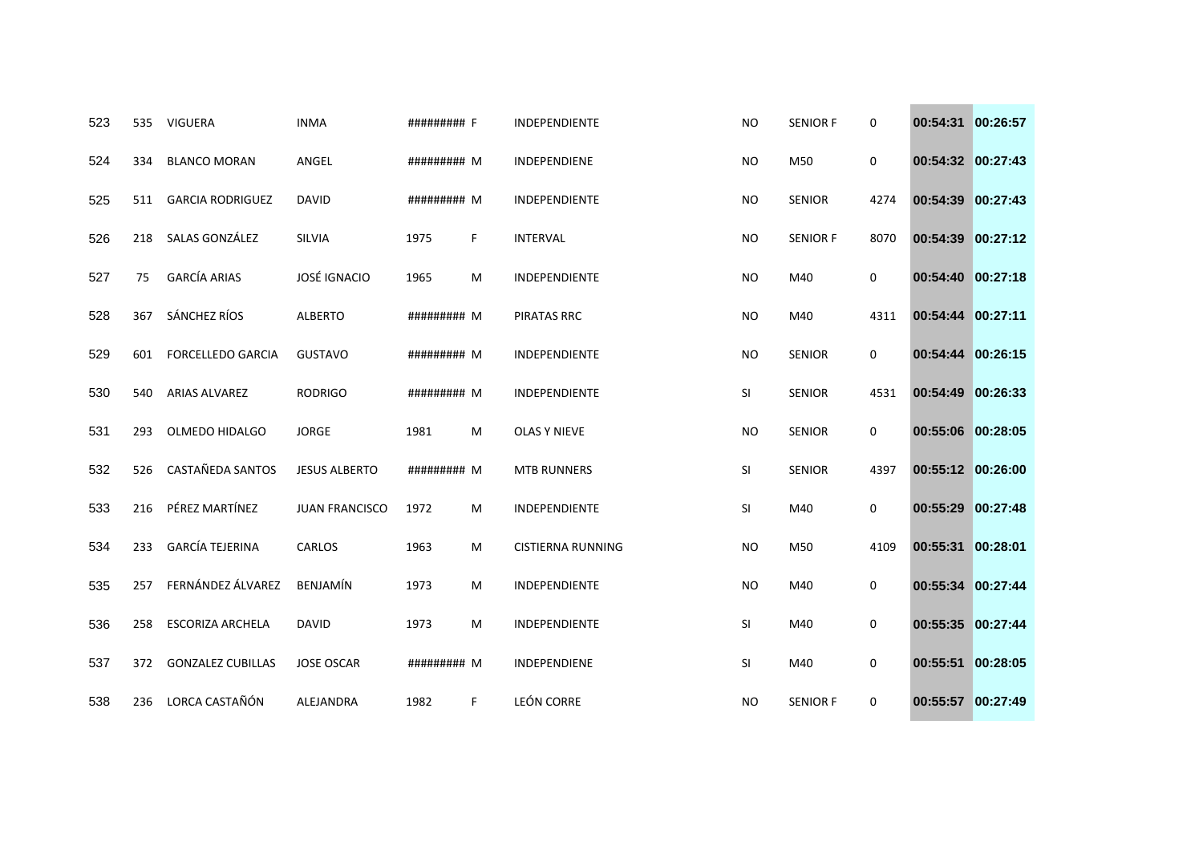| | | | | | | | | | | | |
|---|---|---|---|---|---|---|---|---|---|---|---|
| 523 | 535 | VIGUERA | INMA | ######### | F | INDEPENDIENTE | NO | SENIOR F | 0 | 00:54:31 | 00:26:57 |
| 524 | 334 | BLANCO MORAN | ANGEL | ######### | M | INDEPENDIENE | NO | M50 | 0 | 00:54:32 | 00:27:43 |
| 525 | 511 | GARCIA RODRIGUEZ | DAVID | ######### | M | INDEPENDIENTE | NO | SENIOR | 4274 | 00:54:39 | 00:27:43 |
| 526 | 218 | SALAS GONZÁLEZ | SILVIA | 1975 | F | INTERVAL | NO | SENIOR F | 8070 | 00:54:39 | 00:27:12 |
| 527 | 75 | GARCÍA ARIAS | JOSÉ IGNACIO | 1965 | M | INDEPENDIENTE | NO | M40 | 0 | 00:54:40 | 00:27:18 |
| 528 | 367 | SÁNCHEZ RÍOS | ALBERTO | ######### | M | PIRATAS RRC | NO | M40 | 4311 | 00:54:44 | 00:27:11 |
| 529 | 601 | FORCELLEDO GARCIA | GUSTAVO | ######### | M | INDEPENDIENTE | NO | SENIOR | 0 | 00:54:44 | 00:26:15 |
| 530 | 540 | ARIAS ALVAREZ | RODRIGO | ######### | M | INDEPENDIENTE | SI | SENIOR | 4531 | 00:54:49 | 00:26:33 |
| 531 | 293 | OLMEDO HIDALGO | JORGE | 1981 | M | OLAS Y NIEVE | NO | SENIOR | 0 | 00:55:06 | 00:28:05 |
| 532 | 526 | CASTAÑEDA SANTOS | JESUS ALBERTO | ######### | M | MTB RUNNERS | SI | SENIOR | 4397 | 00:55:12 | 00:26:00 |
| 533 | 216 | PÉREZ MARTÍNEZ | JUAN FRANCISCO | 1972 | M | INDEPENDIENTE | SI | M40 | 0 | 00:55:29 | 00:27:48 |
| 534 | 233 | GARCÍA TEJERINA | CARLOS | 1963 | M | CISTIERNA RUNNING | NO | M50 | 4109 | 00:55:31 | 00:28:01 |
| 535 | 257 | FERNÁNDEZ ÁLVAREZ | BENJAMÍN | 1973 | M | INDEPENDIENTE | NO | M40 | 0 | 00:55:34 | 00:27:44 |
| 536 | 258 | ESCORIZA ARCHELA | DAVID | 1973 | M | INDEPENDIENTE | SI | M40 | 0 | 00:55:35 | 00:27:44 |
| 537 | 372 | GONZALEZ CUBILLAS | JOSE OSCAR | ######### | M | INDEPENDIENE | SI | M40 | 0 | 00:55:51 | 00:28:05 |
| 538 | 236 | LORCA CASTAÑÓN | ALEJANDRA | 1982 | F | LEÓN CORRE | NO | SENIOR F | 0 | 00:55:57 | 00:27:49 |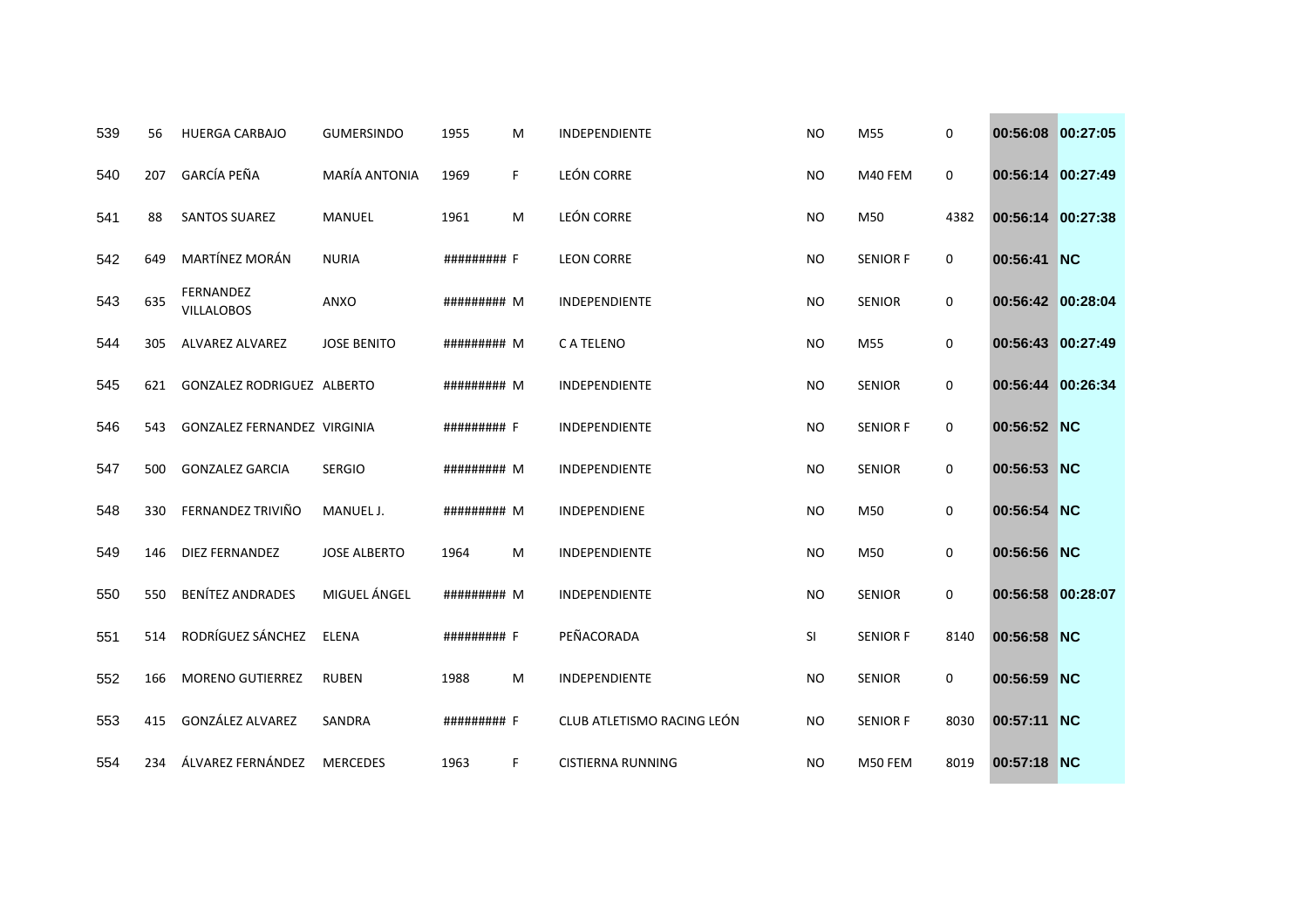| | | | | | | | | | | | |
|---|---|---|---|---|---|---|---|---|---|---|---|
| 539 | 56 | HUERGA CARBAJO | GUMERSINDO | 1955 | M | INDEPENDIENTE | NO | M55 | 0 | 00:56:08 | 00:27:05 |
| 540 | 207 | GARCÍA PEÑA | MARÍA ANTONIA | 1969 | F | LEÓN CORRE | NO | M40 FEM | 0 | 00:56:14 | 00:27:49 |
| 541 | 88 | SANTOS SUAREZ | MANUEL | 1961 | M | LEÓN CORRE | NO | M50 | 4382 | 00:56:14 | 00:27:38 |
| 542 | 649 | MARTÍNEZ MORÁN | NURIA | ######### | F | LEON CORRE | NO | SENIOR F | 0 | 00:56:41 | NC |
| 543 | 635 | FERNANDEZ VILLALOBOS | ANXO | ######### | M | INDEPENDIENTE | NO | SENIOR | 0 | 00:56:42 | 00:28:04 |
| 544 | 305 | ALVAREZ ALVAREZ | JOSE BENITO | ######### | M | C A TELENO | NO | M55 | 0 | 00:56:43 | 00:27:49 |
| 545 | 621 | GONZALEZ RODRIGUEZ | ALBERTO | ######### | M | INDEPENDIENTE | NO | SENIOR | 0 | 00:56:44 | 00:26:34 |
| 546 | 543 | GONZALEZ FERNANDEZ | VIRGINIA | ######### | F | INDEPENDIENTE | NO | SENIOR F | 0 | 00:56:52 | NC |
| 547 | 500 | GONZALEZ GARCIA | SERGIO | ######### | M | INDEPENDIENTE | NO | SENIOR | 0 | 00:56:53 | NC |
| 548 | 330 | FERNANDEZ TRIVIÑO | MANUEL J. | ######### | M | INDEPENDIENE | NO | M50 | 0 | 00:56:54 | NC |
| 549 | 146 | DIEZ FERNANDEZ | JOSE ALBERTO | 1964 | M | INDEPENDIENTE | NO | M50 | 0 | 00:56:56 | NC |
| 550 | 550 | BENÍTEZ ANDRADES | MIGUEL ÁNGEL | ######### | M | INDEPENDIENTE | NO | SENIOR | 0 | 00:56:58 | 00:28:07 |
| 551 | 514 | RODRÍGUEZ SÁNCHEZ | ELENA | ######### | F | PEÑACORADA | SI | SENIOR F | 8140 | 00:56:58 | NC |
| 552 | 166 | MORENO GUTIERREZ | RUBEN | 1988 | M | INDEPENDIENTE | NO | SENIOR | 0 | 00:56:59 | NC |
| 553 | 415 | GONZÁLEZ ALVAREZ | SANDRA | ######### | F | CLUB ATLETISMO RACING LEÓN | NO | SENIOR F | 8030 | 00:57:11 | NC |
| 554 | 234 | ÁLVAREZ FERNÁNDEZ | MERCEDES | 1963 | F | CISTIERNA RUNNING | NO | M50 FEM | 8019 | 00:57:18 | NC |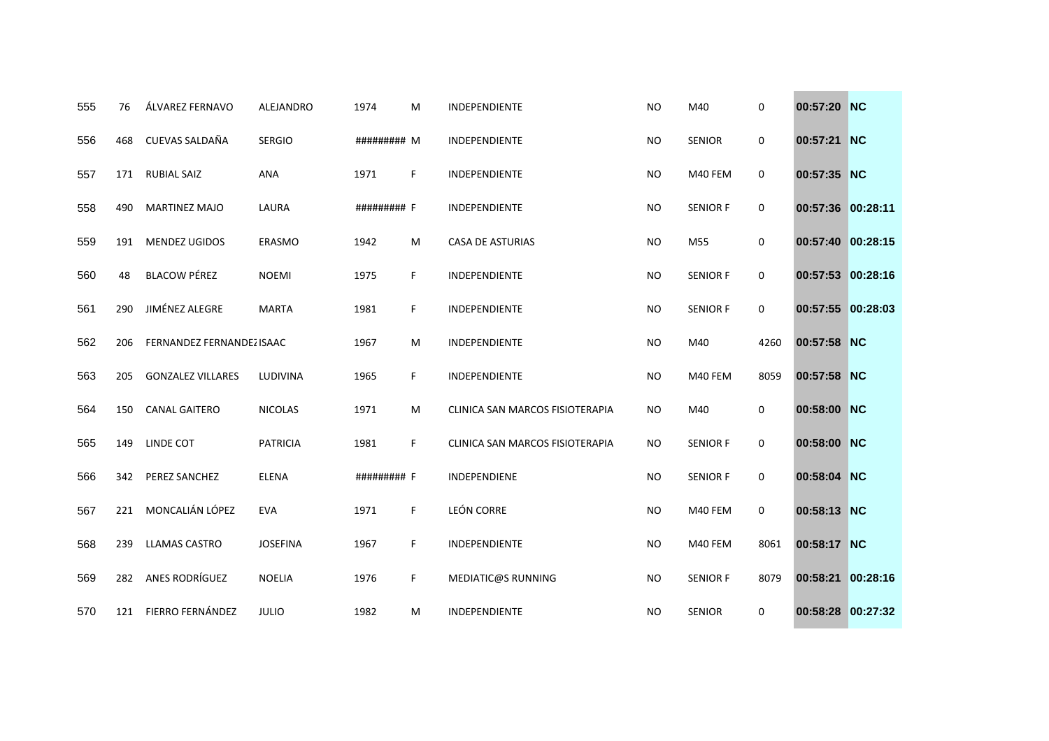| | | | | | | | | | | | |
|---|---|---|---|---|---|---|---|---|---|---|---|
| 555 | 76 | ÁLVAREZ FERNAVO | ALEJANDRO | 1974 | M | INDEPENDIENTE | NO | M40 | 0 | 00:57:20 | NC |
| 556 | 468 | CUEVAS SALDAÑA | SERGIO | ######### | M | INDEPENDIENTE | NO | SENIOR | 0 | 00:57:21 | NC |
| 557 | 171 | RUBIAL SAIZ | ANA | 1971 | F | INDEPENDIENTE | NO | M40 FEM | 0 | 00:57:35 | NC |
| 558 | 490 | MARTINEZ MAJO | LAURA | ######### | F | INDEPENDIENTE | NO | SENIOR F | 0 | 00:57:36 | 00:28:11 |
| 559 | 191 | MENDEZ UGIDOS | ERASMO | 1942 | M | CASA DE ASTURIAS | NO | M55 | 0 | 00:57:40 | 00:28:15 |
| 560 | 48 | BLACOW PÉREZ | NOEMI | 1975 | F | INDEPENDIENTE | NO | SENIOR F | 0 | 00:57:53 | 00:28:16 |
| 561 | 290 | JIMÉNEZ ALEGRE | MARTA | 1981 | F | INDEPENDIENTE | NO | SENIOR F | 0 | 00:57:55 | 00:28:03 |
| 562 | 206 | FERNANDEZ FERNANDEZ | ISAAC | 1967 | M | INDEPENDIENTE | NO | M40 | 4260 | 00:57:58 | NC |
| 563 | 205 | GONZALEZ VILLARES | LUDIVINA | 1965 | F | INDEPENDIENTE | NO | M40 FEM | 8059 | 00:57:58 | NC |
| 564 | 150 | CANAL GAITERO | NICOLAS | 1971 | M | CLINICA SAN MARCOS FISIOTERAPIA | NO | M40 | 0 | 00:58:00 | NC |
| 565 | 149 | LINDE COT | PATRICIA | 1981 | F | CLINICA SAN MARCOS FISIOTERAPIA | NO | SENIOR F | 0 | 00:58:00 | NC |
| 566 | 342 | PEREZ SANCHEZ | ELENA | ######### | F | INDEPENDIENE | NO | SENIOR F | 0 | 00:58:04 | NC |
| 567 | 221 | MONCALIÁN LÓPEZ | EVA | 1971 | F | LEÓN CORRE | NO | M40 FEM | 0 | 00:58:13 | NC |
| 568 | 239 | LLAMAS CASTRO | JOSEFINA | 1967 | F | INDEPENDIENTE | NO | M40 FEM | 8061 | 00:58:17 | NC |
| 569 | 282 | ANES RODRÍGUEZ | NOELIA | 1976 | F | MEDIATIC@S RUNNING | NO | SENIOR F | 8079 | 00:58:21 | 00:28:16 |
| 570 | 121 | FIERRO FERNÁNDEZ | JULIO | 1982 | M | INDEPENDIENTE | NO | SENIOR | 0 | 00:58:28 | 00:27:32 |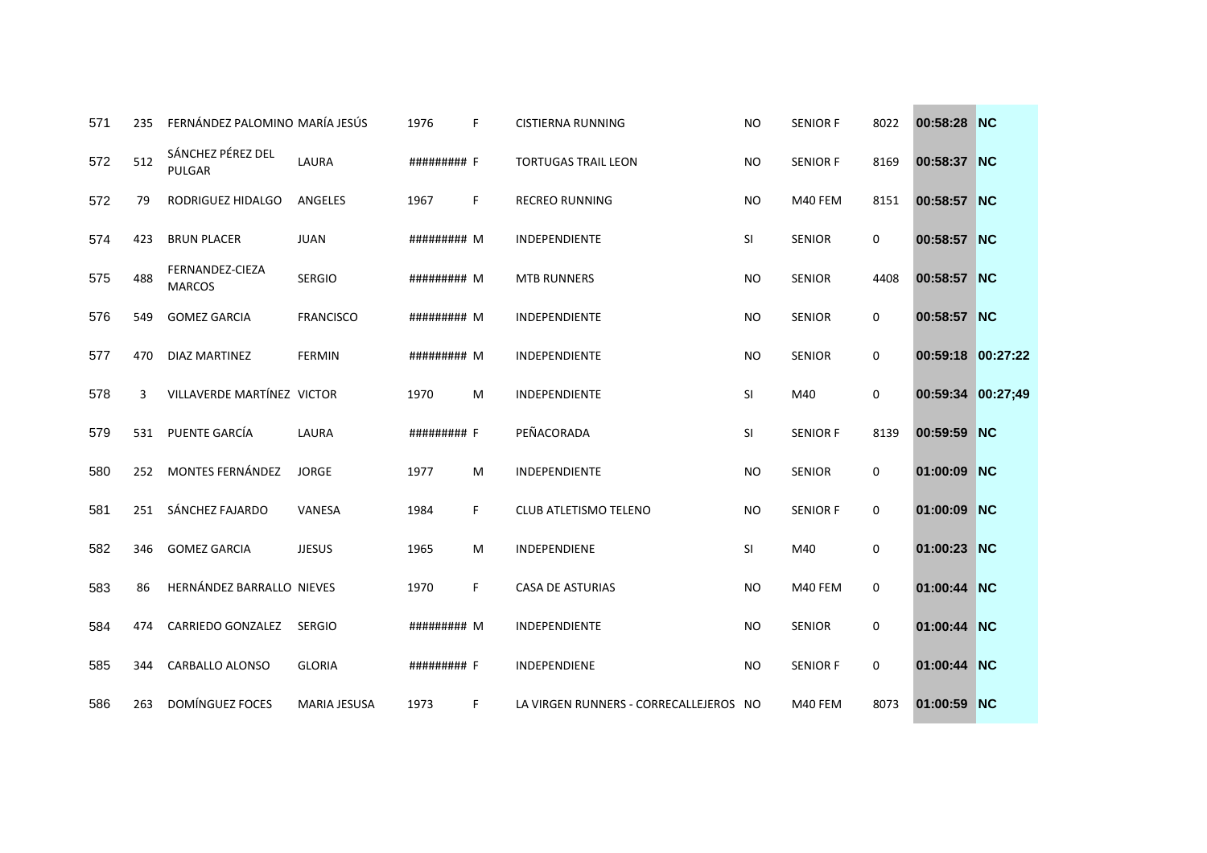| | | | | | | | | | | | |
|---|---|---|---|---|---|---|---|---|---|---|---|
| 571 | 235 | FERNÁNDEZ PALOMINO | MARÍA JESÚS | 1976 | F | CISTIERNA RUNNING | NO | SENIOR F | 8022 | 00:58:28 | NC |
| 572 | 512 | SÁNCHEZ PÉREZ DEL PULGAR | LAURA | ######### | F | TORTUGAS TRAIL LEON | NO | SENIOR F | 8169 | 00:58:37 | NC |
| 572 | 79 | RODRIGUEZ HIDALGO | ANGELES | 1967 | F | RECREO RUNNING | NO | M40 FEM | 8151 | 00:58:57 | NC |
| 574 | 423 | BRUN PLACER | JUAN | ######### | M | INDEPENDIENTE | SI | SENIOR | 0 | 00:58:57 | NC |
| 575 | 488 | FERNANDEZ-CIEZA MARCOS | SERGIO | ######### | M | MTB RUNNERS | NO | SENIOR | 4408 | 00:58:57 | NC |
| 576 | 549 | GOMEZ GARCIA | FRANCISCO | ######### | M | INDEPENDIENTE | NO | SENIOR | 0 | 00:58:57 | NC |
| 577 | 470 | DIAZ MARTINEZ | FERMIN | ######### | M | INDEPENDIENTE | NO | SENIOR | 0 | 00:59:18 | 00:27:22 |
| 578 | 3 | VILLAVERDE MARTÍNEZ | VICTOR | 1970 | M | INDEPENDIENTE | SI | M40 | 0 | 00:59:34 | 00:27;49 |
| 579 | 531 | PUENTE GARCÍA | LAURA | ######### | F | PEÑACORADA | SI | SENIOR F | 8139 | 00:59:59 | NC |
| 580 | 252 | MONTES FERNÁNDEZ | JORGE | 1977 | M | INDEPENDIENTE | NO | SENIOR | 0 | 01:00:09 | NC |
| 581 | 251 | SÁNCHEZ FAJARDO | VANESA | 1984 | F | CLUB ATLETISMO TELENO | NO | SENIOR F | 0 | 01:00:09 | NC |
| 582 | 346 | GOMEZ GARCIA | JJESUS | 1965 | M | INDEPENDIENE | SI | M40 | 0 | 01:00:23 | NC |
| 583 | 86 | HERNÁNDEZ BARRALLO | NIEVES | 1970 | F | CASA DE ASTURIAS | NO | M40 FEM | 0 | 01:00:44 | NC |
| 584 | 474 | CARRIEDO GONZALEZ | SERGIO | ######### | M | INDEPENDIENTE | NO | SENIOR | 0 | 01:00:44 | NC |
| 585 | 344 | CARBALLO ALONSO | GLORIA | ######### | F | INDEPENDIENE | NO | SENIOR F | 0 | 01:00:44 | NC |
| 586 | 263 | DOMÍNGUEZ FOCES | MARIA JESUSA | 1973 | F | LA VIRGEN RUNNERS - CORRECALLEJEROS | NO | M40 FEM | 8073 | 01:00:59 | NC |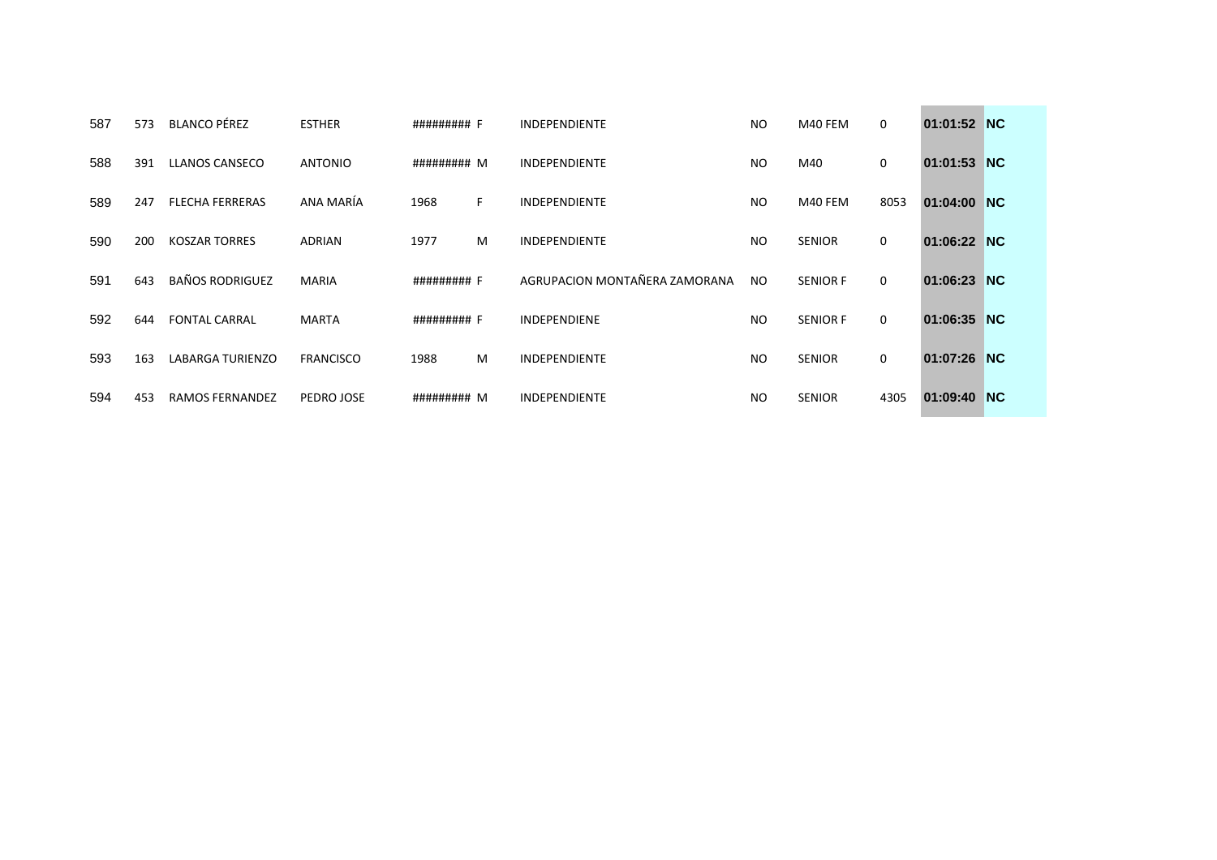| | | | | | | | | | | | |
|---|---|---|---|---|---|---|---|---|---|---|---|
| 587 | 573 | BLANCO PÉREZ | ESTHER | ######### | F | INDEPENDIENTE | NO | M40 FEM | 0 | 01:01:52 | NC |
| 588 | 391 | LLANOS CANSECO | ANTONIO | ######### | M | INDEPENDIENTE | NO | M40 | 0 | 01:01:53 | NC |
| 589 | 247 | FLECHA FERRERAS | ANA MARÍA | 1968 | F | INDEPENDIENTE | NO | M40 FEM | 8053 | 01:04:00 | NC |
| 590 | 200 | KOSZAR TORRES | ADRIAN | 1977 | M | INDEPENDIENTE | NO | SENIOR | 0 | 01:06:22 | NC |
| 591 | 643 | BAÑOS RODRIGUEZ | MARIA | ######### | F | AGRUPACION MONTAÑERA ZAMORANA | NO | SENIOR F | 0 | 01:06:23 | NC |
| 592 | 644 | FONTAL CARRAL | MARTA | ######### | F | INDEPENDIENE | NO | SENIOR F | 0 | 01:06:35 | NC |
| 593 | 163 | LABARGA TURIENZO | FRANCISCO | 1988 | M | INDEPENDIENTE | NO | SENIOR | 0 | 01:07:26 | NC |
| 594 | 453 | RAMOS FERNANDEZ | PEDRO JOSE | ######### | M | INDEPENDIENTE | NO | SENIOR | 4305 | 01:09:40 | NC |